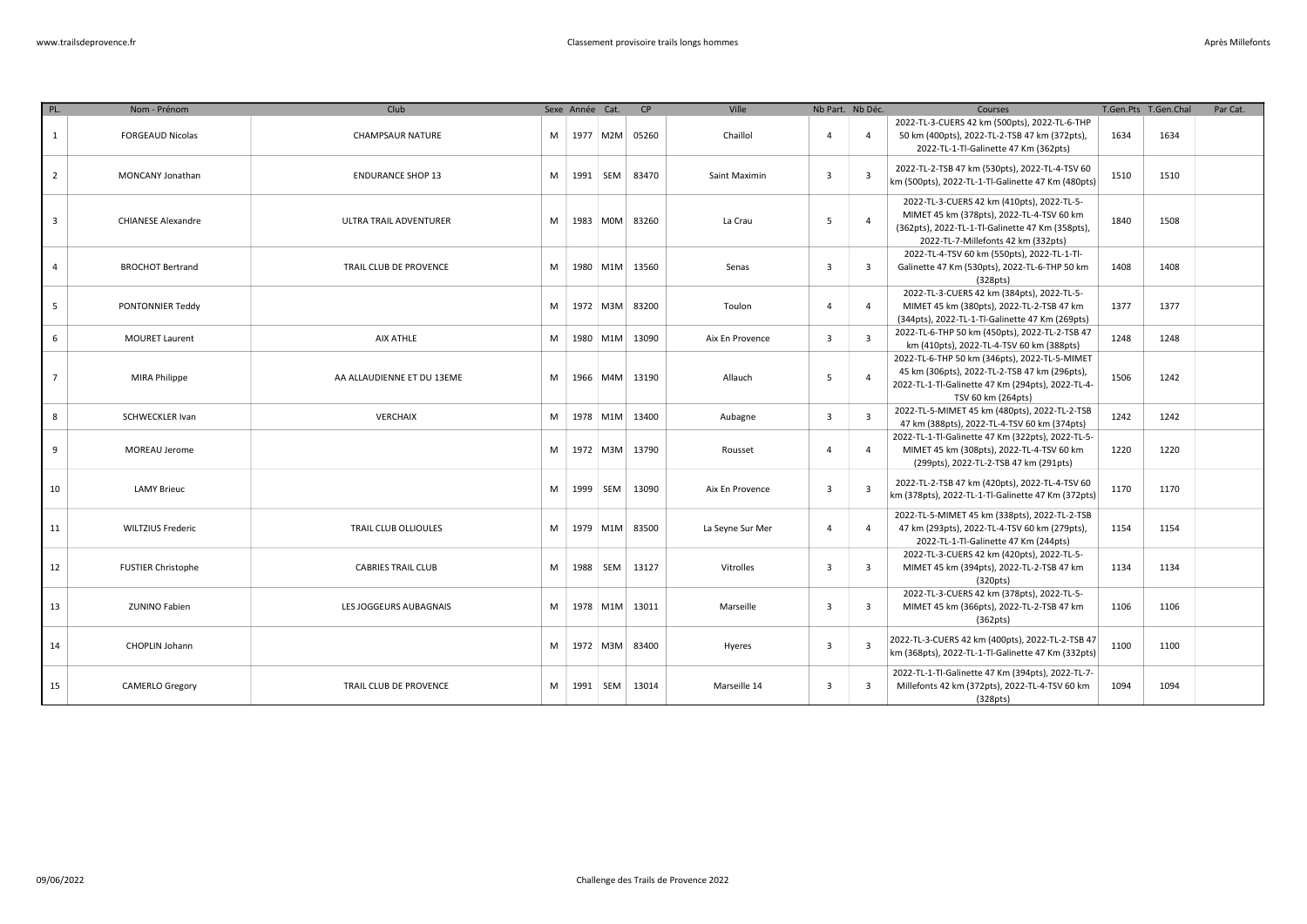| PL. | Nom - Prénom | Club | Sexe | Année | Cat. | CP | Ville | Nb Part. | Nb Déc. | Courses | T.Gen.Pts | T.Gen.Chal | Par Cat. |
|---|---|---|---|---|---|---|---|---|---|---|---|---|---|
| 1 | FORGEAUD Nicolas | CHAMPSAUR NATURE | M | 1977 | M2M | 05260 | Chaillol | 4 | 4 | 2022-TL-3-CUERS 42 km (500pts), 2022-TL-6-THP 50 km (400pts), 2022-TL-2-TSB 47 km (372pts), 2022-TL-1-Tl-Galinette 47 Km (362pts) | 1634 | 1634 | |
| 2 | MONCANY Jonathan | ENDURANCE SHOP 13 | M | 1991 | SEM | 83470 | Saint Maximin | 3 | 3 | 2022-TL-2-TSB 47 km (530pts), 2022-TL-4-TSV 60 km (500pts), 2022-TL-1-Tl-Galinette 47 Km (480pts) | 1510 | 1510 | |
| 3 | CHIANESE Alexandre | ULTRA TRAIL ADVENTURER | M | 1983 | M0M | 83260 | La Crau | 5 | 4 | 2022-TL-3-CUERS 42 km (410pts), 2022-TL-5-MIMET 45 km (378pts), 2022-TL-4-TSV 60 km (362pts), 2022-TL-1-Tl-Galinette 47 Km (358pts), 2022-TL-7-Millefonts 42 km (332pts) | 1840 | 1508 | |
| 4 | BROCHOT Bertrand | TRAIL CLUB DE PROVENCE | M | 1980 | M1M | 13560 | Senas | 3 | 3 | 2022-TL-4-TSV 60 km (550pts), 2022-TL-1-Tl-Galinette 47 Km (530pts), 2022-TL-6-THP 50 km (328pts) | 1408 | 1408 | |
| 5 | PONTONNIER Teddy | | M | 1972 | M3M | 83200 | Toulon | 4 | 4 | 2022-TL-3-CUERS 42 km (384pts), 2022-TL-5-MIMET 45 km (380pts), 2022-TL-2-TSB 47 km (344pts), 2022-TL-1-Tl-Galinette 47 Km (269pts) | 1377 | 1377 | |
| 6 | MOURET Laurent | AIX ATHLE | M | 1980 | M1M | 13090 | Aix En Provence | 3 | 3 | 2022-TL-6-THP 50 km (450pts), 2022-TL-2-TSB 47 km (410pts), 2022-TL-4-TSV 60 km (388pts) | 1248 | 1248 | |
| 7 | MIRA Philippe | AA ALLAUDIENNE ET DU 13EME | M | 1966 | M4M | 13190 | Allauch | 5 | 4 | 2022-TL-6-THP 50 km (346pts), 2022-TL-5-MIMET 45 km (306pts), 2022-TL-2-TSB 47 km (296pts), 2022-TL-1-Tl-Galinette 47 Km (294pts), 2022-TL-4-TSV 60 km (264pts) | 1506 | 1242 | |
| 8 | SCHWECKLER Ivan | VERCHAIX | M | 1978 | M1M | 13400 | Aubagne | 3 | 3 | 2022-TL-5-MIMET 45 km (480pts), 2022-TL-2-TSB 47 km (388pts), 2022-TL-4-TSV 60 km (374pts) | 1242 | 1242 | |
| 9 | MOREAU Jerome | | M | 1972 | M3M | 13790 | Rousset | 4 | 4 | 2022-TL-1-Tl-Galinette 47 Km (322pts), 2022-TL-5-MIMET 45 km (308pts), 2022-TL-4-TSV 60 km (299pts), 2022-TL-2-TSB 47 km (291pts) | 1220 | 1220 | |
| 10 | LAMY Brieuc | | M | 1999 | SEM | 13090 | Aix En Provence | 3 | 3 | 2022-TL-2-TSB 47 km (420pts), 2022-TL-4-TSV 60 km (378pts), 2022-TL-1-Tl-Galinette 47 Km (372pts) | 1170 | 1170 | |
| 11 | WILTZIUS Frederic | TRAIL CLUB OLLIOULES | M | 1979 | M1M | 83500 | La Seyne Sur Mer | 4 | 4 | 2022-TL-5-MIMET 45 km (338pts), 2022-TL-2-TSB 47 km (293pts), 2022-TL-4-TSV 60 km (279pts), 2022-TL-1-Tl-Galinette 47 Km (244pts) | 1154 | 1154 | |
| 12 | FUSTIER Christophe | CABRIES TRAIL CLUB | M | 1988 | SEM | 13127 | Vitrolles | 3 | 3 | 2022-TL-3-CUERS 42 km (420pts), 2022-TL-5-MIMET 45 km (394pts), 2022-TL-2-TSB 47 km (320pts) | 1134 | 1134 | |
| 13 | ZUNINO Fabien | LES JOGGEURS AUBAGNAIS | M | 1978 | M1M | 13011 | Marseille | 3 | 3 | 2022-TL-3-CUERS 42 km (378pts), 2022-TL-5-MIMET 45 km (366pts), 2022-TL-2-TSB 47 km (362pts) | 1106 | 1106 | |
| 14 | CHOPLIN Johann | | M | 1972 | M3M | 83400 | Hyeres | 3 | 3 | 2022-TL-3-CUERS 42 km (400pts), 2022-TL-2-TSB 47 km (368pts), 2022-TL-1-Tl-Galinette 47 Km (332pts) | 1100 | 1100 | |
| 15 | CAMERLO Gregory | TRAIL CLUB DE PROVENCE | M | 1991 | SEM | 13014 | Marseille 14 | 3 | 3 | 2022-TL-1-Tl-Galinette 47 Km (394pts), 2022-TL-7-Millefonts 42 km (372pts), 2022-TL-4-TSV 60 km (328pts) | 1094 | 1094 | |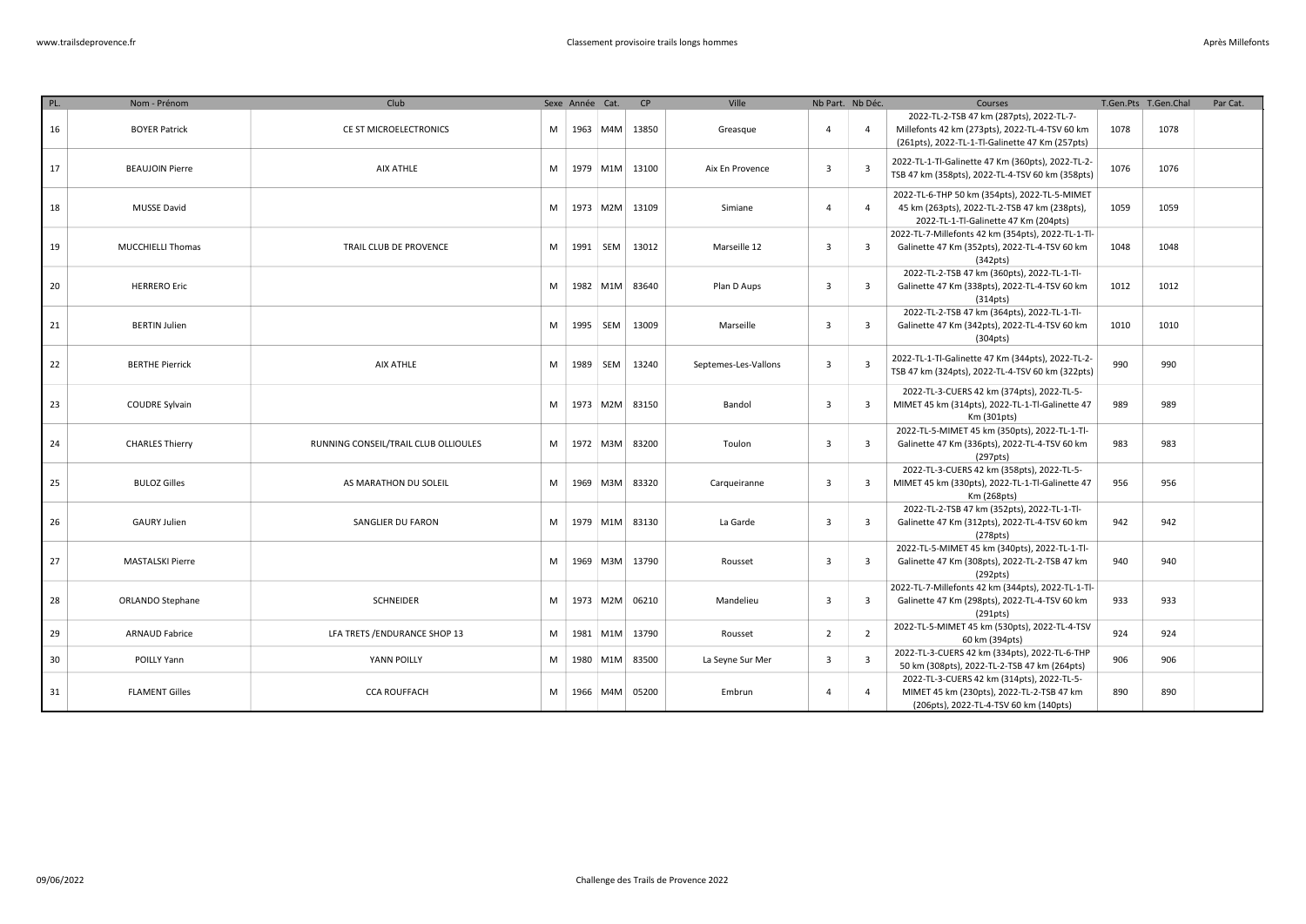| PL. | Nom - Prénom | Club | Sexe | Année | Cat. | CP | Ville | Nb Part. | Nb Déc. | Courses | T.Gen.Pts | T.Gen.Chal | Par Cat. |
|---|---|---|---|---|---|---|---|---|---|---|---|---|---|
| 16 | BOYER Patrick | CE ST MICROELECTRONICS | M | 1963 | M4M | 13850 | Greasque | 4 | 4 | 2022-TL-2-TSB 47 km (287pts), 2022-TL-7-Millefonts 42 km (273pts), 2022-TL-4-TSV 60 km (261pts), 2022-TL-1-Tl-Galinette 47 Km (257pts) | 1078 | 1078 | |
| 17 | BEAUJOIN Pierre | AIX ATHLE | M | 1979 | M1M | 13100 | Aix En Provence | 3 | 3 | 2022-TL-1-Tl-Galinette 47 Km (360pts), 2022-TL-2-TSB 47 km (358pts), 2022-TL-4-TSV 60 km (358pts) | 1076 | 1076 | |
| 18 | MUSSE David | | M | 1973 | M2M | 13109 | Simiane | 4 | 4 | 2022-TL-6-THP 50 km (354pts), 2022-TL-5-MIMET 45 km (263pts), 2022-TL-2-TSB 47 km (238pts), 2022-TL-1-Tl-Galinette 47 Km (204pts) | 1059 | 1059 | |
| 19 | MUCCHIELLI Thomas | TRAIL CLUB DE PROVENCE | M | 1991 | SEM | 13012 | Marseille 12 | 3 | 3 | 2022-TL-7-Millefonts 42 km (354pts), 2022-TL-1-Tl-Galinette 47 Km (352pts), 2022-TL-4-TSV 60 km (342pts) | 1048 | 1048 | |
| 20 | HERRERO Eric | | M | 1982 | M1M | 83640 | Plan D Aups | 3 | 3 | 2022-TL-2-TSB 47 km (360pts), 2022-TL-1-Tl-Galinette 47 Km (338pts), 2022-TL-4-TSV 60 km (314pts) | 1012 | 1012 | |
| 21 | BERTIN Julien | | M | 1995 | SEM | 13009 | Marseille | 3 | 3 | 2022-TL-2-TSB 47 km (364pts), 2022-TL-1-Tl-Galinette 47 Km (342pts), 2022-TL-4-TSV 60 km (304pts) | 1010 | 1010 | |
| 22 | BERTHE Pierrick | AIX ATHLE | M | 1989 | SEM | 13240 | Septemes-Les-Vallons | 3 | 3 | 2022-TL-1-Tl-Galinette 47 Km (344pts), 2022-TL-2-TSB 47 km (324pts), 2022-TL-4-TSV 60 km (322pts) | 990 | 990 | |
| 23 | COUDRE Sylvain | | M | 1973 | M2M | 83150 | Bandol | 3 | 3 | 2022-TL-3-CUERS 42 km (374pts), 2022-TL-5-MIMET 45 km (314pts), 2022-TL-1-Tl-Galinette 47 Km (301pts) | 989 | 989 | |
| 24 | CHARLES Thierry | RUNNING CONSEIL/TRAIL CLUB OLLIOULES | M | 1972 | M3M | 83200 | Toulon | 3 | 3 | 2022-TL-5-MIMET 45 km (350pts), 2022-TL-1-Tl-Galinette 47 Km (336pts), 2022-TL-4-TSV 60 km (297pts) | 983 | 983 | |
| 25 | BULOZ Gilles | AS MARATHON DU SOLEIL | M | 1969 | M3M | 83320 | Carqueiranne | 3 | 3 | 2022-TL-3-CUERS 42 km (358pts), 2022-TL-5-MIMET 45 km (330pts), 2022-TL-1-Tl-Galinette 47 Km (268pts) | 956 | 956 | |
| 26 | GAURY Julien | SANGLIER DU FARON | M | 1979 | M1M | 83130 | La Garde | 3 | 3 | 2022-TL-2-TSB 47 km (352pts), 2022-TL-1-Tl-Galinette 47 Km (312pts), 2022-TL-4-TSV 60 km (278pts) | 942 | 942 | |
| 27 | MASTALSKI Pierre | | M | 1969 | M3M | 13790 | Rousset | 3 | 3 | 2022-TL-5-MIMET 45 km (340pts), 2022-TL-1-Tl-Galinette 47 Km (308pts), 2022-TL-2-TSB 47 km (292pts) | 940 | 940 | |
| 28 | ORLANDO Stephane | SCHNEIDER | M | 1973 | M2M | 06210 | Mandelieu | 3 | 3 | 2022-TL-7-Millefonts 42 km (344pts), 2022-TL-1-Tl-Galinette 47 Km (298pts), 2022-TL-4-TSV 60 km (291pts) | 933 | 933 | |
| 29 | ARNAUD Fabrice | LFA TRETS /ENDURANCE SHOP 13 | M | 1981 | M1M | 13790 | Rousset | 2 | 2 | 2022-TL-5-MIMET 45 km (530pts), 2022-TL-4-TSV 60 km (394pts) | 924 | 924 | |
| 30 | POILLY Yann | YANN POILLY | M | 1980 | M1M | 83500 | La Seyne Sur Mer | 3 | 3 | 2022-TL-3-CUERS 42 km (334pts), 2022-TL-6-THP 50 km (308pts), 2022-TL-2-TSB 47 km (264pts) | 906 | 906 | |
| 31 | FLAMENT Gilles | CCA ROUFFACH | M | 1966 | M4M | 05200 | Embrun | 4 | 4 | 2022-TL-3-CUERS 42 km (314pts), 2022-TL-5-MIMET 45 km (230pts), 2022-TL-2-TSB 47 km (206pts), 2022-TL-4-TSV 60 km (140pts) | 890 | 890 | |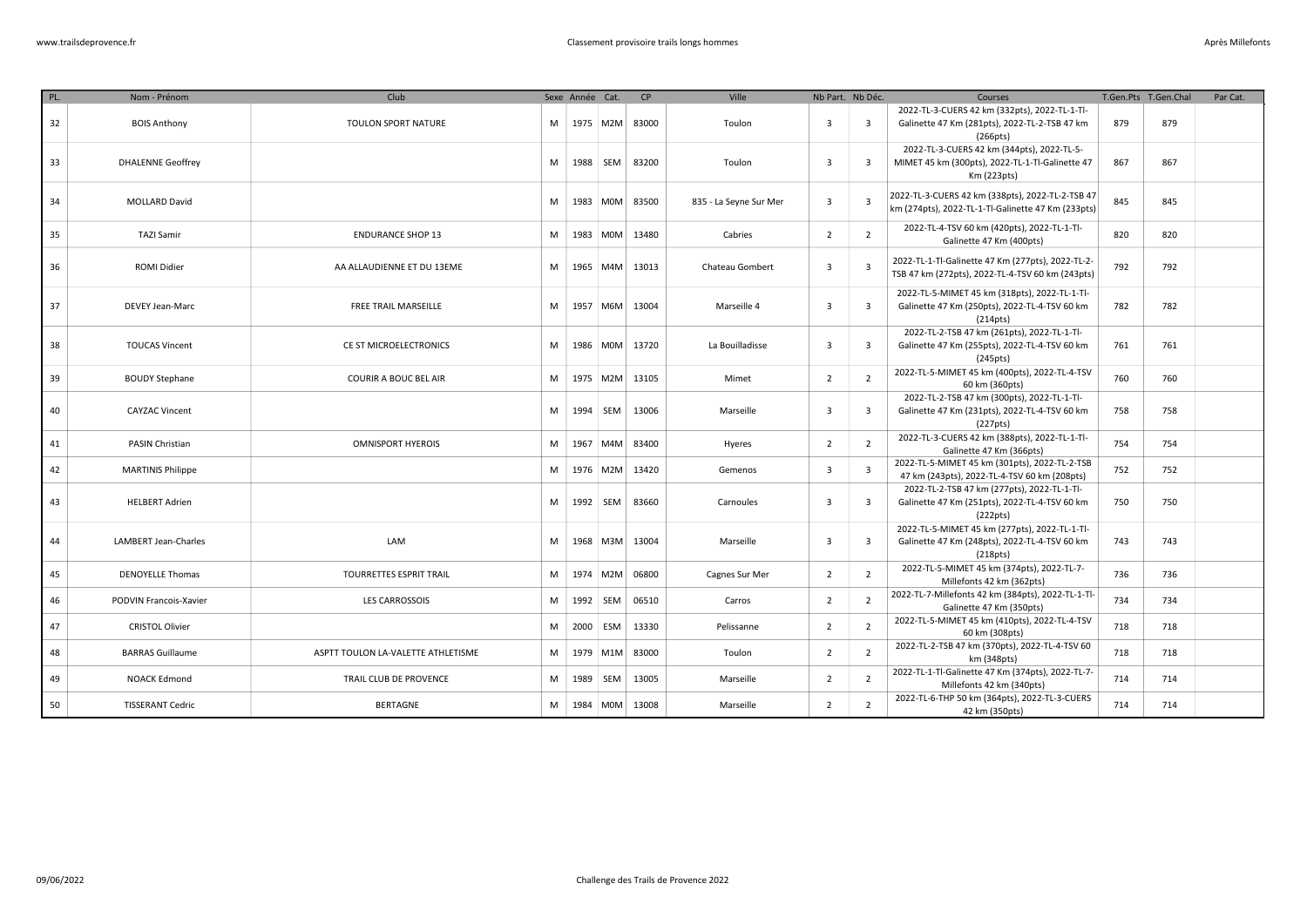| PL. | Nom - Prénom | Club | Sexe | Année | Cat. | CP | Ville | Nb Part. | Nb Déc. | Courses | T.Gen.Pts | T.Gen.Chal | Par Cat. |
|---|---|---|---|---|---|---|---|---|---|---|---|---|---|
| 32 | BOIS Anthony | TOULON SPORT NATURE | M | 1975 | M2M | 83000 | Toulon | 3 | 3 | 2022-TL-3-CUERS 42 km (332pts), 2022-TL-1-Tl-Galinette 47 Km (281pts), 2022-TL-2-TSB 47 km (266pts) | 879 | 879 | |
| 33 | DHALENNE Geoffrey | | M | 1988 | SEM | 83200 | Toulon | 3 | 3 | 2022-TL-3-CUERS 42 km (344pts), 2022-TL-5-MIMET 45 km (300pts), 2022-TL-1-Tl-Galinette 47 Km (223pts) | 867 | 867 | |
| 34 | MOLLARD David | | M | 1983 | M0M | 83500 | 835 - La Seyne Sur Mer | 3 | 3 | 2022-TL-3-CUERS 42 km (338pts), 2022-TL-2-TSB 47 km (274pts), 2022-TL-1-Tl-Galinette 47 Km (233pts) | 845 | 845 | |
| 35 | TAZI Samir | ENDURANCE SHOP 13 | M | 1983 | M0M | 13480 | Cabries | 2 | 2 | 2022-TL-4-TSV 60 km (420pts), 2022-TL-1-Tl-Galinette 47 Km (400pts) | 820 | 820 | |
| 36 | ROMI Didier | AA ALLAUDIENNE ET DU 13EME | M | 1965 | M4M | 13013 | Chateau Gombert | 3 | 3 | 2022-TL-1-Tl-Galinette 47 Km (277pts), 2022-TL-2-TSB 47 km (272pts), 2022-TL-4-TSV 60 km (243pts) | 792 | 792 | |
| 37 | DEVEY Jean-Marc | FREE TRAIL MARSEILLE | M | 1957 | M6M | 13004 | Marseille 4 | 3 | 3 | 2022-TL-5-MIMET 45 km (318pts), 2022-TL-1-Tl-Galinette 47 Km (250pts), 2022-TL-4-TSV 60 km (214pts) | 782 | 782 | |
| 38 | TOUCAS Vincent | CE ST MICROELECTRONICS | M | 1986 | M0M | 13720 | La Bouilladisse | 3 | 3 | 2022-TL-2-TSB 47 km (261pts), 2022-TL-1-Tl-Galinette 47 Km (255pts), 2022-TL-4-TSV 60 km (245pts) | 761 | 761 | |
| 39 | BOUDY Stephane | COURIR A BOUC BEL AIR | M | 1975 | M2M | 13105 | Mimet | 2 | 2 | 2022-TL-5-MIMET 45 km (400pts), 2022-TL-4-TSV 60 km (360pts) | 760 | 760 | |
| 40 | CAYZAC Vincent | | M | 1994 | SEM | 13006 | Marseille | 3 | 3 | 2022-TL-2-TSB 47 km (300pts), 2022-TL-1-Tl-Galinette 47 Km (231pts), 2022-TL-4-TSV 60 km (227pts) | 758 | 758 | |
| 41 | PASIN Christian | OMNISPORT HYEROIS | M | 1967 | M4M | 83400 | Hyeres | 2 | 2 | 2022-TL-3-CUERS 42 km (388pts), 2022-TL-1-Tl-Galinette 47 Km (366pts) | 754 | 754 | |
| 42 | MARTINIS Philippe | | M | 1976 | M2M | 13420 | Gemenos | 3 | 3 | 2022-TL-5-MIMET 45 km (301pts), 2022-TL-2-TSB 47 km (243pts), 2022-TL-4-TSV 60 km (208pts) | 752 | 752 | |
| 43 | HELBERT Adrien | | M | 1992 | SEM | 83660 | Carnoules | 3 | 3 | 2022-TL-2-TSB 47 km (277pts), 2022-TL-1-Tl-Galinette 47 Km (251pts), 2022-TL-4-TSV 60 km (222pts) | 750 | 750 | |
| 44 | LAMBERT Jean-Charles | LAM | M | 1968 | M3M | 13004 | Marseille | 3 | 3 | 2022-TL-5-MIMET 45 km (277pts), 2022-TL-1-Tl-Galinette 47 Km (248pts), 2022-TL-4-TSV 60 km (218pts) | 743 | 743 | |
| 45 | DENOYELLE Thomas | TOURRETTES ESPRIT TRAIL | M | 1974 | M2M | 06800 | Cagnes Sur Mer | 2 | 2 | 2022-TL-5-MIMET 45 km (374pts), 2022-TL-7-Millefonts 42 km (362pts) | 736 | 736 | |
| 46 | PODVIN Francois-Xavier | LES CARROSSOIS | M | 1992 | SEM | 06510 | Carros | 2 | 2 | 2022-TL-7-Millefonts 42 km (384pts), 2022-TL-1-Tl-Galinette 47 Km (350pts) | 734 | 734 | |
| 47 | CRISTOL Olivier | | M | 2000 | ESM | 13330 | Pelissanne | 2 | 2 | 2022-TL-5-MIMET 45 km (410pts), 2022-TL-4-TSV 60 km (308pts) | 718 | 718 | |
| 48 | BARRAS Guillaume | ASPTT TOULON LA-VALETTE ATHLETISME | M | 1979 | M1M | 83000 | Toulon | 2 | 2 | 2022-TL-2-TSB 47 km (370pts), 2022-TL-4-TSV 60 km (348pts) | 718 | 718 | |
| 49 | NOACK Edmond | TRAIL CLUB DE PROVENCE | M | 1989 | SEM | 13005 | Marseille | 2 | 2 | 2022-TL-1-Tl-Galinette 47 Km (374pts), 2022-TL-7-Millefonts 42 km (340pts) | 714 | 714 | |
| 50 | TISSERANT Cedric | BERTAGNE | M | 1984 | M0M | 13008 | Marseille | 2 | 2 | 2022-TL-6-THP 50 km (364pts), 2022-TL-3-CUERS 42 km (350pts) | 714 | 714 | |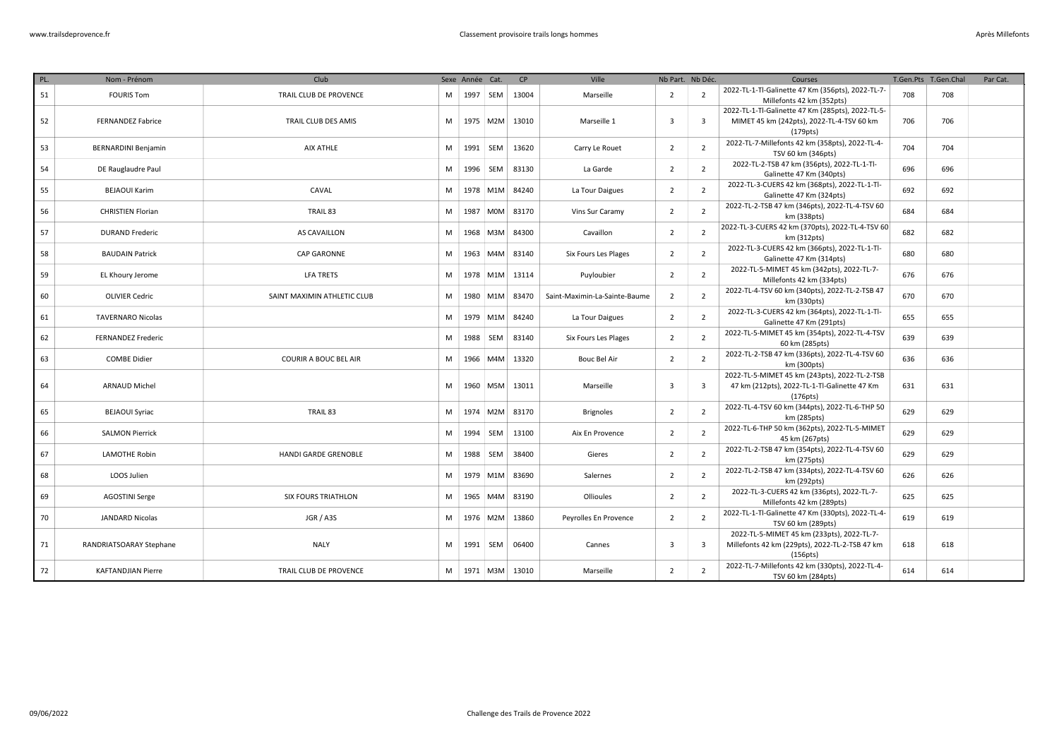| PL. | Nom - Prénom | Club | Sexe | Année | Cat. | CP | Ville | Nb Part. | Nb Déc. | Courses | T.Gen.Pts | T.Gen.Chal | Par Cat. |
|---|---|---|---|---|---|---|---|---|---|---|---|---|---|
| 51 | FOURIS Tom | TRAIL CLUB DE PROVENCE | M | 1997 | SEM | 13004 | Marseille | 2 | 2 | 2022-TL-1-Tl-Galinette 47 Km (356pts), 2022-TL-7-Millefonts 42 km (352pts) | 708 | 708 | |
| 52 | FERNANDEZ Fabrice | TRAIL CLUB DES AMIS | M | 1975 | M2M | 13010 | Marseille 1 | 3 | 3 | 2022-TL-1-Tl-Galinette 47 Km (285pts), 2022-TL-5-MIMET 45 km (242pts), 2022-TL-4-TSV 60 km (179pts) | 706 | 706 | |
| 53 | BERNARDINI Benjamin | AIX ATHLE | M | 1991 | SEM | 13620 | Carry Le Rouet | 2 | 2 | 2022-TL-7-Millefonts 42 km (358pts), 2022-TL-4-TSV 60 km (346pts) | 704 | 704 | |
| 54 | DE Rauglaudre Paul | | M | 1996 | SEM | 83130 | La Garde | 2 | 2 | 2022-TL-2-TSB 47 km (356pts), 2022-TL-1-Tl-Galinette 47 Km (340pts) | 696 | 696 | |
| 55 | BEJAOUI Karim | CAVAL | M | 1978 | M1M | 84240 | La Tour Daigues | 2 | 2 | 2022-TL-3-CUERS 42 km (368pts), 2022-TL-1-Tl-Galinette 47 Km (324pts) | 692 | 692 | |
| 56 | CHRISTIEN Florian | TRAIL 83 | M | 1987 | M0M | 83170 | Vins Sur Caramy | 2 | 2 | 2022-TL-2-TSB 47 km (346pts), 2022-TL-4-TSV 60 km (338pts) | 684 | 684 | |
| 57 | DURAND Frederic | AS CAVAILLON | M | 1968 | M3M | 84300 | Cavaillon | 2 | 2 | 2022-TL-3-CUERS 42 km (370pts), 2022-TL-4-TSV 60 km (312pts) | 682 | 682 | |
| 58 | BAUDAIN Patrick | CAP GARONNE | M | 1963 | M4M | 83140 | Six Fours Les Plages | 2 | 2 | 2022-TL-3-CUERS 42 km (366pts), 2022-TL-1-Tl-Galinette 47 Km (314pts) | 680 | 680 | |
| 59 | EL Khoury Jerome | LFA TRETS | M | 1978 | M1M | 13114 | Puyloubier | 2 | 2 | 2022-TL-5-MIMET 45 km (342pts), 2022-TL-7-Millefonts 42 km (334pts) | 676 | 676 | |
| 60 | OLIVIER Cedric | SAINT MAXIMIN ATHLETIC CLUB | M | 1980 | M1M | 83470 | Saint-Maximin-La-Sainte-Baume | 2 | 2 | 2022-TL-4-TSV 60 km (340pts), 2022-TL-2-TSB 47 km (330pts) | 670 | 670 | |
| 61 | TAVERNARO Nicolas | | M | 1979 | M1M | 84240 | La Tour Daigues | 2 | 2 | 2022-TL-3-CUERS 42 km (364pts), 2022-TL-1-Tl-Galinette 47 Km (291pts) | 655 | 655 | |
| 62 | FERNANDEZ Frederic | | M | 1988 | SEM | 83140 | Six Fours Les Plages | 2 | 2 | 2022-TL-5-MIMET 45 km (354pts), 2022-TL-4-TSV 60 km (285pts) | 639 | 639 | |
| 63 | COMBE Didier | COURIR A BOUC BEL AIR | M | 1966 | M4M | 13320 | Bouc Bel Air | 2 | 2 | 2022-TL-2-TSB 47 km (336pts), 2022-TL-4-TSV 60 km (300pts) | 636 | 636 | |
| 64 | ARNAUD Michel | | M | 1960 | M5M | 13011 | Marseille | 3 | 3 | 2022-TL-5-MIMET 45 km (243pts), 2022-TL-2-TSB 47 km (212pts), 2022-TL-1-Tl-Galinette 47 Km (176pts) | 631 | 631 | |
| 65 | BEJAOUI Syriac | TRAIL 83 | M | 1974 | M2M | 83170 | Brignoles | 2 | 2 | 2022-TL-4-TSV 60 km (344pts), 2022-TL-6-THP 50 km (285pts) | 629 | 629 | |
| 66 | SALMON Pierrick | | M | 1994 | SEM | 13100 | Aix En Provence | 2 | 2 | 2022-TL-6-THP 50 km (362pts), 2022-TL-5-MIMET 45 km (267pts) | 629 | 629 | |
| 67 | LAMOTHE Robin | HANDI GARDE GRENOBLE | M | 1988 | SEM | 38400 | Gieres | 2 | 2 | 2022-TL-2-TSB 47 km (354pts), 2022-TL-4-TSV 60 km (275pts) | 629 | 629 | |
| 68 | LOOS Julien | | M | 1979 | M1M | 83690 | Salernes | 2 | 2 | 2022-TL-2-TSB 47 km (334pts), 2022-TL-4-TSV 60 km (292pts) | 626 | 626 | |
| 69 | AGOSTINI Serge | SIX FOURS TRIATHLON | M | 1965 | M4M | 83190 | Ollioules | 2 | 2 | 2022-TL-3-CUERS 42 km (336pts), 2022-TL-7-Millefonts 42 km (289pts) | 625 | 625 | |
| 70 | JANDARD Nicolas | JGR / A3S | M | 1976 | M2M | 13860 | Peyrolles En Provence | 2 | 2 | 2022-TL-1-Tl-Galinette 47 Km (330pts), 2022-TL-4-TSV 60 km (289pts) | 619 | 619 | |
| 71 | RANDRIATSOARAY Stephane | NALY | M | 1991 | SEM | 06400 | Cannes | 3 | 3 | 2022-TL-5-MIMET 45 km (233pts), 2022-TL-7-Millefonts 42 km (229pts), 2022-TL-2-TSB 47 km (156pts) | 618 | 618 | |
| 72 | KAFTANDJIAN Pierre | TRAIL CLUB DE PROVENCE | M | 1971 | M3M | 13010 | Marseille | 2 | 2 | 2022-TL-7-Millefonts 42 km (330pts), 2022-TL-4-TSV 60 km (284pts) | 614 | 614 | |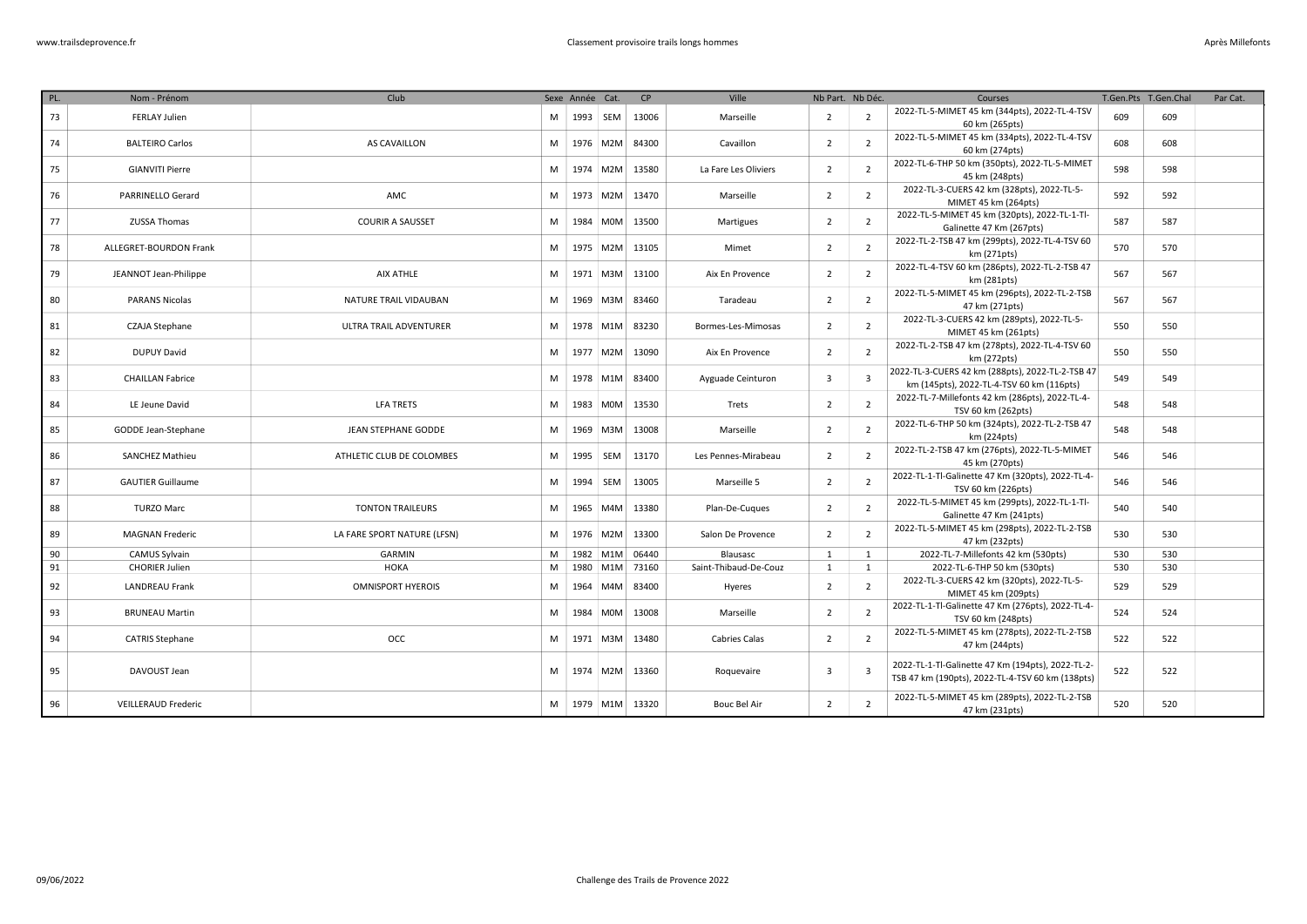| PL. | Nom - Prénom | Club | Sexe | Année | Cat. | CP | Ville | Nb Part. | Nb Déc. | Courses | T.Gen.Pts | T.Gen.Chal | Par Cat. |
|---|---|---|---|---|---|---|---|---|---|---|---|---|---|
| 73 | FERLAY Julien | | M | 1993 | SEM | 13006 | Marseille | 2 | 2 | 2022-TL-5-MIMET 45 km (344pts), 2022-TL-4-TSV 60 km (265pts) | 609 | 609 | |
| 74 | BALTEIRO Carlos | AS CAVAILLON | M | 1976 | M2M | 84300 | Cavaillon | 2 | 2 | 2022-TL-5-MIMET 45 km (334pts), 2022-TL-4-TSV 60 km (274pts) | 608 | 608 | |
| 75 | GIANVITI Pierre | | M | 1974 | M2M | 13580 | La Fare Les Oliviers | 2 | 2 | 2022-TL-6-THP 50 km (350pts), 2022-TL-5-MIMET 45 km (248pts) | 598 | 598 | |
| 76 | PARRINELLO Gerard | AMC | M | 1973 | M2M | 13470 | Marseille | 2 | 2 | 2022-TL-3-CUERS 42 km (328pts), 2022-TL-5-MIMET 45 km (264pts) | 592 | 592 | |
| 77 | ZUSSA Thomas | COURIR A SAUSSET | M | 1984 | M0M | 13500 | Martigues | 2 | 2 | 2022-TL-5-MIMET 45 km (320pts), 2022-TL-1-Tl-Galinette 47 Km (267pts) | 587 | 587 | |
| 78 | ALLEGRET-BOURDON Frank | | M | 1975 | M2M | 13105 | Mimet | 2 | 2 | 2022-TL-2-TSB 47 km (299pts), 2022-TL-4-TSV 60 km (271pts) | 570 | 570 | |
| 79 | JEANNOT Jean-Philippe | AIX ATHLE | M | 1971 | M3M | 13100 | Aix En Provence | 2 | 2 | 2022-TL-4-TSV 60 km (286pts), 2022-TL-2-TSB 47 km (281pts) | 567 | 567 | |
| 80 | PARANS Nicolas | NATURE TRAIL VIDAUBAN | M | 1969 | M3M | 83460 | Taradeau | 2 | 2 | 2022-TL-5-MIMET 45 km (296pts), 2022-TL-2-TSB 47 km (271pts) | 567 | 567 | |
| 81 | CZAJA Stephane | ULTRA TRAIL ADVENTURER | M | 1978 | M1M | 83230 | Bormes-Les-Mimosas | 2 | 2 | 2022-TL-3-CUERS 42 km (289pts), 2022-TL-5-MIMET 45 km (261pts) | 550 | 550 | |
| 82 | DUPUY David | | M | 1977 | M2M | 13090 | Aix En Provence | 2 | 2 | 2022-TL-2-TSB 47 km (278pts), 2022-TL-4-TSV 60 km (272pts) | 550 | 550 | |
| 83 | CHAILLAN Fabrice | | M | 1978 | M1M | 83400 | Ayguade Ceinturon | 3 | 3 | 2022-TL-3-CUERS 42 km (288pts), 2022-TL-2-TSB 47 km (145pts), 2022-TL-4-TSV 60 km (116pts) | 549 | 549 | |
| 84 | LE Jeune David | LFA TRETS | M | 1983 | M0M | 13530 | Trets | 2 | 2 | 2022-TL-7-Millefonts 42 km (286pts), 2022-TL-4-TSV 60 km (262pts) | 548 | 548 | |
| 85 | GODDE Jean-Stephane | JEAN STEPHANE GODDE | M | 1969 | M3M | 13008 | Marseille | 2 | 2 | 2022-TL-6-THP 50 km (324pts), 2022-TL-2-TSB 47 km (224pts) | 548 | 548 | |
| 86 | SANCHEZ Mathieu | ATHLETIC CLUB DE COLOMBES | M | 1995 | SEM | 13170 | Les Pennes-Mirabeau | 2 | 2 | 2022-TL-2-TSB 47 km (276pts), 2022-TL-5-MIMET 45 km (270pts) | 546 | 546 | |
| 87 | GAUTIER Guillaume | | M | 1994 | SEM | 13005 | Marseille 5 | 2 | 2 | 2022-TL-1-Tl-Galinette 47 Km (320pts), 2022-TL-4-TSV 60 km (226pts) | 546 | 546 | |
| 88 | TURZO Marc | TONTON TRAILEURS | M | 1965 | M4M | 13380 | Plan-De-Cuques | 2 | 2 | 2022-TL-5-MIMET 45 km (299pts), 2022-TL-1-Tl-Galinette 47 Km (241pts) | 540 | 540 | |
| 89 | MAGNAN Frederic | LA FARE SPORT NATURE (LFSN) | M | 1976 | M2M | 13300 | Salon De Provence | 2 | 2 | 2022-TL-5-MIMET 45 km (298pts), 2022-TL-2-TSB 47 km (232pts) | 530 | 530 | |
| 90 | CAMUS Sylvain | GARMIN | M | 1982 | M1M | 06440 | Blausasc | 1 | 1 | 2022-TL-7-Millefonts 42 km (530pts) | 530 | 530 | |
| 91 | CHORIER Julien | HOKA | M | 1980 | M1M | 73160 | Saint-Thibaud-De-Couz | 1 | 1 | 2022-TL-6-THP 50 km (530pts) | 530 | 530 | |
| 92 | LANDREAU Frank | OMNISPORT HYEROIS | M | 1964 | M4M | 83400 | Hyeres | 2 | 2 | 2022-TL-3-CUERS 42 km (320pts), 2022-TL-5-MIMET 45 km (209pts) | 529 | 529 | |
| 93 | BRUNEAU Martin | | M | 1984 | M0M | 13008 | Marseille | 2 | 2 | 2022-TL-1-Tl-Galinette 47 Km (276pts), 2022-TL-4-TSV 60 km (248pts) | 524 | 524 | |
| 94 | CATRIS Stephane | OCC | M | 1971 | M3M | 13480 | Cabries Calas | 2 | 2 | 2022-TL-5-MIMET 45 km (278pts), 2022-TL-2-TSB 47 km (244pts) | 522 | 522 | |
| 95 | DAVOUST Jean | | M | 1974 | M2M | 13360 | Roquevaire | 3 | 3 | 2022-TL-1-Tl-Galinette 47 Km (194pts), 2022-TL-2-TSB 47 km (190pts), 2022-TL-4-TSV 60 km (138pts) | 522 | 522 | |
| 96 | VEILLERAUD Frederic | | M | 1979 | M1M | 13320 | Bouc Bel Air | 2 | 2 | 2022-TL-5-MIMET 45 km (289pts), 2022-TL-2-TSB 47 km (231pts) | 520 | 520 | |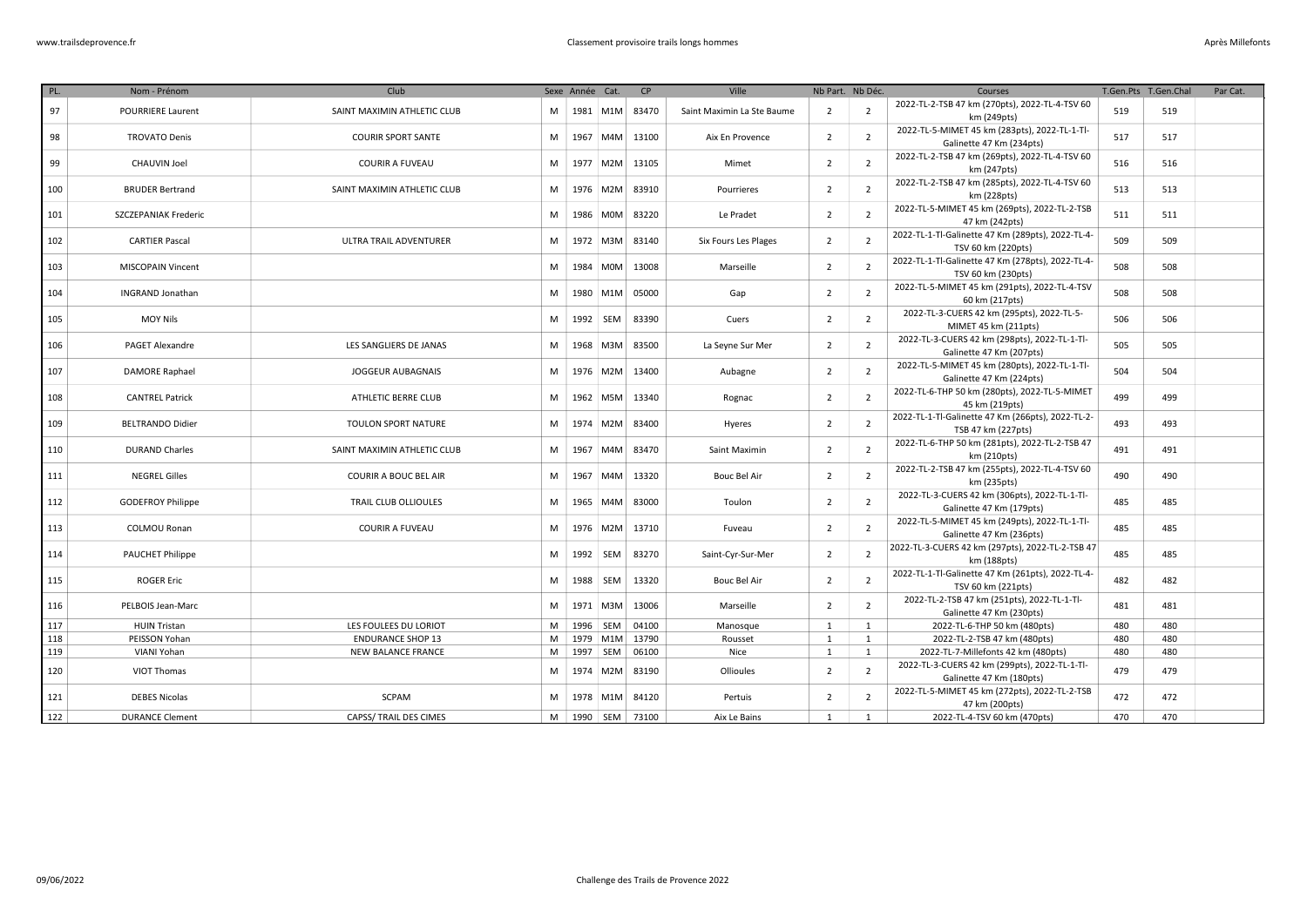| PL. | Nom - Prénom | Club | Sexe | Année | Cat. | CP | Ville | Nb Part. | Nb Déc. | Courses | T.Gen.Pts | T.Gen.Chal | Par Cat. |
|---|---|---|---|---|---|---|---|---|---|---|---|---|---|
| 97 | POURRIERE Laurent | SAINT MAXIMIN ATHLETIC CLUB | M | 1981 | M1M | 83470 | Saint Maximin La Ste Baume | 2 | 2 | 2022-TL-2-TSB 47 km (270pts), 2022-TL-4-TSV 60 km (249pts) | 519 | 519 | |
| 98 | TROVATO Denis | COURIR SPORT SANTE | M | 1967 | M4M | 13100 | Aix En Provence | 2 | 2 | 2022-TL-5-MIMET 45 km (283pts), 2022-TL-1-Tl-Galinette 47 Km (234pts) | 517 | 517 | |
| 99 | CHAUVIN Joel | COURIR A FUVEAU | M | 1977 | M2M | 13105 | Mimet | 2 | 2 | 2022-TL-2-TSB 47 km (269pts), 2022-TL-4-TSV 60 km (247pts) | 516 | 516 | |
| 100 | BRUDER Bertrand | SAINT MAXIMIN ATHLETIC CLUB | M | 1976 | M2M | 83910 | Pourrieres | 2 | 2 | 2022-TL-2-TSB 47 km (285pts), 2022-TL-4-TSV 60 km (228pts) | 513 | 513 | |
| 101 | SZCZEPANIAK Frederic | | M | 1986 | M0M | 83220 | Le Pradet | 2 | 2 | 2022-TL-5-MIMET 45 km (269pts), 2022-TL-2-TSB 47 km (242pts) | 511 | 511 | |
| 102 | CARTIER Pascal | ULTRA TRAIL ADVENTURER | M | 1972 | M3M | 83140 | Six Fours Les Plages | 2 | 2 | 2022-TL-1-Tl-Galinette 47 Km (289pts), 2022-TL-4-TSV 60 km (220pts) | 509 | 509 | |
| 103 | MISCOPAIN Vincent | | M | 1984 | M0M | 13008 | Marseille | 2 | 2 | 2022-TL-1-Tl-Galinette 47 Km (278pts), 2022-TL-4-TSV 60 km (230pts) | 508 | 508 | |
| 104 | INGRAND Jonathan | | M | 1980 | M1M | 05000 | Gap | 2 | 2 | 2022-TL-5-MIMET 45 km (291pts), 2022-TL-4-TSV 60 km (217pts) | 508 | 508 | |
| 105 | MOY Nils | | M | 1992 | SEM | 83390 | Cuers | 2 | 2 | 2022-TL-3-CUERS 42 km (295pts), 2022-TL-5-MIMET 45 km (211pts) | 506 | 506 | |
| 106 | PAGET Alexandre | LES SANGLIERS DE JANAS | M | 1968 | M3M | 83500 | La Seyne Sur Mer | 2 | 2 | 2022-TL-3-CUERS 42 km (298pts), 2022-TL-1-Tl-Galinette 47 Km (207pts) | 505 | 505 | |
| 107 | DAMORE Raphael | JOGGEUR AUBAGNAIS | M | 1976 | M2M | 13400 | Aubagne | 2 | 2 | 2022-TL-5-MIMET 45 km (280pts), 2022-TL-1-Tl-Galinette 47 Km (224pts) | 504 | 504 | |
| 108 | CANTREL Patrick | ATHLETIC BERRE CLUB | M | 1962 | M5M | 13340 | Rognac | 2 | 2 | 2022-TL-6-THP 50 km (280pts), 2022-TL-5-MIMET 45 km (219pts) | 499 | 499 | |
| 109 | BELTRANDO Didier | TOULON SPORT NATURE | M | 1974 | M2M | 83400 | Hyeres | 2 | 2 | 2022-TL-1-Tl-Galinette 47 Km (266pts), 2022-TL-2-TSB 47 km (227pts) | 493 | 493 | |
| 110 | DURAND Charles | SAINT MAXIMIN ATHLETIC CLUB | M | 1967 | M4M | 83470 | Saint Maximin | 2 | 2 | 2022-TL-6-THP 50 km (281pts), 2022-TL-2-TSB 47 km (210pts) | 491 | 491 | |
| 111 | NEGREL Gilles | COURIR A BOUC BEL AIR | M | 1967 | M4M | 13320 | Bouc Bel Air | 2 | 2 | 2022-TL-2-TSB 47 km (255pts), 2022-TL-4-TSV 60 km (235pts) | 490 | 490 | |
| 112 | GODEFROY Philippe | TRAIL CLUB OLLIOULES | M | 1965 | M4M | 83000 | Toulon | 2 | 2 | 2022-TL-3-CUERS 42 km (306pts), 2022-TL-1-Tl-Galinette 47 Km (179pts) | 485 | 485 | |
| 113 | COLMOU Ronan | COURIR A FUVEAU | M | 1976 | M2M | 13710 | Fuveau | 2 | 2 | 2022-TL-5-MIMET 45 km (249pts), 2022-TL-1-Tl-Galinette 47 Km (236pts) | 485 | 485 | |
| 114 | PAUCHET Philippe | | M | 1992 | SEM | 83270 | Saint-Cyr-Sur-Mer | 2 | 2 | 2022-TL-3-CUERS 42 km (297pts), 2022-TL-2-TSB 47 km (188pts) | 485 | 485 | |
| 115 | ROGER Eric | | M | 1988 | SEM | 13320 | Bouc Bel Air | 2 | 2 | 2022-TL-1-Tl-Galinette 47 Km (261pts), 2022-TL-4-TSV 60 km (221pts) | 482 | 482 | |
| 116 | PELBOIS Jean-Marc | | M | 1971 | M3M | 13006 | Marseille | 2 | 2 | 2022-TL-2-TSB 47 km (251pts), 2022-TL-1-Tl-Galinette 47 Km (230pts) | 481 | 481 | |
| 117 | HUIN Tristan | LES FOULEES DU LORIOT | M | 1996 | SEM | 04100 | Manosque | 1 | 1 | 2022-TL-6-THP 50 km (480pts) | 480 | 480 | |
| 118 | PEISSON Yohan | ENDURANCE SHOP 13 | M | 1979 | M1M | 13790 | Rousset | 1 | 1 | 2022-TL-2-TSB 47 km (480pts) | 480 | 480 | |
| 119 | VIANI Yohan | NEW BALANCE FRANCE | M | 1997 | SEM | 06100 | Nice | 1 | 1 | 2022-TL-7-Millefonts 42 km (480pts) | 480 | 480 | |
| 120 | VIOT Thomas | | M | 1974 | M2M | 83190 | Ollioules | 2 | 2 | 2022-TL-3-CUERS 42 km (299pts), 2022-TL-1-Tl-Galinette 47 Km (180pts) | 479 | 479 | |
| 121 | DEBES Nicolas | SCPAM | M | 1978 | M1M | 84120 | Pertuis | 2 | 2 | 2022-TL-5-MIMET 45 km (272pts), 2022-TL-2-TSB 47 km (200pts) | 472 | 472 | |
| 122 | DURANCE Clement | CAPSS/ TRAIL DES CIMES | M | 1990 | SEM | 73100 | Aix Le Bains | 1 | 1 | 2022-TL-4-TSV 60 km (470pts) | 470 | 470 | |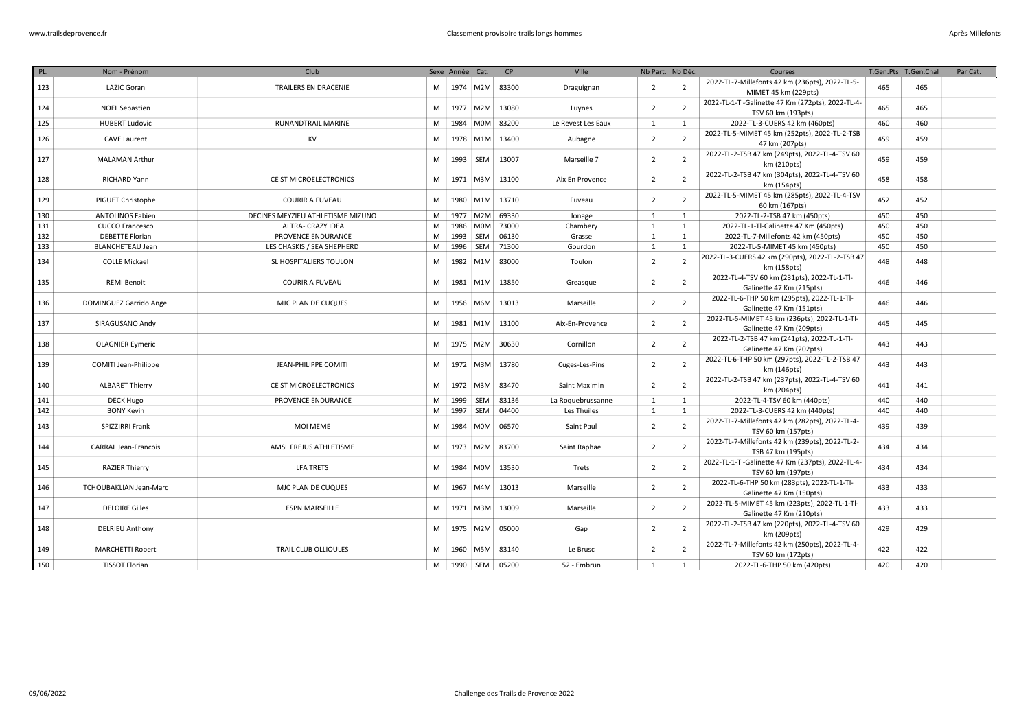| PL. | Nom - Prénom | Club | Sexe | Année | Cat. | CP | Ville | Nb Part. | Nb Déc. | Courses | T.Gen.Pts | T.Gen.Chal | Par Cat. |
|---|---|---|---|---|---|---|---|---|---|---|---|---|---|
| 123 | LAZIC Goran | TRAILERS EN DRACENIE | M | 1974 | M2M | 83300 | Draguignan | 2 | 2 | 2022-TL-7-Millefonts 42 km (236pts), 2022-TL-5-MIMET 45 km (229pts) | 465 | 465 | |
| 124 | NOEL Sebastien | | M | 1977 | M2M | 13080 | Luynes | 2 | 2 | 2022-TL-1-Tl-Galinette 47 Km (272pts), 2022-TL-4-TSV 60 km (193pts) | 465 | 465 | |
| 125 | HUBERT Ludovic | RUNANDTRAIL MARINE | M | 1984 | M0M | 83200 | Le Revest Les Eaux | 1 | 1 | 2022-TL-3-CUERS 42 km (460pts) | 460 | 460 | |
| 126 | CAVE Laurent | KV | M | 1978 | M1M | 13400 | Aubagne | 2 | 2 | 2022-TL-5-MIMET 45 km (252pts), 2022-TL-2-TSB 47 km (207pts) | 459 | 459 | |
| 127 | MALAMAN Arthur | | M | 1993 | SEM | 13007 | Marseille 7 | 2 | 2 | 2022-TL-2-TSB 47 km (249pts), 2022-TL-4-TSV 60 km (210pts) | 459 | 459 | |
| 128 | RICHARD Yann | CE ST MICROELECTRONICS | M | 1971 | M3M | 13100 | Aix En Provence | 2 | 2 | 2022-TL-2-TSB 47 km (304pts), 2022-TL-4-TSV 60 km (154pts) | 458 | 458 | |
| 129 | PIGUET Christophe | COURIR A FUVEAU | M | 1980 | M1M | 13710 | Fuveau | 2 | 2 | 2022-TL-5-MIMET 45 km (285pts), 2022-TL-4-TSV 60 km (167pts) | 452 | 452 | |
| 130 | ANTOLINOS Fabien | DECINES MEYZIEU ATHLETISME MIZUNO | M | 1977 | M2M | 69330 | Jonage | 1 | 1 | 2022-TL-2-TSB 47 km (450pts) | 450 | 450 | |
| 131 | CUCCO Francesco | ALTRA- CRAZY IDEA | M | 1986 | M0M | 73000 | Chambery | 1 | 1 | 2022-TL-1-Tl-Galinette 47 Km (450pts) | 450 | 450 | |
| 132 | DEBETTE Florian | PROVENCE ENDURANCE | M | 1993 | SEM | 06130 | Grasse | 1 | 1 | 2022-TL-7-Millefonts 42 km (450pts) | 450 | 450 | |
| 133 | BLANCHETEAU Jean | LES CHASKIS / SEA SHEPHERD | M | 1996 | SEM | 71300 | Gourdon | 1 | 1 | 2022-TL-5-MIMET 45 km (450pts) | 450 | 450 | |
| 134 | COLLE Mickael | SL HOSPITALIERS TOULON | M | 1982 | M1M | 83000 | Toulon | 2 | 2 | 2022-TL-3-CUERS 42 km (290pts), 2022-TL-2-TSB 47 km (158pts) | 448 | 448 | |
| 135 | REMI Benoit | COURIR A FUVEAU | M | 1981 | M1M | 13850 | Greasque | 2 | 2 | 2022-TL-4-TSV 60 km (231pts), 2022-TL-1-Tl-Galinette 47 Km (215pts) | 446 | 446 | |
| 136 | DOMINGUEZ Garrido Angel | MJC PLAN DE CUQUES | M | 1956 | M6M | 13013 | Marseille | 2 | 2 | 2022-TL-6-THP 50 km (295pts), 2022-TL-1-Tl-Galinette 47 Km (151pts) | 446 | 446 | |
| 137 | SIRAGUSANO Andy | | M | 1981 | M1M | 13100 | Aix-En-Provence | 2 | 2 | 2022-TL-5-MIMET 45 km (236pts), 2022-TL-1-Tl-Galinette 47 Km (209pts) | 445 | 445 | |
| 138 | OLAGNIER Eymeric | | M | 1975 | M2M | 30630 | Cornillon | 2 | 2 | 2022-TL-2-TSB 47 km (241pts), 2022-TL-1-Tl-Galinette 47 Km (202pts) | 443 | 443 | |
| 139 | COMITI Jean-Philippe | JEAN-PHILIPPE COMITI | M | 1972 | M3M | 13780 | Cuges-Les-Pins | 2 | 2 | 2022-TL-6-THP 50 km (297pts), 2022-TL-2-TSB 47 km (146pts) | 443 | 443 | |
| 140 | ALBARET Thierry | CE ST MICROELECTRONICS | M | 1972 | M3M | 83470 | Saint Maximin | 2 | 2 | 2022-TL-2-TSB 47 km (237pts), 2022-TL-4-TSV 60 km (204pts) | 441 | 441 | |
| 141 | DECK Hugo | PROVENCE ENDURANCE | M | 1999 | SEM | 83136 | La Roquebrussanne | 1 | 1 | 2022-TL-4-TSV 60 km (440pts) | 440 | 440 | |
| 142 | BONY Kevin | | M | 1997 | SEM | 04400 | Les Thuiles | 1 | 1 | 2022-TL-3-CUERS 42 km (440pts) | 440 | 440 | |
| 143 | SPIZZIRRI Frank | MOI MEME | M | 1984 | M0M | 06570 | Saint Paul | 2 | 2 | 2022-TL-7-Millefonts 42 km (282pts), 2022-TL-4-TSV 60 km (157pts) | 439 | 439 | |
| 144 | CARRAL Jean-Francois | AMSL FREJUS ATHLETISME | M | 1973 | M2M | 83700 | Saint Raphael | 2 | 2 | 2022-TL-7-Millefonts 42 km (239pts), 2022-TL-2-TSB 47 km (195pts) | 434 | 434 | |
| 145 | RAZIER Thierry | LFA TRETS | M | 1984 | M0M | 13530 | Trets | 2 | 2 | 2022-TL-1-Tl-Galinette 47 Km (237pts), 2022-TL-4-TSV 60 km (197pts) | 434 | 434 | |
| 146 | TCHOUBAKLIAN Jean-Marc | MJC PLAN DE CUQUES | M | 1967 | M4M | 13013 | Marseille | 2 | 2 | 2022-TL-6-THP 50 km (283pts), 2022-TL-1-Tl-Galinette 47 Km (150pts) | 433 | 433 | |
| 147 | DELOIRE Gilles | ESPN MARSEILLE | M | 1971 | M3M | 13009 | Marseille | 2 | 2 | 2022-TL-5-MIMET 45 km (223pts), 2022-TL-1-Tl-Galinette 47 Km (210pts) | 433 | 433 | |
| 148 | DELRIEU Anthony | | M | 1975 | M2M | 05000 | Gap | 2 | 2 | 2022-TL-2-TSB 47 km (220pts), 2022-TL-4-TSV 60 km (209pts) | 429 | 429 | |
| 149 | MARCHETTI Robert | TRAIL CLUB OLLIOULES | M | 1960 | M5M | 83140 | Le Brusc | 2 | 2 | 2022-TL-7-Millefonts 42 km (250pts), 2022-TL-4-TSV 60 km (172pts) | 422 | 422 | |
| 150 | TISSOT Florian | | M | 1990 | SEM | 05200 | 52 - Embrun | 1 | 1 | 2022-TL-6-THP 50 km (420pts) | 420 | 420 | |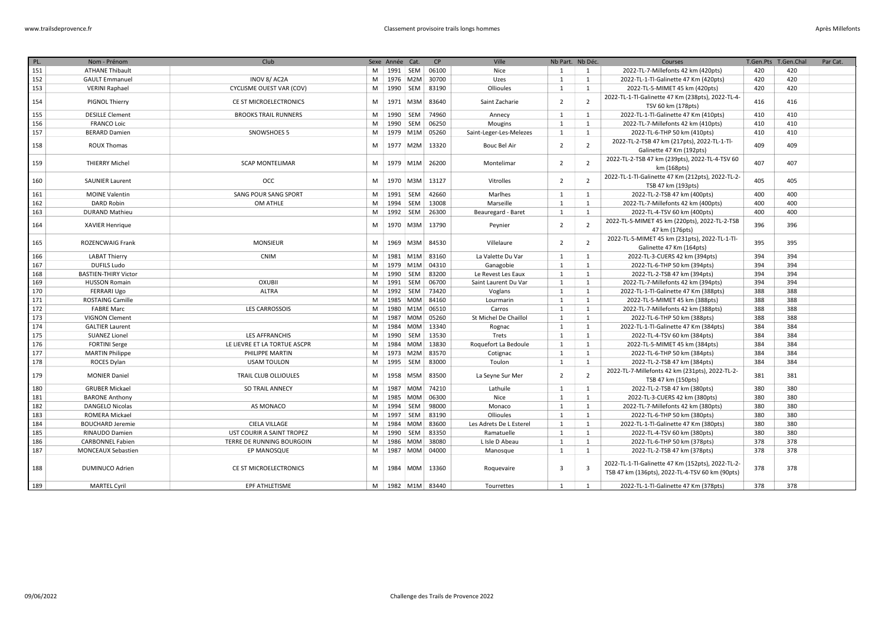| PL. | Nom - Prénom | Club | Sexe | Année | Cat. | CP | Ville | Nb Part. | Nb Déc. | Courses | T.Gen.Pts | T.Gen.Chal | Par Cat. |
|---|---|---|---|---|---|---|---|---|---|---|---|---|---|
| 151 | ATHANE Thibault | | M | 1991 | SEM | 06100 | Nice | 1 | 1 | 2022-TL-7-Millefonts 42 km (420pts) | 420 | 420 | |
| 152 | GAULT Emmanuel | INOV 8/ AC2A | M | 1976 | M2M | 30700 | Uzes | 1 | 1 | 2022-TL-1-Tl-Galinette 47 Km (420pts) | 420 | 420 | |
| 153 | VERINI Raphael | CYCLISME OUEST VAR (COV) | M | 1990 | SEM | 83190 | Ollioules | 1 | 1 | 2022-TL-5-MIMET 45 km (420pts) | 420 | 420 | |
| 154 | PIGNOL Thierry | CE ST MICROELECTRONICS | M | 1971 | M3M | 83640 | Saint Zacharie | 2 | 2 | 2022-TL-1-Tl-Galinette 47 Km (238pts), 2022-TL-4-TSV 60 km (178pts) | 416 | 416 | |
| 155 | DESILLE Clement | BROOKS TRAIL RUNNERS | M | 1990 | SEM | 74960 | Annecy | 1 | 1 | 2022-TL-1-Tl-Galinette 47 Km (410pts) | 410 | 410 | |
| 156 | FRANCO Loic | | M | 1990 | SEM | 06250 | Mougins | 1 | 1 | 2022-TL-7-Millefonts 42 km (410pts) | 410 | 410 | |
| 157 | BERARD Damien | SNOWSHOES 5 | M | 1979 | M1M | 05260 | Saint-Leger-Les-Melezes | 1 | 1 | 2022-TL-6-THP 50 km (410pts) | 410 | 410 | |
| 158 | ROUX Thomas | | M | 1977 | M2M | 13320 | Bouc Bel Air | 2 | 2 | 2022-TL-2-TSB 47 km (217pts), 2022-TL-1-Tl-Galinette 47 Km (192pts) | 409 | 409 | |
| 159 | THIERRY Michel | SCAP MONTELIMAR | M | 1979 | M1M | 26200 | Montelimar | 2 | 2 | 2022-TL-2-TSB 47 km (239pts), 2022-TL-4-TSV 60 km (168pts) | 407 | 407 | |
| 160 | SAUNIER Laurent | OCC | M | 1970 | M3M | 13127 | Vitrolles | 2 | 2 | 2022-TL-1-Tl-Galinette 47 Km (212pts), 2022-TL-2-TSB 47 km (193pts) | 405 | 405 | |
| 161 | MOINE Valentin | SANG POUR SANG SPORT | M | 1991 | SEM | 42660 | Marlhes | 1 | 1 | 2022-TL-2-TSB 47 km (400pts) | 400 | 400 | |
| 162 | DARD Robin | OM ATHLE | M | 1994 | SEM | 13008 | Marseille | 1 | 1 | 2022-TL-7-Millefonts 42 km (400pts) | 400 | 400 | |
| 163 | DURAND Mathieu | | M | 1992 | SEM | 26300 | Beauregard - Baret | 1 | 1 | 2022-TL-4-TSV 60 km (400pts) | 400 | 400 | |
| 164 | XAVIER Henrique | | M | 1970 | M3M | 13790 | Peynier | 2 | 2 | 2022-TL-5-MIMET 45 km (220pts), 2022-TL-2-TSB 47 km (176pts) | 396 | 396 | |
| 165 | ROZENCWAIG Frank | MONSIEUR | M | 1969 | M3M | 84530 | Villelaure | 2 | 2 | 2022-TL-5-MIMET 45 km (231pts), 2022-TL-1-Tl-Galinette 47 Km (164pts) | 395 | 395 | |
| 166 | LABAT Thierry | CNIM | M | 1981 | M1M | 83160 | La Valette Du Var | 1 | 1 | 2022-TL-3-CUERS 42 km (394pts) | 394 | 394 | |
| 167 | DUFILS Ludo | | M | 1979 | M1M | 04310 | Ganagobie | 1 | 1 | 2022-TL-6-THP 50 km (394pts) | 394 | 394 | |
| 168 | BASTIEN-THIRY Victor | | M | 1990 | SEM | 83200 | Le Revest Les Eaux | 1 | 1 | 2022-TL-2-TSB 47 km (394pts) | 394 | 394 | |
| 169 | HUSSON Romain | OXUBII | M | 1991 | SEM | 06700 | Saint Laurent Du Var | 1 | 1 | 2022-TL-7-Millefonts 42 km (394pts) | 394 | 394 | |
| 170 | FERRARI Ugo | ALTRA | M | 1992 | SEM | 73420 | Voglans | 1 | 1 | 2022-TL-1-Tl-Galinette 47 Km (388pts) | 388 | 388 | |
| 171 | ROSTAING Camille | | M | 1985 | M0M | 84160 | Lourmarin | 1 | 1 | 2022-TL-5-MIMET 45 km (388pts) | 388 | 388 | |
| 172 | FABRE Marc | LES CARROSSOIS | M | 1980 | M1M | 06510 | Carros | 1 | 1 | 2022-TL-7-Millefonts 42 km (388pts) | 388 | 388 | |
| 173 | VIGNON Clement | | M | 1987 | M0M | 05260 | St Michel De Chaillol | 1 | 1 | 2022-TL-6-THP 50 km (388pts) | 388 | 388 | |
| 174 | GALTIER Laurent | | M | 1984 | M0M | 13340 | Rognac | 1 | 1 | 2022-TL-1-Tl-Galinette 47 Km (384pts) | 384 | 384 | |
| 175 | SUANEZ Lionel | LES AFFRANCHIS | M | 1990 | SEM | 13530 | Trets | 1 | 1 | 2022-TL-4-TSV 60 km (384pts) | 384 | 384 | |
| 176 | FORTINI Serge | LE LIEVRE ET LA TORTUE ASCPR | M | 1984 | M0M | 13830 | Roquefort La Bedoule | 1 | 1 | 2022-TL-5-MIMET 45 km (384pts) | 384 | 384 | |
| 177 | MARTIN Philippe | PHILIPPE MARTIN | M | 1973 | M2M | 83570 | Cotignac | 1 | 1 | 2022-TL-6-THP 50 km (384pts) | 384 | 384 | |
| 178 | ROCES Dylan | USAM TOULON | M | 1995 | SEM | 83000 | Toulon | 1 | 1 | 2022-TL-2-TSB 47 km (384pts) | 384 | 384 | |
| 179 | MONIER Daniel | TRAIL CLUB OLLIOULES | M | 1958 | M5M | 83500 | La Seyne Sur Mer | 2 | 2 | 2022-TL-7-Millefonts 42 km (231pts), 2022-TL-2-TSB 47 km (150pts) | 381 | 381 | |
| 180 | GRUBER Mickael | SO TRAIL ANNECY | M | 1987 | M0M | 74210 | Lathuile | 1 | 1 | 2022-TL-2-TSB 47 km (380pts) | 380 | 380 | |
| 181 | BARONE Anthony | | M | 1985 | M0M | 06300 | Nice | 1 | 1 | 2022-TL-3-CUERS 42 km (380pts) | 380 | 380 | |
| 182 | DANGELO Nicolas | AS MONACO | M | 1994 | SEM | 98000 | Monaco | 1 | 1 | 2022-TL-7-Millefonts 42 km (380pts) | 380 | 380 | |
| 183 | ROMERA Mickael | | M | 1997 | SEM | 83190 | Ollioules | 1 | 1 | 2022-TL-6-THP 50 km (380pts) | 380 | 380 | |
| 184 | BOUCHARD Jeremie | CIELA VILLAGE | M | 1984 | M0M | 83600 | Les Adrets De L Esterel | 1 | 1 | 2022-TL-1-Tl-Galinette 47 Km (380pts) | 380 | 380 | |
| 185 | RINAUDO Damien | UST COURIR A SAINT TROPEZ | M | 1990 | SEM | 83350 | Ramatuelle | 1 | 1 | 2022-TL-4-TSV 60 km (380pts) | 380 | 380 | |
| 186 | CARBONNEL Fabien | TERRE DE RUNNING BOURGOIN | M | 1986 | M0M | 38080 | L Isle D Abeau | 1 | 1 | 2022-TL-6-THP 50 km (378pts) | 378 | 378 | |
| 187 | MONCEAUX Sebastien | EP MANOSQUE | M | 1987 | M0M | 04000 | Manosque | 1 | 1 | 2022-TL-2-TSB 47 km (378pts) | 378 | 378 | |
| 188 | DUMINUCO Adrien | CE ST MICROELECTRONICS | M | 1984 | M0M | 13360 | Roquevaire | 3 | 3 | 2022-TL-1-Tl-Galinette 47 Km (152pts), 2022-TL-2-TSB 47 km (136pts), 2022-TL-4-TSV 60 km (90pts) | 378 | 378 | |
| 189 | MARTEL Cyril | EPF ATHLETISME | M | 1982 | M1M | 83440 | Tourrettes | 1 | 1 | 2022-TL-1-Tl-Galinette 47 Km (378pts) | 378 | 378 | |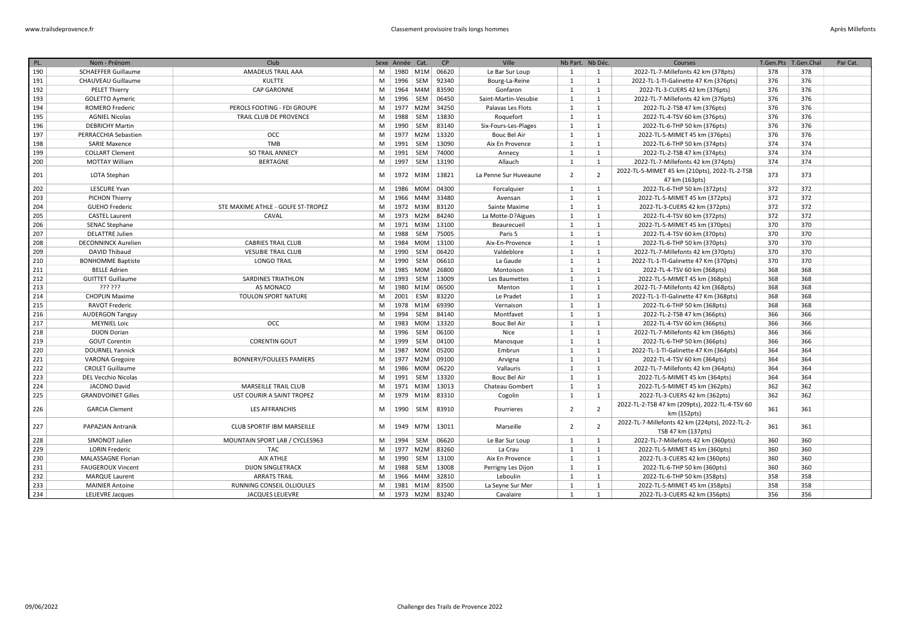| PL. | Nom - Prénom | Club | Sexe | Année | Cat. | CP | Ville | Nb Part. | Nb Déc. | Courses | T.Gen.Pts | T.Gen.Chal | Par Cat. |
|---|---|---|---|---|---|---|---|---|---|---|---|---|---|
| 190 | SCHAEFFER Guillaume | AMADEUS TRAIL AAA | M | 1980 | M1M | 06620 | Le Bar Sur Loup | 1 | 1 | 2022-TL-7-Millefonts 42 km (378pts) | 378 | 378 | |
| 191 | CHAUVEAU Guillaume | KULTTE | M | 1996 | SEM | 92340 | Bourg-La-Reine | 1 | 1 | 2022-TL-1-Tl-Galinette 47 Km (376pts) | 376 | 376 | |
| 192 | PELET Thierry | CAP GARONNE | M | 1964 | M4M | 83590 | Gonfaron | 1 | 1 | 2022-TL-3-CUERS 42 km (376pts) | 376 | 376 | |
| 193 | GOLETTO Aymeric | | M | 1996 | SEM | 06450 | Saint-Martin-Vesubie | 1 | 1 | 2022-TL-7-Millefonts 42 km (376pts) | 376 | 376 | |
| 194 | ROMERO Frederic | PEROLS FOOTING - FDI GROUPE | M | 1977 | M2M | 34250 | Palavas Les Flots | 1 | 1 | 2022-TL-2-TSB 47 km (376pts) | 376 | 376 | |
| 195 | AGNIEL Nicolas | TRAIL CLUB DE PROVENCE | M | 1988 | SEM | 13830 | Roquefort | 1 | 1 | 2022-TL-4-TSV 60 km (376pts) | 376 | 376 | |
| 196 | DEBRICHY Martin | | M | 1990 | SEM | 83140 | Six-Fours-Les-Plages | 1 | 1 | 2022-TL-6-THP 50 km (376pts) | 376 | 376 | |
| 197 | PERRACCHIA Sebastien | OCC | M | 1977 | M2M | 13320 | Bouc Bel Air | 1 | 1 | 2022-TL-5-MIMET 45 km (376pts) | 376 | 376 | |
| 198 | SARIE Maxence | TMB | M | 1991 | SEM | 13090 | Aix En Provence | 1 | 1 | 2022-TL-6-THP 50 km (374pts) | 374 | 374 | |
| 199 | COLLART Clement | SO TRAIL ANNECY | M | 1991 | SEM | 74000 | Annecy | 1 | 1 | 2022-TL-2-TSB 47 km (374pts) | 374 | 374 | |
| 200 | MOTTAY William | BERTAGNE | M | 1997 | SEM | 13190 | Allauch | 1 | 1 | 2022-TL-7-Millefonts 42 km (374pts) | 374 | 374 | |
| 201 | LOTA Stephan | | M | 1972 | M3M | 13821 | La Penne Sur Huveaune | 2 | 2 | 2022-TL-5-MIMET 45 km (210pts), 2022-TL-2-TSB 47 km (163pts) | 373 | 373 | |
| 202 | LESCURE Yvan | | M | 1986 | M0M | 04300 | Forcalquier | 1 | 1 | 2022-TL-6-THP 50 km (372pts) | 372 | 372 | |
| 203 | PICHON Thierry | | M | 1966 | M4M | 33480 | Avensan | 1 | 1 | 2022-TL-5-MIMET 45 km (372pts) | 372 | 372 | |
| 204 | GUEHO Frederic | STE MAXIME ATHLE - GOLFE ST-TROPEZ | M | 1972 | M3M | 83120 | Sainte Maxime | 1 | 1 | 2022-TL-3-CUERS 42 km (372pts) | 372 | 372 | |
| 205 | CASTEL Laurent | CAVAL | M | 1973 | M2M | 84240 | La Motte-D?Aigues | 1 | 1 | 2022-TL-4-TSV 60 km (372pts) | 372 | 372 | |
| 206 | SENAC Stephane | | M | 1971 | M3M | 13100 | Beaurecueil | 1 | 1 | 2022-TL-5-MIMET 45 km (370pts) | 370 | 370 | |
| 207 | DELATTRE Julien | | M | 1988 | SEM | 75005 | Paris 5 | 1 | 1 | 2022-TL-4-TSV 60 km (370pts) | 370 | 370 | |
| 208 | DECONNINCK Aurelien | CABRIES TRAIL CLUB | M | 1984 | M0M | 13100 | Aix-En-Provence | 1 | 1 | 2022-TL-6-THP 50 km (370pts) | 370 | 370 | |
| 209 | DAVID Thibaud | VESUBIE TRAIL CLUB | M | 1990 | SEM | 06420 | Valdeblore | 1 | 1 | 2022-TL-7-Millefonts 42 km (370pts) | 370 | 370 | |
| 210 | BONHOMME Baptiste | LONGO TRAIL | M | 1990 | SEM | 06610 | La Gaude | 1 | 1 | 2022-TL-1-Tl-Galinette 47 Km (370pts) | 370 | 370 | |
| 211 | BELLE Adrien | | M | 1985 | M0M | 26800 | Montoison | 1 | 1 | 2022-TL-4-TSV 60 km (368pts) | 368 | 368 | |
| 212 | GUITTET Guillaume | SARDINES TRIATHLON | M | 1993 | SEM | 13009 | Les Baumettes | 1 | 1 | 2022-TL-5-MIMET 45 km (368pts) | 368 | 368 | |
| 213 | ??? ??? | AS MONACO | M | 1980 | M1M | 06500 | Menton | 1 | 1 | 2022-TL-7-Millefonts 42 km (368pts) | 368 | 368 | |
| 214 | CHOPLIN Maxime | TOULON SPORT NATURE | M | 2001 | ESM | 83220 | Le Pradet | 1 | 1 | 2022-TL-1-Tl-Galinette 47 Km (368pts) | 368 | 368 | |
| 215 | RAVOT Frederic | | M | 1978 | M1M | 69390 | Vernaison | 1 | 1 | 2022-TL-6-THP 50 km (368pts) | 368 | 368 | |
| 216 | AUDERGON Tanguy | | M | 1994 | SEM | 84140 | Montfavet | 1 | 1 | 2022-TL-2-TSB 47 km (366pts) | 366 | 366 | |
| 217 | MEYNIEL Loic | OCC | M | 1983 | M0M | 13320 | Bouc Bel Air | 1 | 1 | 2022-TL-4-TSV 60 km (366pts) | 366 | 366 | |
| 218 | DIJON Dorian | | M | 1996 | SEM | 06100 | Nice | 1 | 1 | 2022-TL-7-Millefonts 42 km (366pts) | 366 | 366 | |
| 219 | GOUT Corentin | CORENTIN GOUT | M | 1999 | SEM | 04100 | Manosque | 1 | 1 | 2022-TL-6-THP 50 km (366pts) | 366 | 366 | |
| 220 | DOURNEL Yannick | | M | 1987 | M0M | 05200 | Embrun | 1 | 1 | 2022-TL-1-Tl-Galinette 47 Km (364pts) | 364 | 364 | |
| 221 | VARONA Gregoire | BONNERY/FOULEES PAMIERS | M | 1977 | M2M | 09100 | Arvigna | 1 | 1 | 2022-TL-4-TSV 60 km (364pts) | 364 | 364 | |
| 222 | CROLET Guillaume | | M | 1986 | M0M | 06220 | Vallauris | 1 | 1 | 2022-TL-7-Millefonts 42 km (364pts) | 364 | 364 | |
| 223 | DEL Vecchio Nicolas | | M | 1991 | SEM | 13320 | Bouc Bel Air | 1 | 1 | 2022-TL-5-MIMET 45 km (364pts) | 364 | 364 | |
| 224 | JACONO David | MARSEILLE TRAIL CLUB | M | 1971 | M3M | 13013 | Chateau Gombert | 1 | 1 | 2022-TL-5-MIMET 45 km (362pts) | 362 | 362 | |
| 225 | GRANDVOINET Gilles | UST COURIR A SAINT TROPEZ | M | 1979 | M1M | 83310 | Cogolin | 1 | 1 | 2022-TL-3-CUERS 42 km (362pts) | 362 | 362 | |
| 226 | GARCIA Clement | LES AFFRANCHIS | M | 1990 | SEM | 83910 | Pourrieres | 2 | 2 | 2022-TL-2-TSB 47 km (209pts), 2022-TL-4-TSV 60 km (152pts) | 361 | 361 | |
| 227 | PAPAZIAN Antranik | CLUB SPORTIF IBM MARSEILLE | M | 1949 | M7M | 13011 | Marseille | 2 | 2 | 2022-TL-7-Millefonts 42 km (224pts), 2022-TL-2-TSB 47 km (137pts) | 361 | 361 | |
| 228 | SIMONOT Julien | MOUNTAIN SPORT LAB / CYCLES963 | M | 1994 | SEM | 06620 | Le Bar Sur Loup | 1 | 1 | 2022-TL-7-Millefonts 42 km (360pts) | 360 | 360 | |
| 229 | LORIN Frederic | TAC | M | 1977 | M2M | 83260 | La Crau | 1 | 1 | 2022-TL-5-MIMET 45 km (360pts) | 360 | 360 | |
| 230 | MALASSAGNE Florian | AIX ATHLE | M | 1990 | SEM | 13100 | Aix En Provence | 1 | 1 | 2022-TL-3-CUERS 42 km (360pts) | 360 | 360 | |
| 231 | FAUGEROUX Vincent | DIJON SINGLETRACK | M | 1988 | SEM | 13008 | Perrigny Les Dijon | 1 | 1 | 2022-TL-6-THP 50 km (360pts) | 360 | 360 | |
| 232 | MARQUE Laurent | ARRATS TRAIL | M | 1966 | M4M | 32810 | Leboulin | 1 | 1 | 2022-TL-6-THP 50 km (358pts) | 358 | 358 | |
| 233 | MAINIER Antoine | RUNNING CONSEIL OLLIOULES | M | 1981 | M1M | 83500 | La Seyne Sur Mer | 1 | 1 | 2022-TL-5-MIMET 45 km (358pts) | 358 | 358 | |
| 234 | LELIEVRE Jacques | JACQUES LELIEVRE | M | 1973 | M2M | 83240 | Cavalaire | 1 | 1 | 2022-TL-3-CUERS 42 km (356pts) | 356 | 356 | |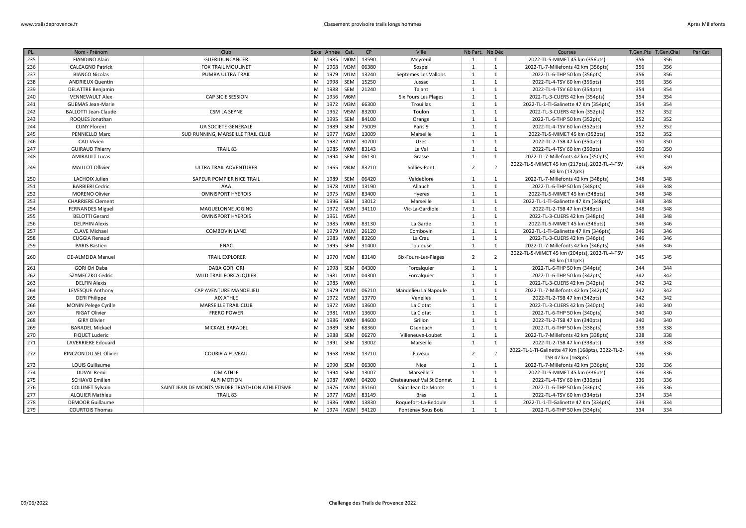| PL. | Nom - Prénom | Club | Sexe | Année | Cat. | CP | Ville | Nb Part. | Nb Déc. | Courses | T.Gen.Pts | T.Gen.Chal | Par Cat. |
|---|---|---|---|---|---|---|---|---|---|---|---|---|---|
| 235 | FIANDINO Alain | GUERIDUNCANCER | M | 1985 | M0M | 13590 | Meyreuil | 1 | 1 | 2022-TL-5-MIMET 45 km (356pts) | 356 | 356 | |
| 236 | CALCAGNO Patrick | FOX TRAIL MOULINET | M | 1968 | M3M | 06380 | Sospel | 1 | 1 | 2022-TL-7-Millefonts 42 km (356pts) | 356 | 356 | |
| 237 | BIANCO Nicolas | PUMBA ULTRA TRAIL | M | 1979 | M1M | 13240 | Septemes Les Vallons | 1 | 1 | 2022-TL-6-THP 50 km (356pts) | 356 | 356 | |
| 238 | ANDRIEUX Quentin | | M | 1998 | SEM | 15250 | Jussac | 1 | 1 | 2022-TL-4-TSV 60 km (356pts) | 356 | 356 | |
| 239 | DELATTRE Benjamin | | M | 1988 | SEM | 21240 | Talant | 1 | 1 | 2022-TL-4-TSV 60 km (354pts) | 354 | 354 | |
| 240 | VENNEVAULT Alex | CAP SICIE SESSION | M | 1956 | M6M | | Six Fours Les Plages | 1 | 1 | 2022-TL-3-CUERS 42 km (354pts) | 354 | 354 | |
| 241 | GUEMAS Jean-Marie | | M | 1972 | M3M | 66300 | Trouillas | 1 | 1 | 2022-TL-1-Tl-Galinette 47 Km (354pts) | 354 | 354 | |
| 242 | BALLOTTI Jean-Claude | CSM LA SEYNE | M | 1962 | M5M | 83200 | Toulon | 1 | 1 | 2022-TL-3-CUERS 42 km (352pts) | 352 | 352 | |
| 243 | ROQUES Jonathan | | M | 1995 | SEM | 84100 | Orange | 1 | 1 | 2022-TL-6-THP 50 km (352pts) | 352 | 352 | |
| 244 | CUNY Florent | UA SOCIETE GENERALE | M | 1989 | SEM | 75009 | Paris 9 | 1 | 1 | 2022-TL-4-TSV 60 km (352pts) | 352 | 352 | |
| 245 | PENNIELLO Marc | SUD RUNNING, MARSEILLE TRAIL CLUB | M | 1977 | M2M | 13009 | Marseille | 1 | 1 | 2022-TL-5-MIMET 45 km (352pts) | 352 | 352 | |
| 246 | CALI Vivien | | M | 1982 | M1M | 30700 | Uzes | 1 | 1 | 2022-TL-2-TSB 47 km (350pts) | 350 | 350 | |
| 247 | GUIRAUD Thierry | TRAIL 83 | M | 1985 | M0M | 83143 | Le Val | 1 | 1 | 2022-TL-4-TSV 60 km (350pts) | 350 | 350 | |
| 248 | AMIRAULT Lucas | | M | 1994 | SEM | 06130 | Grasse | 1 | 1 | 2022-TL-7-Millefonts 42 km (350pts) | 350 | 350 | |
| 249 | MAILLOT Ollivier | ULTRA TRAIL ADVENTURER | M | 1965 | M4M | 83210 | Sollies-Pont | 2 | 2 | 2022-TL-5-MIMET 45 km (217pts), 2022-TL-4-TSV 60 km (132pts) | 349 | 349 | |
| 250 | LACHOIX Julien | SAPEUR POMPIER NICE TRAIL | M | 1989 | SEM | 06420 | Valdeblore | 1 | 1 | 2022-TL-7-Millefonts 42 km (348pts) | 348 | 348 | |
| 251 | BARBIERI Cedric | AAA | M | 1978 | M1M | 13190 | Allauch | 1 | 1 | 2022-TL-6-THP 50 km (348pts) | 348 | 348 | |
| 252 | MORENO Olivier | OMNISPORT HYEROIS | M | 1975 | M2M | 83400 | Hyeres | 1 | 1 | 2022-TL-5-MIMET 45 km (348pts) | 348 | 348 | |
| 253 | CHARRIERE Clement | | M | 1996 | SEM | 13012 | Marseille | 1 | 1 | 2022-TL-1-Tl-Galinette 47 Km (348pts) | 348 | 348 | |
| 254 | FERNANDES Miguel | MAGUELONNE JOGING | M | 1972 | M3M | 34110 | Vic-La-Gardiole | 1 | 1 | 2022-TL-2-TSB 47 km (348pts) | 348 | 348 | |
| 255 | BELOTTI Gerard | OMNISPORT HYEROIS | M | 1961 | M5M | | | 1 | 1 | 2022-TL-3-CUERS 42 km (348pts) | 348 | 348 | |
| 256 | DELPHIN Alexis | | M | 1985 | M0M | 83130 | La Garde | 1 | 1 | 2022-TL-5-MIMET 45 km (346pts) | 346 | 346 | |
| 257 | CLAVE Michael | COMBOVIN LAND | M | 1979 | M1M | 26120 | Combovin | 1 | 1 | 2022-TL-1-Tl-Galinette 47 Km (346pts) | 346 | 346 | |
| 258 | CUGGIA Renaud | | M | 1983 | M0M | 83260 | La Crau | 1 | 1 | 2022-TL-3-CUERS 42 km (346pts) | 346 | 346 | |
| 259 | PARIS Bastien | ENAC | M | 1995 | SEM | 31400 | Toulouse | 1 | 1 | 2022-TL-7-Millefonts 42 km (346pts) | 346 | 346 | |
| 260 | DE-ALMEIDA Manuel | TRAIL EXPLORER | M | 1970 | M3M | 83140 | Six-Fours-Les-Plages | 2 | 2 | 2022-TL-5-MIMET 45 km (204pts), 2022-TL-4-TSV 60 km (141pts) | 345 | 345 | |
| 261 | GORI Ori Daba | DABA GORI ORI | M | 1998 | SEM | 04300 | Forcalquier | 1 | 1 | 2022-TL-6-THP 50 km (344pts) | 344 | 344 | |
| 262 | SZYMECZKO Cedric | WILD TRAIL FORCALQUIER | M | 1981 | M1M | 04300 | Forcalquier | 1 | 1 | 2022-TL-6-THP 50 km (342pts) | 342 | 342 | |
| 263 | DELFIN Alexis | | M | 1985 | M0M | | | 1 | 1 | 2022-TL-3-CUERS 42 km (342pts) | 342 | 342 | |
| 264 | LEVESQUE Anthony | CAP AVENTURE MANDELIEU | M | 1979 | M1M | 06210 | Mandelieu La Napoule | 1 | 1 | 2022-TL-7-Millefonts 42 km (342pts) | 342 | 342 | |
| 265 | DERI Philippe | AIX ATHLE | M | 1972 | M3M | 13770 | Venelles | 1 | 1 | 2022-TL-2-TSB 47 km (342pts) | 342 | 342 | |
| 266 | MONIN Pelege Cyrille | MARSEILLE TRAIL CLUB | M | 1972 | M3M | 13600 | La Ciotat | 1 | 1 | 2022-TL-3-CUERS 42 km (340pts) | 340 | 340 | |
| 267 | RIGAT Olivier | FRERO POWER | M | 1981 | M1M | 13600 | La Ciotat | 1 | 1 | 2022-TL-6-THP 50 km (340pts) | 340 | 340 | |
| 268 | GIRY Olivier | | M | 1986 | M0M | 84600 | Grillon | 1 | 1 | 2022-TL-2-TSB 47 km (340pts) | 340 | 340 | |
| 269 | BARADEL Mickael | MICKAEL BARADEL | M | 1989 | SEM | 68360 | Osenbach | 1 | 1 | 2022-TL-6-THP 50 km (338pts) | 338 | 338 | |
| 270 | FIQUET Luderic | | M | 1988 | SEM | 06270 | Villeneuve-Loubet | 1 | 1 | 2022-TL-7-Millefonts 42 km (338pts) | 338 | 338 | |
| 271 | LAVERRIERE Edouard | | M | 1991 | SEM | 13002 | Marseille | 1 | 1 | 2022-TL-2-TSB 47 km (338pts) | 338 | 338 | |
| 272 | PINCZON.DU.SEL Olivier | COURIR A FUVEAU | M | 1968 | M3M | 13710 | Fuveau | 2 | 2 | 2022-TL-1-Tl-Galinette 47 Km (168pts), 2022-TL-2-TSB 47 km (168pts) | 336 | 336 | |
| 273 | LOUIS Guillaume | | M | 1990 | SEM | 06300 | Nice | 1 | 1 | 2022-TL-7-Millefonts 42 km (336pts) | 336 | 336 | |
| 274 | DUVAL Remi | OM ATHLE | M | 1994 | SEM | 13007 | Marseille 7 | 1 | 1 | 2022-TL-5-MIMET 45 km (336pts) | 336 | 336 | |
| 275 | SCHIAVO Emilien | ALPI MOTION | M | 1987 | M0M | 04200 | Chateauneuf Val St Donnat | 1 | 1 | 2022-TL-4-TSV 60 km (336pts) | 336 | 336 | |
| 276 | COLLINET Sylvain | SAINT JEAN DE MONTS VENDEE TRIATHLON ATHLETISME | M | 1976 | M2M | 85160 | Saint Jean De Monts | 1 | 1 | 2022-TL-6-THP 50 km (336pts) | 336 | 336 | |
| 277 | ALQUIER Mathieu | TRAIL 83 | M | 1977 | M2M | 83149 | Bras | 1 | 1 | 2022-TL-4-TSV 60 km (334pts) | 334 | 334 | |
| 278 | DEMOOR Guillaume | | M | 1986 | M0M | 13830 | Roquefort-La-Bedoule | 1 | 1 | 2022-TL-1-Tl-Galinette 47 Km (334pts) | 334 | 334 | |
| 279 | COURTOIS Thomas | | M | 1974 | M2M | 94120 | Fontenay Sous Bois | 1 | 1 | 2022-TL-6-THP 50 km (334pts) | 334 | 334 | |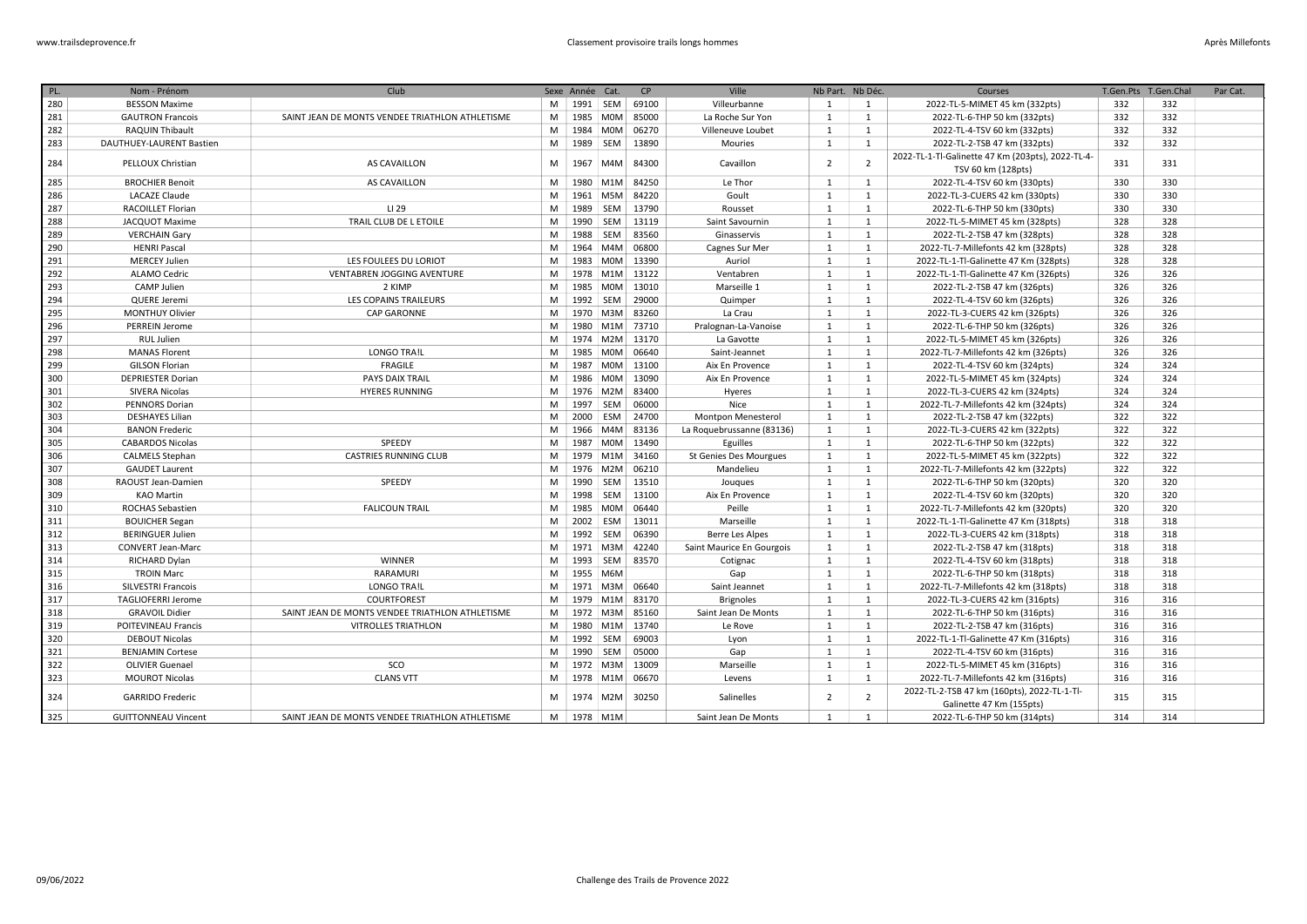| PL. | Nom - Prénom | Club | Sexe | Année | Cat. | CP | Ville | Nb Part. | Nb Déc. | Courses | T.Gen.Pts | T.Gen.Chal | Par Cat. |
|---|---|---|---|---|---|---|---|---|---|---|---|---|---|
| 280 | BESSON Maxime | | M | 1991 | SEM | 69100 | Villeurbanne | 1 | 1 | 2022-TL-5-MIMET 45 km (332pts) | 332 | 332 | |
| 281 | GAUTRON Francois | SAINT JEAN DE MONTS VENDEE TRIATHLON ATHLETISME | M | 1985 | M0M | 85000 | La Roche Sur Yon | 1 | 1 | 2022-TL-6-THP 50 km (332pts) | 332 | 332 | |
| 282 | RAQUIN Thibault | | M | 1984 | M0M | 06270 | Villeneuve Loubet | 1 | 1 | 2022-TL-4-TSV 60 km (332pts) | 332 | 332 | |
| 283 | DAUTHUEY-LAURENT Bastien | | M | 1989 | SEM | 13890 | Mouries | 1 | 1 | 2022-TL-2-TSB 47 km (332pts) | 332 | 332 | |
| 284 | PELLOUX Christian | AS CAVAILLON | M | 1967 | M4M | 84300 | Cavaillon | 2 | 2 | 2022-TL-1-Tl-Galinette 47 Km (203pts), 2022-TL-4-TSV 60 km (128pts) | 331 | 331 | |
| 285 | BROCHIER Benoit | AS CAVAILLON | M | 1980 | M1M | 84250 | Le Thor | 1 | 1 | 2022-TL-4-TSV 60 km (330pts) | 330 | 330 | |
| 286 | LACAZE Claude | | M | 1961 | M5M | 84220 | Goult | 1 | 1 | 2022-TL-3-CUERS 42 km (330pts) | 330 | 330 | |
| 287 | RACOILLET Florian | LI 29 | M | 1989 | SEM | 13790 | Rousset | 1 | 1 | 2022-TL-6-THP 50 km (330pts) | 330 | 330 | |
| 288 | JACQUOT Maxime | TRAIL CLUB DE L ETOILE | M | 1990 | SEM | 13119 | Saint Savournin | 1 | 1 | 2022-TL-5-MIMET 45 km (328pts) | 328 | 328 | |
| 289 | VERCHAIN Gary | | M | 1988 | SEM | 83560 | Ginasservis | 1 | 1 | 2022-TL-2-TSB 47 km (328pts) | 328 | 328 | |
| 290 | HENRI Pascal | | M | 1964 | M4M | 06800 | Cagnes Sur Mer | 1 | 1 | 2022-TL-7-Millefonts 42 km (328pts) | 328 | 328 | |
| 291 | MERCEY Julien | LES FOULEES DU LORIOT | M | 1983 | M0M | 13390 | Auriol | 1 | 1 | 2022-TL-1-Tl-Galinette 47 Km (328pts) | 328 | 328 | |
| 292 | ALAMO Cedric | VENTABREN JOGGING AVENTURE | M | 1978 | M1M | 13122 | Ventabren | 1 | 1 | 2022-TL-1-Tl-Galinette 47 Km (326pts) | 326 | 326 | |
| 293 | CAMP Julien | 2 KIMP | M | 1985 | M0M | 13010 | Marseille 1 | 1 | 1 | 2022-TL-2-TSB 47 km (326pts) | 326 | 326 | |
| 294 | QUERE Jeremi | LES COPAINS TRAILEURS | M | 1992 | SEM | 29000 | Quimper | 1 | 1 | 2022-TL-4-TSV 60 km (326pts) | 326 | 326 | |
| 295 | MONTHUY Olivier | CAP GARONNE | M | 1970 | M3M | 83260 | La Crau | 1 | 1 | 2022-TL-3-CUERS 42 km (326pts) | 326 | 326 | |
| 296 | PERREIN Jerome | | M | 1980 | M1M | 73710 | Pralognan-La-Vanoise | 1 | 1 | 2022-TL-6-THP 50 km (326pts) | 326 | 326 | |
| 297 | RUL Julien | | M | 1974 | M2M | 13170 | La Gavotte | 1 | 1 | 2022-TL-5-MIMET 45 km (326pts) | 326 | 326 | |
| 298 | MANAS Florent | LONGO TRA!L | M | 1985 | M0M | 06640 | Saint-Jeannet | 1 | 1 | 2022-TL-7-Millefonts 42 km (326pts) | 326 | 326 | |
| 299 | GILSON Florian | FRAGILE | M | 1987 | M0M | 13100 | Aix En Provence | 1 | 1 | 2022-TL-4-TSV 60 km (324pts) | 324 | 324 | |
| 300 | DEPRIESTER Dorian | PAYS DAIX TRAIL | M | 1986 | M0M | 13090 | Aix En Provence | 1 | 1 | 2022-TL-5-MIMET 45 km (324pts) | 324 | 324 | |
| 301 | SIVERA Nicolas | HYERES RUNNING | M | 1976 | M2M | 83400 | Hyeres | 1 | 1 | 2022-TL-3-CUERS 42 km (324pts) | 324 | 324 | |
| 302 | PENNORS Dorian | | M | 1997 | SEM | 06000 | Nice | 1 | 1 | 2022-TL-7-Millefonts 42 km (324pts) | 324 | 324 | |
| 303 | DESHAYES Lilian | | M | 2000 | ESM | 24700 | Montpon Menesterol | 1 | 1 | 2022-TL-2-TSB 47 km (322pts) | 322 | 322 | |
| 304 | BANON Frederic | | M | 1966 | M4M | 83136 | La Roquebrussanne (83136) | 1 | 1 | 2022-TL-3-CUERS 42 km (322pts) | 322 | 322 | |
| 305 | CABARDOS Nicolas | SPEEDY | M | 1987 | M0M | 13490 | Eguilles | 1 | 1 | 2022-TL-6-THP 50 km (322pts) | 322 | 322 | |
| 306 | CALMELS Stephan | CASTRIES RUNNING CLUB | M | 1979 | M1M | 34160 | St Genies Des Mourgues | 1 | 1 | 2022-TL-5-MIMET 45 km (322pts) | 322 | 322 | |
| 307 | GAUDET Laurent | | M | 1976 | M2M | 06210 | Mandelieu | 1 | 1 | 2022-TL-7-Millefonts 42 km (322pts) | 322 | 322 | |
| 308 | RAOUST Jean-Damien | SPEEDY | M | 1990 | SEM | 13510 | Jouques | 1 | 1 | 2022-TL-6-THP 50 km (320pts) | 320 | 320 | |
| 309 | KAO Martin | | M | 1998 | SEM | 13100 | Aix En Provence | 1 | 1 | 2022-TL-4-TSV 60 km (320pts) | 320 | 320 | |
| 310 | ROCHAS Sebastien | FALICOUN TRAIL | M | 1985 | M0M | 06440 | Peille | 1 | 1 | 2022-TL-7-Millefonts 42 km (320pts) | 320 | 320 | |
| 311 | BOUICHER Segan | | M | 2002 | ESM | 13011 | Marseille | 1 | 1 | 2022-TL-1-Tl-Galinette 47 Km (318pts) | 318 | 318 | |
| 312 | BERINGUER Julien | | M | 1992 | SEM | 06390 | Berre Les Alpes | 1 | 1 | 2022-TL-3-CUERS 42 km (318pts) | 318 | 318 | |
| 313 | CONVERT Jean-Marc | | M | 1971 | M3M | 42240 | Saint Maurice En Gourgois | 1 | 1 | 2022-TL-2-TSB 47 km (318pts) | 318 | 318 | |
| 314 | RICHARD Dylan | WINNER | M | 1993 | SEM | 83570 | Cotignac | 1 | 1 | 2022-TL-4-TSV 60 km (318pts) | 318 | 318 | |
| 315 | TROIN Marc | RARAMURI | M | 1955 | M6M | | Gap | 1 | 1 | 2022-TL-6-THP 50 km (318pts) | 318 | 318 | |
| 316 | SILVESTRI Francois | LONGO TRA!L | M | 1971 | M3M | 06640 | Saint Jeannet | 1 | 1 | 2022-TL-7-Millefonts 42 km (318pts) | 318 | 318 | |
| 317 | TAGLIOFERRI Jerome | COURTFOREST | M | 1979 | M1M | 83170 | Brignoles | 1 | 1 | 2022-TL-3-CUERS 42 km (316pts) | 316 | 316 | |
| 318 | GRAVOIL Didier | SAINT JEAN DE MONTS VENDEE TRIATHLON ATHLETISME | M | 1972 | M3M | 85160 | Saint Jean De Monts | 1 | 1 | 2022-TL-6-THP 50 km (316pts) | 316 | 316 | |
| 319 | POITEVINEAU Francis | VITROLLES TRIATHLON | M | 1980 | M1M | 13740 | Le Rove | 1 | 1 | 2022-TL-2-TSB 47 km (316pts) | 316 | 316 | |
| 320 | DEBOUT Nicolas | | M | 1992 | SEM | 69003 | Lyon | 1 | 1 | 2022-TL-1-Tl-Galinette 47 Km (316pts) | 316 | 316 | |
| 321 | BENJAMIN Cortese | | M | 1990 | SEM | 05000 | Gap | 1 | 1 | 2022-TL-4-TSV 60 km (316pts) | 316 | 316 | |
| 322 | OLIVIER Guenael | SCO | M | 1972 | M3M | 13009 | Marseille | 1 | 1 | 2022-TL-5-MIMET 45 km (316pts) | 316 | 316 | |
| 323 | MOUROT Nicolas | CLANS VTT | M | 1978 | M1M | 06670 | Levens | 1 | 1 | 2022-TL-7-Millefonts 42 km (316pts) | 316 | 316 | |
| 324 | GARRIDO Frederic | | M | 1974 | M2M | 30250 | Salinelles | 2 | 2 | 2022-TL-2-TSB 47 km (160pts), 2022-TL-1-Tl-Galinette 47 Km (155pts) | 315 | 315 | |
| 325 | GUITTONNEAU Vincent | SAINT JEAN DE MONTS VENDEE TRIATHLON ATHLETISME | M | 1978 | M1M | | Saint Jean De Monts | 1 | 1 | 2022-TL-6-THP 50 km (314pts) | 314 | 314 | |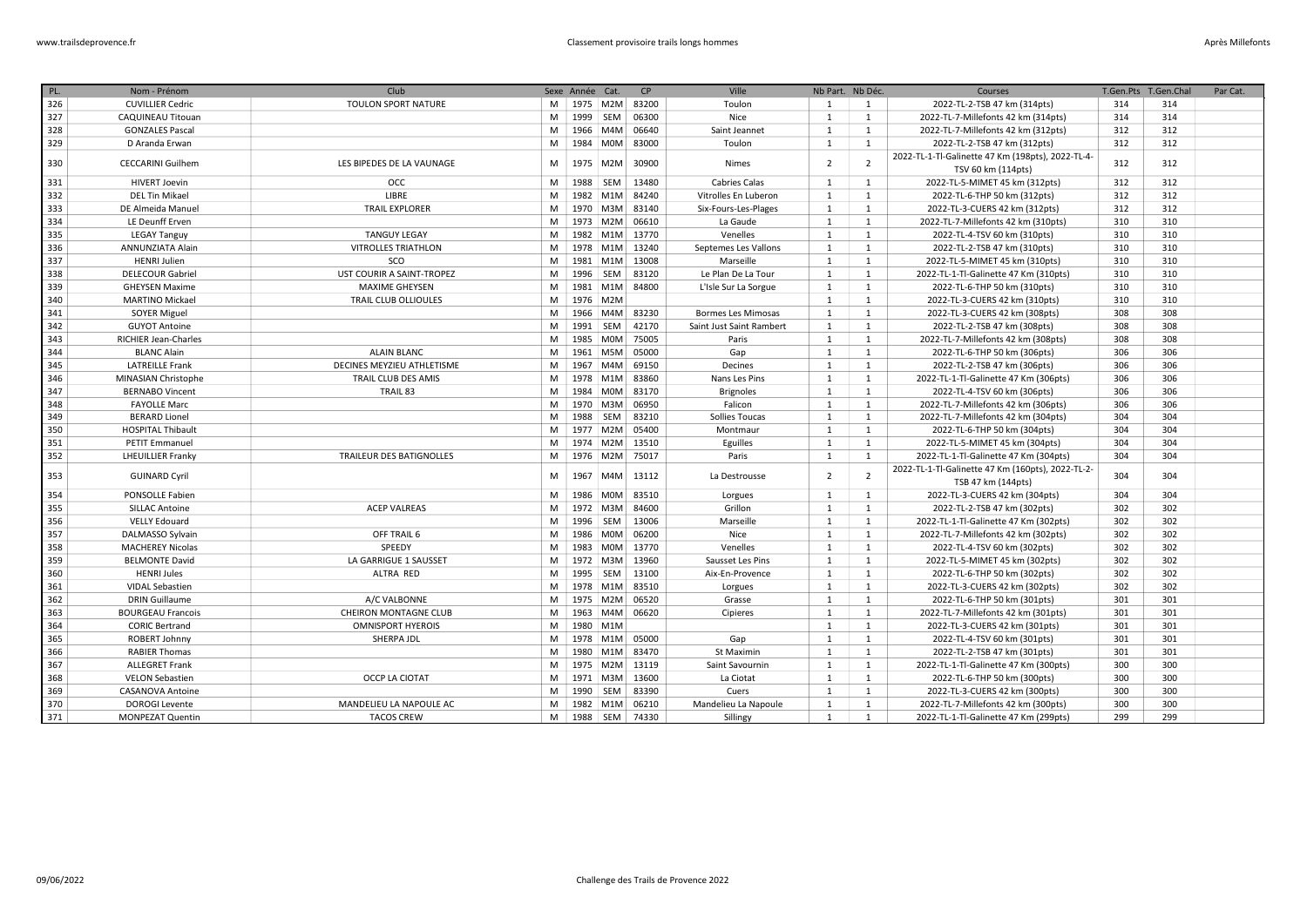| PL. | Nom - Prénom | Club | Sexe | Année | Cat. | CP | Ville | Nb Part. | Nb Déc. | Courses | T.Gen.Pts | T.Gen.Chal | Par Cat. |
|---|---|---|---|---|---|---|---|---|---|---|---|---|---|
| 326 | CUVILLIER Cedric | TOULON SPORT NATURE | M | 1975 | M2M | 83200 | Toulon | 1 | 1 | 2022-TL-2-TSB 47 km (314pts) | 314 | 314 | |
| 327 | CAQUINEAU Titouan | | M | 1999 | SEM | 06300 | Nice | 1 | 1 | 2022-TL-7-Millefonts 42 km (314pts) | 314 | 314 | |
| 328 | GONZALES Pascal | | M | 1966 | M4M | 06640 | Saint Jeannet | 1 | 1 | 2022-TL-7-Millefonts 42 km (312pts) | 312 | 312 | |
| 329 | D Aranda Erwan | | M | 1984 | M0M | 83000 | Toulon | 1 | 1 | 2022-TL-2-TSB 47 km (312pts) | 312 | 312 | |
| 330 | CECCARINI Guilhem | LES BIPEDES DE LA VAUNAGE | M | 1975 | M2M | 30900 | Nimes | 2 | 2 | 2022-TL-1-Tl-Galinette 47 Km (198pts), 2022-TL-4-TSV 60 km (114pts) | 312 | 312 | |
| 331 | HIVERT Joevin | OCC | M | 1988 | SEM | 13480 | Cabries Calas | 1 | 1 | 2022-TL-5-MIMET 45 km (312pts) | 312 | 312 | |
| 332 | DEL Tin Mikael | LIBRE | M | 1982 | M1M | 84240 | Vitrolles En Luberon | 1 | 1 | 2022-TL-6-THP 50 km (312pts) | 312 | 312 | |
| 333 | DE Almeida Manuel | TRAIL EXPLORER | M | 1970 | M3M | 83140 | Six-Fours-Les-Plages | 1 | 1 | 2022-TL-3-CUERS 42 km (312pts) | 312 | 312 | |
| 334 | LE Deunff Erven | | M | 1973 | M2M | 06610 | La Gaude | 1 | 1 | 2022-TL-7-Millefonts 42 km (310pts) | 310 | 310 | |
| 335 | LEGAY Tanguy | TANGUY LEGAY | M | 1982 | M1M | 13770 | Venelles | 1 | 1 | 2022-TL-4-TSV 60 km (310pts) | 310 | 310 | |
| 336 | ANNUNZIATA Alain | VITROLLES TRIATHLON | M | 1978 | M1M | 13240 | Septemes Les Vallons | 1 | 1 | 2022-TL-2-TSB 47 km (310pts) | 310 | 310 | |
| 337 | HENRI Julien | SCO | M | 1981 | M1M | 13008 | Marseille | 1 | 1 | 2022-TL-5-MIMET 45 km (310pts) | 310 | 310 | |
| 338 | DELECOUR Gabriel | UST COURIR A SAINT-TROPEZ | M | 1996 | SEM | 83120 | Le Plan De La Tour | 1 | 1 | 2022-TL-1-Tl-Galinette 47 Km (310pts) | 310 | 310 | |
| 339 | GHEYSEN Maxime | MAXIME GHEYSEN | M | 1981 | M1M | 84800 | L'Isle Sur La Sorgue | 1 | 1 | 2022-TL-6-THP 50 km (310pts) | 310 | 310 | |
| 340 | MARTINO Mickael | TRAIL CLUB OLLIOULES | M | 1976 | M2M | | | 1 | 1 | 2022-TL-3-CUERS 42 km (310pts) | 310 | 310 | |
| 341 | SOYER Miguel | | M | 1966 | M4M | 83230 | Bormes Les Mimosas | 1 | 1 | 2022-TL-3-CUERS 42 km (308pts) | 308 | 308 | |
| 342 | GUYOT Antoine | | M | 1991 | SEM | 42170 | Saint Just Saint Rambert | 1 | 1 | 2022-TL-2-TSB 47 km (308pts) | 308 | 308 | |
| 343 | RICHIER Jean-Charles | | M | 1985 | M0M | 75005 | Paris | 1 | 1 | 2022-TL-7-Millefonts 42 km (308pts) | 308 | 308 | |
| 344 | BLANC Alain | ALAIN BLANC | M | 1961 | M5M | 05000 | Gap | 1 | 1 | 2022-TL-6-THP 50 km (306pts) | 306 | 306 | |
| 345 | LATREILLE Frank | DECINES MEYZIEU ATHLETISME | M | 1967 | M4M | 69150 | Decines | 1 | 1 | 2022-TL-2-TSB 47 km (306pts) | 306 | 306 | |
| 346 | MINASIAN Christophe | TRAIL CLUB DES AMIS | M | 1978 | M1M | 83860 | Nans Les Pins | 1 | 1 | 2022-TL-1-Tl-Galinette 47 Km (306pts) | 306 | 306 | |
| 347 | BERNABO Vincent | TRAIL 83 | M | 1984 | M0M | 83170 | Brignoles | 1 | 1 | 2022-TL-4-TSV 60 km (306pts) | 306 | 306 | |
| 348 | FAYOLLE Marc | | M | 1970 | M3M | 06950 | Falicon | 1 | 1 | 2022-TL-7-Millefonts 42 km (306pts) | 306 | 306 | |
| 349 | BERARD Lionel | | M | 1988 | SEM | 83210 | Sollies Toucas | 1 | 1 | 2022-TL-7-Millefonts 42 km (304pts) | 304 | 304 | |
| 350 | HOSPITAL Thibault | | M | 1977 | M2M | 05400 | Montmaur | 1 | 1 | 2022-TL-6-THP 50 km (304pts) | 304 | 304 | |
| 351 | PETIT Emmanuel | | M | 1974 | M2M | 13510 | Eguilles | 1 | 1 | 2022-TL-5-MIMET 45 km (304pts) | 304 | 304 | |
| 352 | LHEUILLIER Franky | TRAILEUR DES BATIGNOLLES | M | 1976 | M2M | 75017 | Paris | 1 | 1 | 2022-TL-1-Tl-Galinette 47 Km (304pts) | 304 | 304 | |
| 353 | GUINARD Cyril | | M | 1967 | M4M | 13112 | La Destrousse | 2 | 2 | 2022-TL-1-Tl-Galinette 47 Km (160pts), 2022-TL-2-TSB 47 km (144pts) | 304 | 304 | |
| 354 | PONSOLLE Fabien | | M | 1986 | M0M | 83510 | Lorgues | 1 | 1 | 2022-TL-3-CUERS 42 km (304pts) | 304 | 304 | |
| 355 | SILLAC Antoine | ACEP VALREAS | M | 1972 | M3M | 84600 | Grillon | 1 | 1 | 2022-TL-2-TSB 47 km (302pts) | 302 | 302 | |
| 356 | VELLY Edouard | | M | 1996 | SEM | 13006 | Marseille | 1 | 1 | 2022-TL-1-Tl-Galinette 47 Km (302pts) | 302 | 302 | |
| 357 | DALMASSO Sylvain | OFF TRAIL 6 | M | 1986 | M0M | 06200 | Nice | 1 | 1 | 2022-TL-7-Millefonts 42 km (302pts) | 302 | 302 | |
| 358 | MACHEREY Nicolas | SPEEDY | M | 1983 | M0M | 13770 | Venelles | 1 | 1 | 2022-TL-4-TSV 60 km (302pts) | 302 | 302 | |
| 359 | BELMONTE David | LA GARRIGUE 1 SAUSSET | M | 1972 | M3M | 13960 | Sausset Les Pins | 1 | 1 | 2022-TL-5-MIMET 45 km (302pts) | 302 | 302 | |
| 360 | HENRI Jules | ALTRA RED | M | 1995 | SEM | 13100 | Aix-En-Provence | 1 | 1 | 2022-TL-6-THP 50 km (302pts) | 302 | 302 | |
| 361 | VIDAL Sebastien | | M | 1978 | M1M | 83510 | Lorgues | 1 | 1 | 2022-TL-3-CUERS 42 km (302pts) | 302 | 302 | |
| 362 | DRIN Guillaume | A/C VALBONNE | M | 1975 | M2M | 06520 | Grasse | 1 | 1 | 2022-TL-6-THP 50 km (301pts) | 301 | 301 | |
| 363 | BOURGEAU Francois | CHEIRON MONTAGNE CLUB | M | 1963 | M4M | 06620 | Cipieres | 1 | 1 | 2022-TL-7-Millefonts 42 km (301pts) | 301 | 301 | |
| 364 | CORIC Bertrand | OMNISPORT HYEROIS | M | 1980 | M1M | | | 1 | 1 | 2022-TL-3-CUERS 42 km (301pts) | 301 | 301 | |
| 365 | ROBERT Johnny | SHERPA JDL | M | 1978 | M1M | 05000 | Gap | 1 | 1 | 2022-TL-4-TSV 60 km (301pts) | 301 | 301 | |
| 366 | RABIER Thomas | | M | 1980 | M1M | 83470 | St Maximin | 1 | 1 | 2022-TL-2-TSB 47 km (301pts) | 301 | 301 | |
| 367 | ALLEGRET Frank | | M | 1975 | M2M | 13119 | Saint Savournin | 1 | 1 | 2022-TL-1-Tl-Galinette 47 Km (300pts) | 300 | 300 | |
| 368 | VELON Sebastien | OCCP LA CIOTAT | M | 1971 | M3M | 13600 | La Ciotat | 1 | 1 | 2022-TL-6-THP 50 km (300pts) | 300 | 300 | |
| 369 | CASANOVA Antoine | | M | 1990 | SEM | 83390 | Cuers | 1 | 1 | 2022-TL-3-CUERS 42 km (300pts) | 300 | 300 | |
| 370 | DOROGI Levente | MANDELIEU LA NAPOULE AC | M | 1982 | M1M | 06210 | Mandelieu La Napoule | 1 | 1 | 2022-TL-7-Millefonts 42 km (300pts) | 300 | 300 | |
| 371 | MONPEZAT Quentin | TACOS CREW | M | 1988 | SEM | 74330 | Sillingy | 1 | 1 | 2022-TL-1-Tl-Galinette 47 Km (299pts) | 299 | 299 | |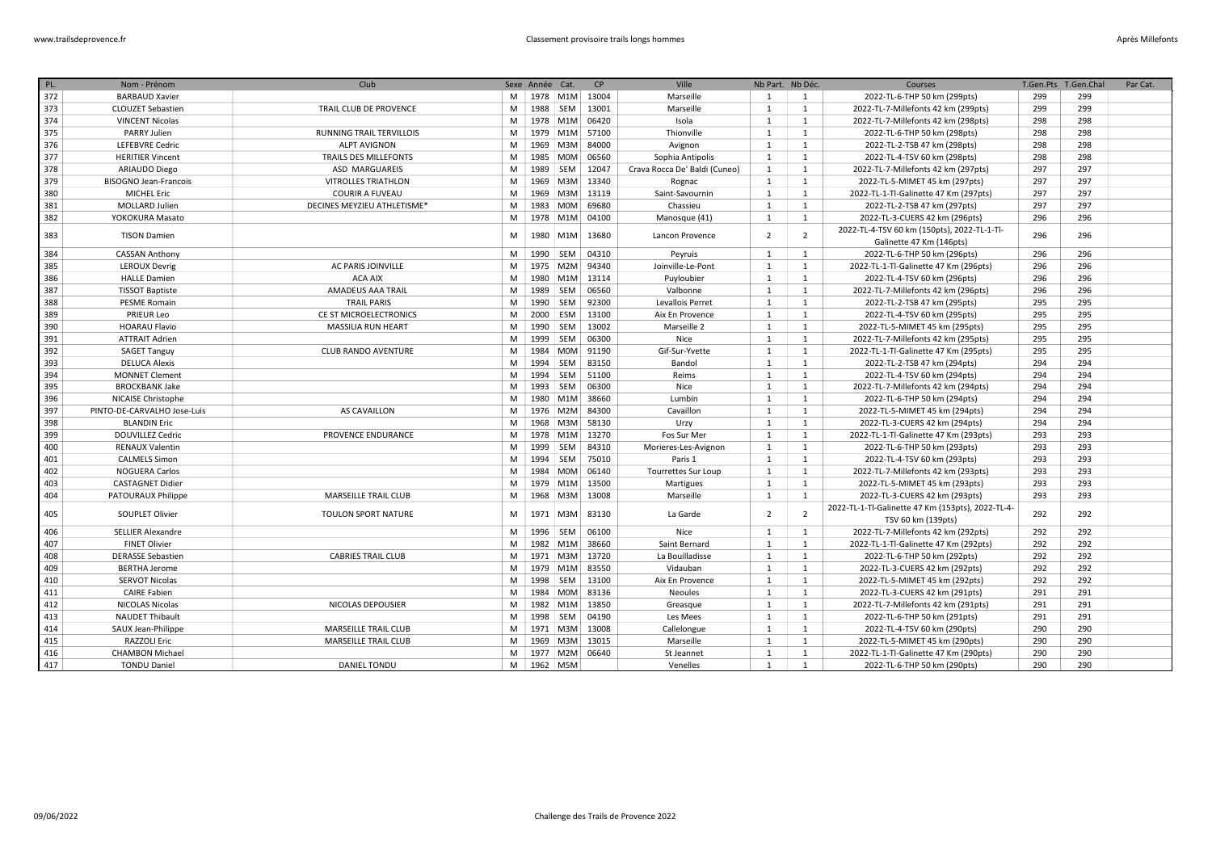| PL. | Nom - Prénom | Club | Sexe | Année | Cat. | CP | Ville | Nb Part. | Nb Déc. | Courses | T.Gen.Pts | T.Gen.Chal | Par Cat. |
|---|---|---|---|---|---|---|---|---|---|---|---|---|---|
| 372 | BARBAUD Xavier | | M | 1978 | M1M | 13004 | Marseille | 1 | 1 | 2022-TL-6-THP 50 km (299pts) | 299 | 299 | |
| 373 | CLOUZET Sebastien | TRAIL CLUB DE PROVENCE | M | 1988 | SEM | 13001 | Marseille | 1 | 1 | 2022-TL-7-Millefonts 42 km (299pts) | 299 | 299 | |
| 374 | VINCENT Nicolas | | M | 1978 | M1M | 06420 | Isola | 1 | 1 | 2022-TL-7-Millefonts 42 km (298pts) | 298 | 298 | |
| 375 | PARRY Julien | RUNNING TRAIL TERVILLOIS | M | 1979 | M1M | 57100 | Thionville | 1 | 1 | 2022-TL-6-THP 50 km (298pts) | 298 | 298 | |
| 376 | LEFEBVRE Cedric | ALPT AVIGNON | M | 1969 | M3M | 84000 | Avignon | 1 | 1 | 2022-TL-2-TSB 47 km (298pts) | 298 | 298 | |
| 377 | HERITIER Vincent | TRAILS DES MILLEFONTS | M | 1985 | M0M | 06560 | Sophia Antipolis | 1 | 1 | 2022-TL-4-TSV 60 km (298pts) | 298 | 298 | |
| 378 | ARIAUDO Diego | ASD MARGUAREIS | M | 1989 | SEM | 12047 | Crava Rocca De' Baldi (Cuneo) | 1 | 1 | 2022-TL-7-Millefonts 42 km (297pts) | 297 | 297 | |
| 379 | BISOGNO Jean-Francois | VITROLLES TRIATHLON | M | 1969 | M3M | 13340 | Rognac | 1 | 1 | 2022-TL-5-MIMET 45 km (297pts) | 297 | 297 | |
| 380 | MICHEL Eric | COURIR A FUVEAU | M | 1969 | M3M | 13119 | Saint-Savournin | 1 | 1 | 2022-TL-1-Tl-Galinette 47 Km (297pts) | 297 | 297 | |
| 381 | MOLLARD Julien | DECINES MEYZIEU ATHLETISME* | M | 1983 | M0M | 69680 | Chassieu | 1 | 1 | 2022-TL-2-TSB 47 km (297pts) | 297 | 297 | |
| 382 | YOKOKURA Masato | | M | 1978 | M1M | 04100 | Manosque (41) | 1 | 1 | 2022-TL-3-CUERS 42 km (296pts) | 296 | 296 | |
| 383 | TISON Damien | | M | 1980 | M1M | 13680 | Lancon Provence | 2 | 2 | 2022-TL-4-TSV 60 km (150pts), 2022-TL-1-Tl-Galinette 47 Km (146pts) | 296 | 296 | |
| 384 | CASSAN Anthony | | M | 1990 | SEM | 04310 | Peyruis | 1 | 1 | 2022-TL-6-THP 50 km (296pts) | 296 | 296 | |
| 385 | LEROUX Devrig | AC PARIS JOINVILLE | M | 1975 | M2M | 94340 | Joinville-Le-Pont | 1 | 1 | 2022-TL-1-Tl-Galinette 47 Km (296pts) | 296 | 296 | |
| 386 | HALLE Damien | ACA AIX | M | 1980 | M1M | 13114 | Puyloubier | 1 | 1 | 2022-TL-4-TSV 60 km (296pts) | 296 | 296 | |
| 387 | TISSOT Baptiste | AMADEUS AAA TRAIL | M | 1989 | SEM | 06560 | Valbonne | 1 | 1 | 2022-TL-7-Millefonts 42 km (296pts) | 296 | 296 | |
| 388 | PESME Romain | TRAIL PARIS | M | 1990 | SEM | 92300 | Levallois Perret | 1 | 1 | 2022-TL-2-TSB 47 km (295pts) | 295 | 295 | |
| 389 | PRIEUR Leo | CE ST MICROELECTRONICS | M | 2000 | ESM | 13100 | Aix En Provence | 1 | 1 | 2022-TL-4-TSV 60 km (295pts) | 295 | 295 | |
| 390 | HOARAU Flavio | MASSILIA RUN HEART | M | 1990 | SEM | 13002 | Marseille 2 | 1 | 1 | 2022-TL-5-MIMET 45 km (295pts) | 295 | 295 | |
| 391 | ATTRAIT Adrien | | M | 1999 | SEM | 06300 | Nice | 1 | 1 | 2022-TL-7-Millefonts 42 km (295pts) | 295 | 295 | |
| 392 | SAGET Tanguy | CLUB RANDO AVENTURE | M | 1984 | M0M | 91190 | Gif-Sur-Yvette | 1 | 1 | 2022-TL-1-Tl-Galinette 47 Km (295pts) | 295 | 295 | |
| 393 | DELUCA Alexis | | M | 1994 | SEM | 83150 | Bandol | 1 | 1 | 2022-TL-2-TSB 47 km (294pts) | 294 | 294 | |
| 394 | MONNET Clement | | M | 1994 | SEM | 51100 | Reims | 1 | 1 | 2022-TL-4-TSV 60 km (294pts) | 294 | 294 | |
| 395 | BROCKBANK Jake | | M | 1993 | SEM | 06300 | Nice | 1 | 1 | 2022-TL-7-Millefonts 42 km (294pts) | 294 | 294 | |
| 396 | NICAISE Christophe | | M | 1980 | M1M | 38660 | Lumbin | 1 | 1 | 2022-TL-6-THP 50 km (294pts) | 294 | 294 | |
| 397 | PINTO-DE-CARVALHO Jose-Luis | AS CAVAILLON | M | 1976 | M2M | 84300 | Cavaillon | 1 | 1 | 2022-TL-5-MIMET 45 km (294pts) | 294 | 294 | |
| 398 | BLANDIN Eric | | M | 1968 | M3M | 58130 | Urzy | 1 | 1 | 2022-TL-3-CUERS 42 km (294pts) | 294 | 294 | |
| 399 | DOUVILLEZ Cedric | PROVENCE ENDURANCE | M | 1978 | M1M | 13270 | Fos Sur Mer | 1 | 1 | 2022-TL-1-Tl-Galinette 47 Km (293pts) | 293 | 293 | |
| 400 | RENAUX Valentin | | M | 1999 | SEM | 84310 | Morieres-Les-Avignon | 1 | 1 | 2022-TL-6-THP 50 km (293pts) | 293 | 293 | |
| 401 | CALMELS Simon | | M | 1994 | SEM | 75010 | Paris 1 | 1 | 1 | 2022-TL-4-TSV 60 km (293pts) | 293 | 293 | |
| 402 | NOGUERA Carlos | | M | 1984 | M0M | 06140 | Tourrettes Sur Loup | 1 | 1 | 2022-TL-7-Millefonts 42 km (293pts) | 293 | 293 | |
| 403 | CASTAGNET Didier | | M | 1979 | M1M | 13500 | Martigues | 1 | 1 | 2022-TL-5-MIMET 45 km (293pts) | 293 | 293 | |
| 404 | PATOURAUX Philippe | MARSEILLE TRAIL CLUB | M | 1968 | M3M | 13008 | Marseille | 1 | 1 | 2022-TL-3-CUERS 42 km (293pts) | 293 | 293 | |
| 405 | SOUPLET Olivier | TOULON SPORT NATURE | M | 1971 | M3M | 83130 | La Garde | 2 | 2 | 2022-TL-1-Tl-Galinette 47 Km (153pts), 2022-TL-4-TSV 60 km (139pts) | 292 | 292 | |
| 406 | SELLIER Alexandre | | M | 1996 | SEM | 06100 | Nice | 1 | 1 | 2022-TL-7-Millefonts 42 km (292pts) | 292 | 292 | |
| 407 | FINET Olivier | | M | 1982 | M1M | 38660 | Saint Bernard | 1 | 1 | 2022-TL-1-Tl-Galinette 47 Km (292pts) | 292 | 292 | |
| 408 | DERASSE Sebastien | CABRIES TRAIL CLUB | M | 1971 | M3M | 13720 | La Bouilladisse | 1 | 1 | 2022-TL-6-THP 50 km (292pts) | 292 | 292 | |
| 409 | BERTHA Jerome | | M | 1979 | M1M | 83550 | Vidauban | 1 | 1 | 2022-TL-3-CUERS 42 km (292pts) | 292 | 292 | |
| 410 | SERVOT Nicolas | | M | 1998 | SEM | 13100 | Aix En Provence | 1 | 1 | 2022-TL-5-MIMET 45 km (292pts) | 292 | 292 | |
| 411 | CAIRE Fabien | | M | 1984 | M0M | 83136 | Neoules | 1 | 1 | 2022-TL-3-CUERS 42 km (291pts) | 291 | 291 | |
| 412 | NICOLAS Nicolas | NICOLAS DEPOUSIER | M | 1982 | M1M | 13850 | Greasque | 1 | 1 | 2022-TL-7-Millefonts 42 km (291pts) | 291 | 291 | |
| 413 | NAUDET Thibault | | M | 1998 | SEM | 04190 | Les Mees | 1 | 1 | 2022-TL-6-THP 50 km (291pts) | 291 | 291 | |
| 414 | SAUX Jean-Philippe | MARSEILLE TRAIL CLUB | M | 1971 | M3M | 13008 | Callelongue | 1 | 1 | 2022-TL-4-TSV 60 km (290pts) | 290 | 290 | |
| 415 | RAZZOLI Eric | MARSEILLE TRAIL CLUB | M | 1969 | M3M | 13015 | Marseille | 1 | 1 | 2022-TL-5-MIMET 45 km (290pts) | 290 | 290 | |
| 416 | CHAMBON Michael | | M | 1977 | M2M | 06640 | St Jeannet | 1 | 1 | 2022-TL-1-Tl-Galinette 47 Km (290pts) | 290 | 290 | |
| 417 | TONDU Daniel | DANIEL TONDU | M | 1962 | M5M | | Venelles | 1 | 1 | 2022-TL-6-THP 50 km (290pts) | 290 | 290 | |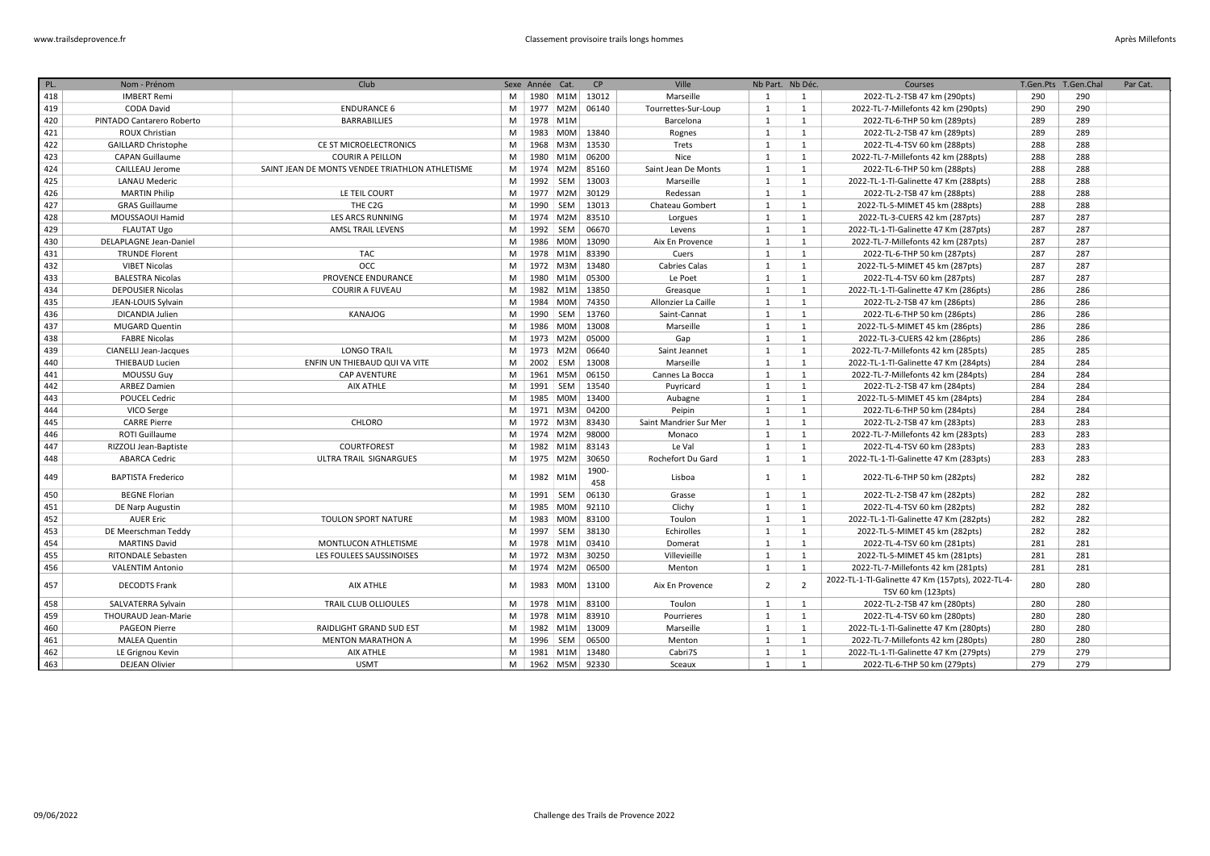| PL. | Nom - Prénom | Club | Sexe | Année | Cat. | CP | Ville | Nb Part. | Nb Déc. | Courses | T.Gen.Pts | T.Gen.Chal | Par Cat. |
|---|---|---|---|---|---|---|---|---|---|---|---|---|---|
| 418 | IMBERT Remi | | M | 1980 | M1M | 13012 | Marseille | 1 | 1 | 2022-TL-2-TSB 47 km (290pts) | 290 | 290 | |
| 419 | CODA David | ENDURANCE 6 | M | 1977 | M2M | 06140 | Tourrettes-Sur-Loup | 1 | 1 | 2022-TL-7-Millefonts 42 km (290pts) | 290 | 290 | |
| 420 | PINTADO Cantarero Roberto | BARRABILLIES | M | 1978 | M1M | | Barcelona | 1 | 1 | 2022-TL-6-THP 50 km (289pts) | 289 | 289 | |
| 421 | ROUX Christian | | M | 1983 | M0M | 13840 | Rognes | 1 | 1 | 2022-TL-2-TSB 47 km (289pts) | 289 | 289 | |
| 422 | GAILLARD Christophe | CE ST MICROELECTRONICS | M | 1968 | M3M | 13530 | Trets | 1 | 1 | 2022-TL-4-TSV 60 km (288pts) | 288 | 288 | |
| 423 | CAPAN Guillaume | COURIR A PEILLON | M | 1980 | M1M | 06200 | Nice | 1 | 1 | 2022-TL-7-Millefonts 42 km (288pts) | 288 | 288 | |
| 424 | CAILLEAU Jerome | SAINT JEAN DE MONTS VENDEE TRIATHLON ATHLETISME | M | 1974 | M2M | 85160 | Saint Jean De Monts | 1 | 1 | 2022-TL-6-THP 50 km (288pts) | 288 | 288 | |
| 425 | LANAU Mederic | | M | 1992 | SEM | 13003 | Marseille | 1 | 1 | 2022-TL-1-Tl-Galinette 47 Km (288pts) | 288 | 288 | |
| 426 | MARTIN Philip | LE TEIL COURT | M | 1977 | M2M | 30129 | Redessan | 1 | 1 | 2022-TL-2-TSB 47 km (288pts) | 288 | 288 | |
| 427 | GRAS Guillaume | THE C2G | M | 1990 | SEM | 13013 | Chateau Gombert | 1 | 1 | 2022-TL-5-MIMET 45 km (288pts) | 288 | 288 | |
| 428 | MOUSSAOUI Hamid | LES ARCS RUNNING | M | 1974 | M2M | 83510 | Lorgues | 1 | 1 | 2022-TL-3-CUERS 42 km (287pts) | 287 | 287 | |
| 429 | FLAUTAT Ugo | AMSL TRAIL LEVENS | M | 1992 | SEM | 06670 | Levens | 1 | 1 | 2022-TL-1-Tl-Galinette 47 Km (287pts) | 287 | 287 | |
| 430 | DELAPLAGNE Jean-Daniel | | M | 1986 | M0M | 13090 | Aix En Provence | 1 | 1 | 2022-TL-7-Millefonts 42 km (287pts) | 287 | 287 | |
| 431 | TRUNDE Florent | TAC | M | 1978 | M1M | 83390 | Cuers | 1 | 1 | 2022-TL-6-THP 50 km (287pts) | 287 | 287 | |
| 432 | VIBET Nicolas | OCC | M | 1972 | M3M | 13480 | Cabries Calas | 1 | 1 | 2022-TL-5-MIMET 45 km (287pts) | 287 | 287 | |
| 433 | BALESTRA Nicolas | PROVENCE ENDURANCE | M | 1980 | M1M | 05300 | Le Poet | 1 | 1 | 2022-TL-4-TSV 60 km (287pts) | 287 | 287 | |
| 434 | DEPOUSIER Nicolas | COURIR A FUVEAU | M | 1982 | M1M | 13850 | Greasque | 1 | 1 | 2022-TL-1-Tl-Galinette 47 Km (286pts) | 286 | 286 | |
| 435 | JEAN-LOUIS Sylvain | | M | 1984 | M0M | 74350 | Allonzier La Caille | 1 | 1 | 2022-TL-2-TSB 47 km (286pts) | 286 | 286 | |
| 436 | DICANDIA Julien | KANAJOG | M | 1990 | SEM | 13760 | Saint-Cannat | 1 | 1 | 2022-TL-6-THP 50 km (286pts) | 286 | 286 | |
| 437 | MUGARD Quentin | | M | 1986 | M0M | 13008 | Marseille | 1 | 1 | 2022-TL-5-MIMET 45 km (286pts) | 286 | 286 | |
| 438 | FABRE Nicolas | | M | 1973 | M2M | 05000 | Gap | 1 | 1 | 2022-TL-3-CUERS 42 km (286pts) | 286 | 286 | |
| 439 | CIANELLI Jean-Jacques | LONGO TRA!L | M | 1973 | M2M | 06640 | Saint Jeannet | 1 | 1 | 2022-TL-7-Millefonts 42 km (285pts) | 285 | 285 | |
| 440 | THIEBAUD Lucien | ENFIN UN THIEBAUD QUI VA VITE | M | 2002 | ESM | 13008 | Marseille | 1 | 1 | 2022-TL-1-Tl-Galinette 47 Km (284pts) | 284 | 284 | |
| 441 | MOUSSU Guy | CAP AVENTURE | M | 1961 | M5M | 06150 | Cannes La Bocca | 1 | 1 | 2022-TL-7-Millefonts 42 km (284pts) | 284 | 284 | |
| 442 | ARBEZ Damien | AIX ATHLE | M | 1991 | SEM | 13540 | Puyricard | 1 | 1 | 2022-TL-2-TSB 47 km (284pts) | 284 | 284 | |
| 443 | POUCEL Cedric | | M | 1985 | M0M | 13400 | Aubagne | 1 | 1 | 2022-TL-5-MIMET 45 km (284pts) | 284 | 284 | |
| 444 | VICO Serge | | M | 1971 | M3M | 04200 | Peipin | 1 | 1 | 2022-TL-6-THP 50 km (284pts) | 284 | 284 | |
| 445 | CARRE Pierre | CHLORO | M | 1972 | M3M | 83430 | Saint Mandrier Sur Mer | 1 | 1 | 2022-TL-2-TSB 47 km (283pts) | 283 | 283 | |
| 446 | ROTI Guillaume | | M | 1974 | M2M | 98000 | Monaco | 1 | 1 | 2022-TL-7-Millefonts 42 km (283pts) | 283 | 283 | |
| 447 | RIZZOLI Jean-Baptiste | COURTFOREST | M | 1982 | M1M | 83143 | Le Val | 1 | 1 | 2022-TL-4-TSV 60 km (283pts) | 283 | 283 | |
| 448 | ABARCA Cedric | ULTRA TRAIL SIGNARGUES | M | 1975 | M2M | 30650 | Rochefort Du Gard | 1 | 1 | 2022-TL-1-Tl-Galinette 47 Km (283pts) | 283 | 283 | |
| 449 | BAPTISTA Frederico | | M | 1982 | M1M | 1900-458 | Lisboa | 1 | 1 | 2022-TL-6-THP 50 km (282pts) | 282 | 282 | |
| 450 | BEGNE Florian | | M | 1991 | SEM | 06130 | Grasse | 1 | 1 | 2022-TL-2-TSB 47 km (282pts) | 282 | 282 | |
| 451 | DE Narp Augustin | | M | 1985 | M0M | 92110 | Clichy | 1 | 1 | 2022-TL-4-TSV 60 km (282pts) | 282 | 282 | |
| 452 | AUER Eric | TOULON SPORT NATURE | M | 1983 | M0M | 83100 | Toulon | 1 | 1 | 2022-TL-1-Tl-Galinette 47 Km (282pts) | 282 | 282 | |
| 453 | DE Meerschman Teddy | | M | 1997 | SEM | 38130 | Echirolles | 1 | 1 | 2022-TL-5-MIMET 45 km (282pts) | 282 | 282 | |
| 454 | MARTINS David | MONTLUCON ATHLETISME | M | 1978 | M1M | 03410 | Domerat | 1 | 1 | 2022-TL-4-TSV 60 km (281pts) | 281 | 281 | |
| 455 | RITONDALE Sebasten | LES FOULEES SAUSSINOISES | M | 1972 | M3M | 30250 | Villevieille | 1 | 1 | 2022-TL-5-MIMET 45 km (281pts) | 281 | 281 | |
| 456 | VALENTIM Antonio | | M | 1974 | M2M | 06500 | Menton | 1 | 1 | 2022-TL-7-Millefonts 42 km (281pts) | 281 | 281 | |
| 457 | DECODTS Frank | AIX ATHLE | M | 1983 | M0M | 13100 | Aix En Provence | 2 | 2 | 2022-TL-1-Tl-Galinette 47 Km (157pts), 2022-TL-4-TSV 60 km (123pts) | 280 | 280 | |
| 458 | SALVATERRA Sylvain | TRAIL CLUB OLLIOULES | M | 1978 | M1M | 83100 | Toulon | 1 | 1 | 2022-TL-2-TSB 47 km (280pts) | 280 | 280 | |
| 459 | THOURAUD Jean-Marie | | M | 1978 | M1M | 83910 | Pourrieres | 1 | 1 | 2022-TL-4-TSV 60 km (280pts) | 280 | 280 | |
| 460 | PAGEON Pierre | RAIDLIGHT GRAND SUD EST | M | 1982 | M1M | 13009 | Marseille | 1 | 1 | 2022-TL-1-Tl-Galinette 47 Km (280pts) | 280 | 280 | |
| 461 | MALEA Quentin | MENTON MARATHON A | M | 1996 | SEM | 06500 | Menton | 1 | 1 | 2022-TL-7-Millefonts 42 km (280pts) | 280 | 280 | |
| 462 | LE Grignou Kevin | AIX ATHLE | M | 1981 | M1M | 13480 | Cabri7S | 1 | 1 | 2022-TL-1-Tl-Galinette 47 Km (279pts) | 279 | 279 | |
| 463 | DEJEAN Olivier | USMT | M | 1962 | M5M | 92330 | Sceaux | 1 | 1 | 2022-TL-6-THP 50 km (279pts) | 279 | 279 | |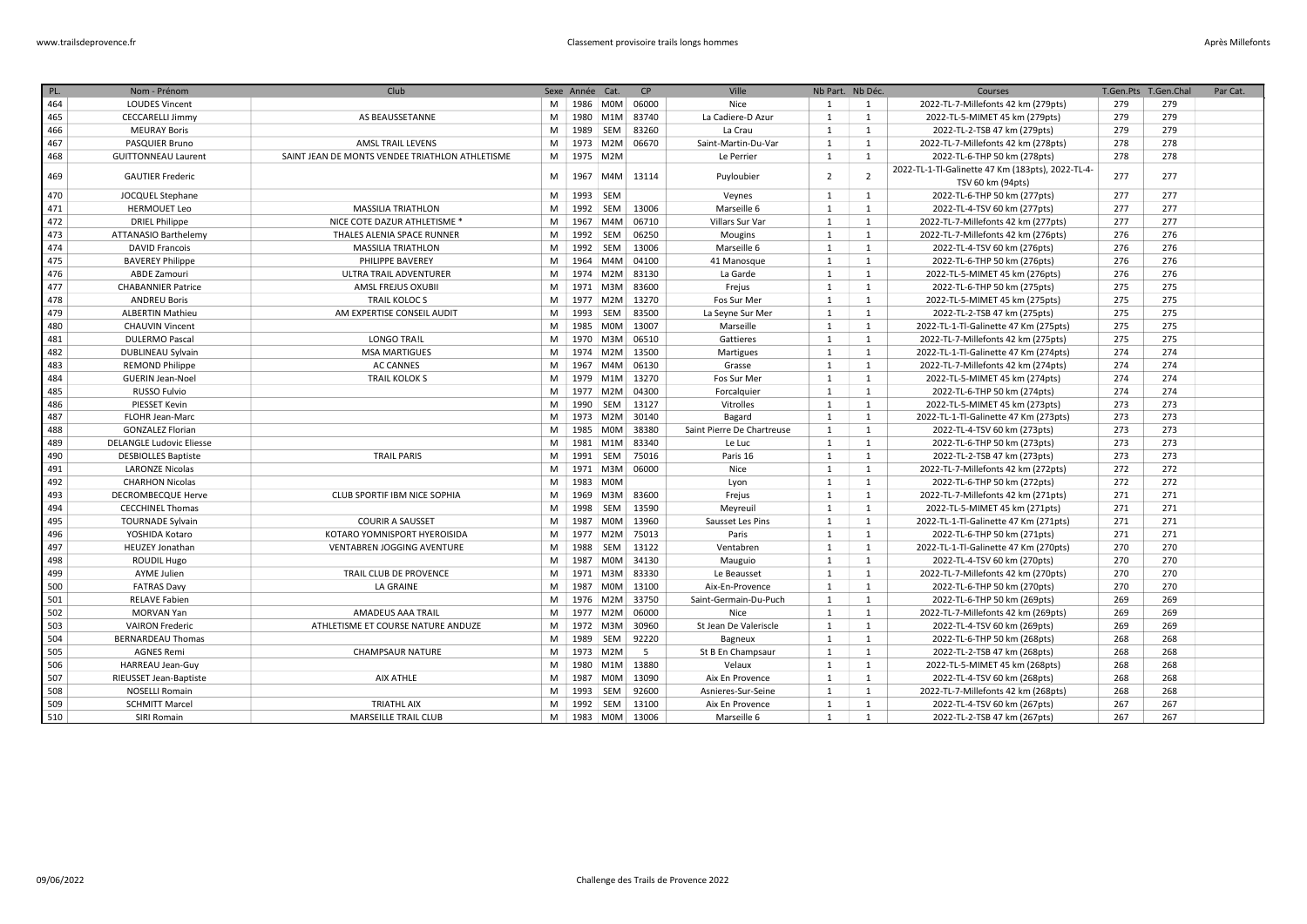| PL. | Nom - Prénom | Club | Sexe | Année | Cat. | CP | Ville | Nb Part. | Nb Déc. | Courses | T.Gen.Pts | T.Gen.Chal | Par Cat. |
|---|---|---|---|---|---|---|---|---|---|---|---|---|---|
| 464 | LOUDES Vincent | | M | 1986 | M0M | 06000 | Nice | 1 | 1 | 2022-TL-7-Millefonts 42 km (279pts) | 279 | 279 | |
| 465 | CECCARELLI Jimmy | AS BEAUSSETANNE | M | 1980 | M1M | 83740 | La Cadiere-D Azur | 1 | 1 | 2022-TL-5-MIMET 45 km (279pts) | 279 | 279 | |
| 466 | MEURAY Boris | | M | 1989 | SEM | 83260 | La Crau | 1 | 1 | 2022-TL-2-TSB 47 km (279pts) | 279 | 279 | |
| 467 | PASQUIER Bruno | AMSL TRAIL LEVENS | M | 1973 | M2M | 06670 | Saint-Martin-Du-Var | 1 | 1 | 2022-TL-7-Millefonts 42 km (278pts) | 278 | 278 | |
| 468 | GUITTONNEAU Laurent | SAINT JEAN DE MONTS VENDEE TRIATHLON ATHLETISME | M | 1975 | M2M | | Le Perrier | 1 | 1 | 2022-TL-6-THP 50 km (278pts) | 278 | 278 | |
| 469 | GAUTIER Frederic | | M | 1967 | M4M | 13114 | Puyloubier | 2 | 2 | 2022-TL-1-Tl-Galinette 47 Km (183pts), 2022-TL-4-TSV 60 km (94pts) | 277 | 277 | |
| 470 | JOCQUEL Stephane | | M | 1993 | SEM | | Veynes | 1 | 1 | 2022-TL-6-THP 50 km (277pts) | 277 | 277 | |
| 471 | HERMOUET Leo | MASSILIA TRIATHLON | M | 1992 | SEM | 13006 | Marseille 6 | 1 | 1 | 2022-TL-4-TSV 60 km (277pts) | 277 | 277 | |
| 472 | DRIEL Philippe | NICE COTE DAZUR ATHLETISME * | M | 1967 | M4M | 06710 | Villars Sur Var | 1 | 1 | 2022-TL-7-Millefonts 42 km (277pts) | 277 | 277 | |
| 473 | ATTANASIO Barthelemy | THALES ALENIA SPACE RUNNER | M | 1992 | SEM | 06250 | Mougins | 1 | 1 | 2022-TL-7-Millefonts 42 km (276pts) | 276 | 276 | |
| 474 | DAVID Francois | MASSILIA TRIATHLON | M | 1992 | SEM | 13006 | Marseille 6 | 1 | 1 | 2022-TL-4-TSV 60 km (276pts) | 276 | 276 | |
| 475 | BAVEREY Philippe | PHILIPPE BAVEREY | M | 1964 | M4M | 04100 | 41 Manosque | 1 | 1 | 2022-TL-6-THP 50 km (276pts) | 276 | 276 | |
| 476 | ABDE Zamouri | ULTRA TRAIL ADVENTURER | M | 1974 | M2M | 83130 | La Garde | 1 | 1 | 2022-TL-5-MIMET 45 km (276pts) | 276 | 276 | |
| 477 | CHABANNIER Patrice | AMSL FREJUS OXUBII | M | 1971 | M3M | 83600 | Frejus | 1 | 1 | 2022-TL-6-THP 50 km (275pts) | 275 | 275 | |
| 478 | ANDREU Boris | TRAIL KOLOC S | M | 1977 | M2M | 13270 | Fos Sur Mer | 1 | 1 | 2022-TL-5-MIMET 45 km (275pts) | 275 | 275 | |
| 479 | ALBERTIN Mathieu | AM EXPERTISE CONSEIL AUDIT | M | 1993 | SEM | 83500 | La Seyne Sur Mer | 1 | 1 | 2022-TL-2-TSB 47 km (275pts) | 275 | 275 | |
| 480 | CHAUVIN Vincent | | M | 1985 | M0M | 13007 | Marseille | 1 | 1 | 2022-TL-1-Tl-Galinette 47 Km (275pts) | 275 | 275 | |
| 481 | DULERMO Pascal | LONGO TRA!L | M | 1970 | M3M | 06510 | Gattieres | 1 | 1 | 2022-TL-7-Millefonts 42 km (275pts) | 275 | 275 | |
| 482 | DUBLINEAU Sylvain | MSA MARTIGUES | M | 1974 | M2M | 13500 | Martigues | 1 | 1 | 2022-TL-1-Tl-Galinette 47 Km (274pts) | 274 | 274 | |
| 483 | REMOND Philippe | AC CANNES | M | 1967 | M4M | 06130 | Grasse | 1 | 1 | 2022-TL-7-Millefonts 42 km (274pts) | 274 | 274 | |
| 484 | GUERIN Jean-Noel | TRAIL KOLOK S | M | 1979 | M1M | 13270 | Fos Sur Mer | 1 | 1 | 2022-TL-5-MIMET 45 km (274pts) | 274 | 274 | |
| 485 | RUSSO Fulvio | | M | 1977 | M2M | 04300 | Forcalquier | 1 | 1 | 2022-TL-6-THP 50 km (274pts) | 274 | 274 | |
| 486 | PIESSET Kevin | | M | 1990 | SEM | 13127 | Vitrolles | 1 | 1 | 2022-TL-5-MIMET 45 km (273pts) | 273 | 273 | |
| 487 | FLOHR Jean-Marc | | M | 1973 | M2M | 30140 | Bagard | 1 | 1 | 2022-TL-1-Tl-Galinette 47 Km (273pts) | 273 | 273 | |
| 488 | GONZALEZ Florian | | M | 1985 | M0M | 38380 | Saint Pierre De Chartreuse | 1 | 1 | 2022-TL-4-TSV 60 km (273pts) | 273 | 273 | |
| 489 | DELANGLE Ludovic Eliesse | | M | 1981 | M1M | 83340 | Le Luc | 1 | 1 | 2022-TL-6-THP 50 km (273pts) | 273 | 273 | |
| 490 | DESBIOLLES Baptiste | TRAIL PARIS | M | 1991 | SEM | 75016 | Paris 16 | 1 | 1 | 2022-TL-2-TSB 47 km (273pts) | 273 | 273 | |
| 491 | LARONZE Nicolas | | M | 1971 | M3M | 06000 | Nice | 1 | 1 | 2022-TL-7-Millefonts 42 km (272pts) | 272 | 272 | |
| 492 | CHARHON Nicolas | | M | 1983 | M0M | | Lyon | 1 | 1 | 2022-TL-6-THP 50 km (272pts) | 272 | 272 | |
| 493 | DECROMBECQUE Herve | CLUB SPORTIF IBM NICE SOPHIA | M | 1969 | M3M | 83600 | Frejus | 1 | 1 | 2022-TL-7-Millefonts 42 km (271pts) | 271 | 271 | |
| 494 | CECCHINEL Thomas | | M | 1998 | SEM | 13590 | Meyreuil | 1 | 1 | 2022-TL-5-MIMET 45 km (271pts) | 271 | 271 | |
| 495 | TOURNADE Sylvain | COURIR A SAUSSET | M | 1987 | M0M | 13960 | Sausset Les Pins | 1 | 1 | 2022-TL-1-Tl-Galinette 47 Km (271pts) | 271 | 271 | |
| 496 | YOSHIDA Kotaro | KOTARO YOMNISPORT HYEROISIDA | M | 1977 | M2M | 75013 | Paris | 1 | 1 | 2022-TL-6-THP 50 km (271pts) | 271 | 271 | |
| 497 | HEUZEY Jonathan | VENTABREN JOGGING AVENTURE | M | 1988 | SEM | 13122 | Ventabren | 1 | 1 | 2022-TL-1-Tl-Galinette 47 Km (270pts) | 270 | 270 | |
| 498 | ROUDIL Hugo | | M | 1987 | M0M | 34130 | Mauguio | 1 | 1 | 2022-TL-4-TSV 60 km (270pts) | 270 | 270 | |
| 499 | AYME Julien | TRAIL CLUB DE PROVENCE | M | 1971 | M3M | 83330 | Le Beausset | 1 | 1 | 2022-TL-7-Millefonts 42 km (270pts) | 270 | 270 | |
| 500 | FATRAS Davy | LA GRAINE | M | 1987 | M0M | 13100 | Aix-En-Provence | 1 | 1 | 2022-TL-6-THP 50 km (270pts) | 270 | 270 | |
| 501 | RELAVE Fabien | | M | 1976 | M2M | 33750 | Saint-Germain-Du-Puch | 1 | 1 | 2022-TL-6-THP 50 km (269pts) | 269 | 269 | |
| 502 | MORVAN Yan | AMADEUS AAA TRAIL | M | 1977 | M2M | 06000 | Nice | 1 | 1 | 2022-TL-7-Millefonts 42 km (269pts) | 269 | 269 | |
| 503 | VAIRON Frederic | ATHLETISME ET COURSE NATURE ANDUZE | M | 1972 | M3M | 30960 | St Jean De Valeriscle | 1 | 1 | 2022-TL-4-TSV 60 km (269pts) | 269 | 269 | |
| 504 | BERNARDEAU Thomas | | M | 1989 | SEM | 92220 | Bagneux | 1 | 1 | 2022-TL-6-THP 50 km (268pts) | 268 | 268 | |
| 505 | AGNES Remi | CHAMPSAUR NATURE | M | 1973 | M2M | 5 | St B En Champsaur | 1 | 1 | 2022-TL-2-TSB 47 km (268pts) | 268 | 268 | |
| 506 | HARREAU Jean-Guy | | M | 1980 | M1M | 13880 | Velaux | 1 | 1 | 2022-TL-5-MIMET 45 km (268pts) | 268 | 268 | |
| 507 | RIEUSSET Jean-Baptiste | AIX ATHLE | M | 1987 | M0M | 13090 | Aix En Provence | 1 | 1 | 2022-TL-4-TSV 60 km (268pts) | 268 | 268 | |
| 508 | NOSELLI Romain | | M | 1993 | SEM | 92600 | Asnieres-Sur-Seine | 1 | 1 | 2022-TL-7-Millefonts 42 km (268pts) | 268 | 268 | |
| 509 | SCHMITT Marcel | TRIATHL AIX | M | 1992 | SEM | 13100 | Aix En Provence | 1 | 1 | 2022-TL-4-TSV 60 km (267pts) | 267 | 267 | |
| 510 | SIRI Romain | MARSEILLE TRAIL CLUB | M | 1983 | M0M | 13006 | Marseille 6 | 1 | 1 | 2022-TL-2-TSB 47 km (267pts) | 267 | 267 | |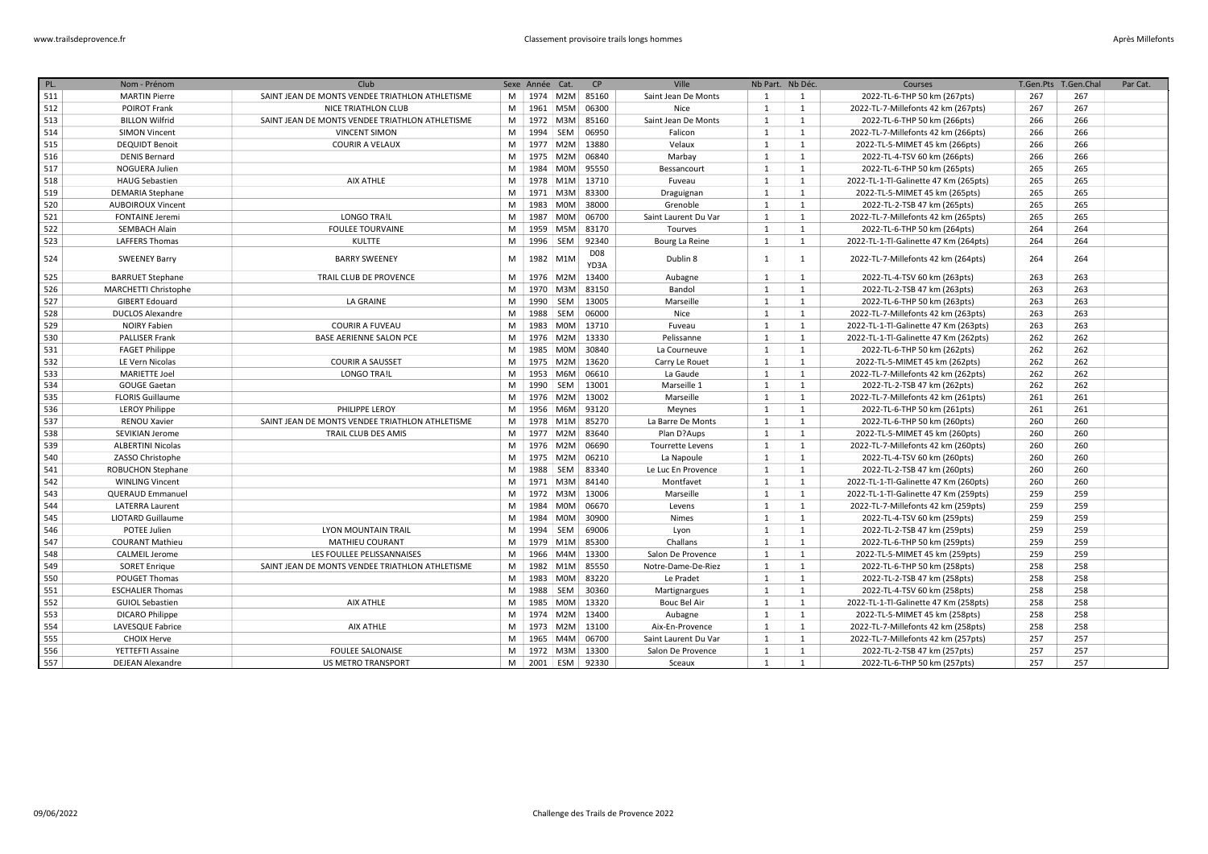| PL. | Nom - Prénom | Club | Sexe | Année | Cat. | CP | Ville | Nb Part. | Nb Déc. | Courses | T.Gen.Pts | T.Gen.Chal | Par Cat. |
|---|---|---|---|---|---|---|---|---|---|---|---|---|---|
| 511 | MARTIN Pierre | SAINT JEAN DE MONTS VENDEE TRIATHLON ATHLETISME | M | 1974 | M2M | 85160 | Saint Jean De Monts | 1 | 1 | 2022-TL-6-THP 50 km (267pts) | 267 | 267 | |
| 512 | POIROT Frank | NICE TRIATHLON CLUB | M | 1961 | M5M | 06300 | Nice | 1 | 1 | 2022-TL-7-Millefonts 42 km (267pts) | 267 | 267 | |
| 513 | BILLON Wilfrid | SAINT JEAN DE MONTS VENDEE TRIATHLON ATHLETISME | M | 1972 | M3M | 85160 | Saint Jean De Monts | 1 | 1 | 2022-TL-6-THP 50 km (266pts) | 266 | 266 | |
| 514 | SIMON Vincent | VINCENT SIMON | M | 1994 | SEM | 06950 | Falicon | 1 | 1 | 2022-TL-7-Millefonts 42 km (266pts) | 266 | 266 | |
| 515 | DEQUIDT Benoit | COURIR A VELAUX | M | 1977 | M2M | 13880 | Velaux | 1 | 1 | 2022-TL-5-MIMET 45 km (266pts) | 266 | 266 | |
| 516 | DENIS Bernard | | M | 1975 | M2M | 06840 | Marbay | 1 | 1 | 2022-TL-4-TSV 60 km (266pts) | 266 | 266 | |
| 517 | NOGUERA Julien | | M | 1984 | M0M | 95550 | Bessancourt | 1 | 1 | 2022-TL-6-THP 50 km (265pts) | 265 | 265 | |
| 518 | HAUG Sebastien | AIX ATHLE | M | 1978 | M1M | 13710 | Fuveau | 1 | 1 | 2022-TL-1-Tl-Galinette 47 Km (265pts) | 265 | 265 | |
| 519 | DEMARIA Stephane | | M | 1971 | M3M | 83300 | Draguignan | 1 | 1 | 2022-TL-5-MIMET 45 km (265pts) | 265 | 265 | |
| 520 | AUBOIROUX Vincent | | M | 1983 | M0M | 38000 | Grenoble | 1 | 1 | 2022-TL-2-TSB 47 km (265pts) | 265 | 265 | |
| 521 | FONTAINE Jeremi | LONGO TRA!L | M | 1987 | M0M | 06700 | Saint Laurent Du Var | 1 | 1 | 2022-TL-7-Millefonts 42 km (265pts) | 265 | 265 | |
| 522 | SEMBACH Alain | FOULEE TOURVAINE | M | 1959 | M5M | 83170 | Tourves | 1 | 1 | 2022-TL-6-THP 50 km (264pts) | 264 | 264 | |
| 523 | LAFFERS Thomas | KULTTE | M | 1996 | SEM | 92340 | Bourg La Reine | 1 | 1 | 2022-TL-1-Tl-Galinette 47 Km (264pts) | 264 | 264 | |
| 524 | SWEENEY Barry | BARRY SWEENEY | M | 1982 | M1M | D08 YD3A | Dublin 8 | 1 | 1 | 2022-TL-7-Millefonts 42 km (264pts) | 264 | 264 | |
| 525 | BARRUET Stephane | TRAIL CLUB DE PROVENCE | M | 1976 | M2M | 13400 | Aubagne | 1 | 1 | 2022-TL-4-TSV 60 km (263pts) | 263 | 263 | |
| 526 | MARCHETTI Christophe | | M | 1970 | M3M | 83150 | Bandol | 1 | 1 | 2022-TL-2-TSB 47 km (263pts) | 263 | 263 | |
| 527 | GIBERT Edouard | LA GRAINE | M | 1990 | SEM | 13005 | Marseille | 1 | 1 | 2022-TL-6-THP 50 km (263pts) | 263 | 263 | |
| 528 | DUCLOS Alexandre | | M | 1988 | SEM | 06000 | Nice | 1 | 1 | 2022-TL-7-Millefonts 42 km (263pts) | 263 | 263 | |
| 529 | NOIRY Fabien | COURIR A FUVEAU | M | 1983 | M0M | 13710 | Fuveau | 1 | 1 | 2022-TL-1-Tl-Galinette 47 Km (263pts) | 263 | 263 | |
| 530 | PALLISER Frank | BASE AERIENNE SALON PCE | M | 1976 | M2M | 13330 | Pelissanne | 1 | 1 | 2022-TL-1-Tl-Galinette 47 Km (262pts) | 262 | 262 | |
| 531 | FAGET Philippe | | M | 1985 | M0M | 30840 | La Courneuve | 1 | 1 | 2022-TL-6-THP 50 km (262pts) | 262 | 262 | |
| 532 | LE Vern Nicolas | COURIR A SAUSSET | M | 1975 | M2M | 13620 | Carry Le Rouet | 1 | 1 | 2022-TL-5-MIMET 45 km (262pts) | 262 | 262 | |
| 533 | MARIETTE Joel | LONGO TRA!L | M | 1953 | M6M | 06610 | La Gaude | 1 | 1 | 2022-TL-7-Millefonts 42 km (262pts) | 262 | 262 | |
| 534 | GOUGE Gaetan | | M | 1990 | SEM | 13001 | Marseille 1 | 1 | 1 | 2022-TL-2-TSB 47 km (262pts) | 262 | 262 | |
| 535 | FLORIS Guillaume | | M | 1976 | M2M | 13002 | Marseille | 1 | 1 | 2022-TL-7-Millefonts 42 km (261pts) | 261 | 261 | |
| 536 | LEROY Philippe | PHILIPPE LEROY | M | 1956 | M6M | 93120 | Meynes | 1 | 1 | 2022-TL-6-THP 50 km (261pts) | 261 | 261 | |
| 537 | RENOU Xavier | SAINT JEAN DE MONTS VENDEE TRIATHLON ATHLETISME | M | 1978 | M1M | 85270 | La Barre De Monts | 1 | 1 | 2022-TL-6-THP 50 km (260pts) | 260 | 260 | |
| 538 | SEVIKIAN Jerome | TRAIL CLUB DES AMIS | M | 1977 | M2M | 83640 | Plan D?Aups | 1 | 1 | 2022-TL-5-MIMET 45 km (260pts) | 260 | 260 | |
| 539 | ALBERTINI Nicolas | | M | 1976 | M2M | 06690 | Tourrette Levens | 1 | 1 | 2022-TL-7-Millefonts 42 km (260pts) | 260 | 260 | |
| 540 | ZASSO Christophe | | M | 1975 | M2M | 06210 | La Napoule | 1 | 1 | 2022-TL-4-TSV 60 km (260pts) | 260 | 260 | |
| 541 | ROBUCHON Stephane | | M | 1988 | SEM | 83340 | Le Luc En Provence | 1 | 1 | 2022-TL-2-TSB 47 km (260pts) | 260 | 260 | |
| 542 | WINLING Vincent | | M | 1971 | M3M | 84140 | Montfavet | 1 | 1 | 2022-TL-1-Tl-Galinette 47 Km (260pts) | 260 | 260 | |
| 543 | QUERAUD Emmanuel | | M | 1972 | M3M | 13006 | Marseille | 1 | 1 | 2022-TL-1-Tl-Galinette 47 Km (259pts) | 259 | 259 | |
| 544 | LATERRA Laurent | | M | 1984 | M0M | 06670 | Levens | 1 | 1 | 2022-TL-7-Millefonts 42 km (259pts) | 259 | 259 | |
| 545 | LIOTARD Guillaume | | M | 1984 | M0M | 30900 | Nimes | 1 | 1 | 2022-TL-4-TSV 60 km (259pts) | 259 | 259 | |
| 546 | POTEE Julien | LYON MOUNTAIN TRAIL | M | 1994 | SEM | 69006 | Lyon | 1 | 1 | 2022-TL-2-TSB 47 km (259pts) | 259 | 259 | |
| 547 | COURANT Mathieu | MATHIEU COURANT | M | 1979 | M1M | 85300 | Challans | 1 | 1 | 2022-TL-6-THP 50 km (259pts) | 259 | 259 | |
| 548 | CALMEIL Jerome | LES FOULLEE PELISSANNAISES | M | 1966 | M4M | 13300 | Salon De Provence | 1 | 1 | 2022-TL-5-MIMET 45 km (259pts) | 259 | 259 | |
| 549 | SORET Enrique | SAINT JEAN DE MONTS VENDEE TRIATHLON ATHLETISME | M | 1982 | M1M | 85550 | Notre-Dame-De-Riez | 1 | 1 | 2022-TL-6-THP 50 km (258pts) | 258 | 258 | |
| 550 | POUGET Thomas | | M | 1983 | M0M | 83220 | Le Pradet | 1 | 1 | 2022-TL-2-TSB 47 km (258pts) | 258 | 258 | |
| 551 | ESCHALIER Thomas | | M | 1988 | SEM | 30360 | Martignargues | 1 | 1 | 2022-TL-4-TSV 60 km (258pts) | 258 | 258 | |
| 552 | GUIOL Sebastien | AIX ATHLE | M | 1985 | M0M | 13320 | Bouc Bel Air | 1 | 1 | 2022-TL-1-Tl-Galinette 47 Km (258pts) | 258 | 258 | |
| 553 | DICARO Philippe | | M | 1974 | M2M | 13400 | Aubagne | 1 | 1 | 2022-TL-5-MIMET 45 km (258pts) | 258 | 258 | |
| 554 | LAVESQUE Fabrice | AIX ATHLE | M | 1973 | M2M | 13100 | Aix-En-Provence | 1 | 1 | 2022-TL-7-Millefonts 42 km (258pts) | 258 | 258 | |
| 555 | CHOIX Herve | | M | 1965 | M4M | 06700 | Saint Laurent Du Var | 1 | 1 | 2022-TL-7-Millefonts 42 km (257pts) | 257 | 257 | |
| 556 | YETTEFTI Assaine | FOULEE SALONAISE | M | 1972 | M3M | 13300 | Salon De Provence | 1 | 1 | 2022-TL-2-TSB 47 km (257pts) | 257 | 257 | |
| 557 | DEJEAN Alexandre | US METRO TRANSPORT | M | 2001 | ESM | 92330 | Sceaux | 1 | 1 | 2022-TL-6-THP 50 km (257pts) | 257 | 257 | |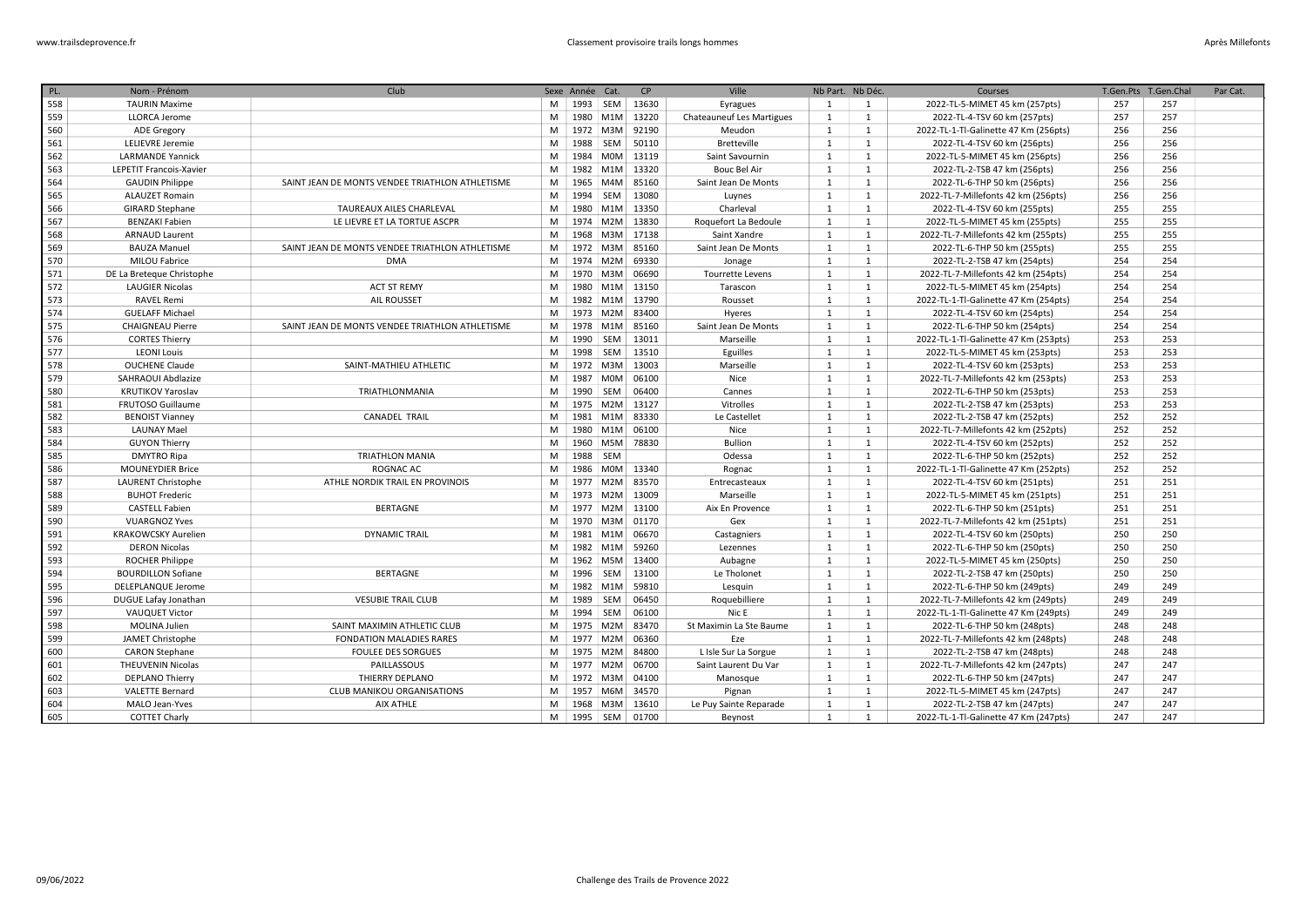| PL. | Nom - Prénom | Club | Sexe | Année | Cat. | CP | Ville | Nb Part. | Nb Déc. | Courses | T.Gen.Pts | T.Gen.Chal | Par Cat. |
|---|---|---|---|---|---|---|---|---|---|---|---|---|---|
| 558 | TAURIN Maxime | | M | 1993 | SEM | 13630 | Eyragues | 1 | 1 | 2022-TL-5-MIMET 45 km (257pts) | 257 | 257 | |
| 559 | LLORCA Jerome | | M | 1980 | M1M | 13220 | Chateauneuf Les Martigues | 1 | 1 | 2022-TL-4-TSV 60 km (257pts) | 257 | 257 | |
| 560 | ADE Gregory | | M | 1972 | M3M | 92190 | Meudon | 1 | 1 | 2022-TL-1-Tl-Galinette 47 km (256pts) | 256 | 256 | |
| 561 | LELIEVRE Jeremie | | M | 1988 | SEM | 50110 | Bretteville | 1 | 1 | 2022-TL-4-TSV 60 km (256pts) | 256 | 256 | |
| 562 | LARMANDE Yannick | | M | 1984 | M0M | 13119 | Saint Savournin | 1 | 1 | 2022-TL-5-MIMET 45 km (256pts) | 256 | 256 | |
| 563 | LEPETIT Francois-Xavier | | M | 1982 | M1M | 13320 | Bouc Bel Air | 1 | 1 | 2022-TL-2-TSB 47 km (256pts) | 256 | 256 | |
| 564 | GAUDIN Philippe | SAINT JEAN DE MONTS VENDEE TRIATHLON ATHLETISME | M | 1965 | M4M | 85160 | Saint Jean De Monts | 1 | 1 | 2022-TL-6-THP 50 km (256pts) | 256 | 256 | |
| 565 | ALAUZET Romain | | M | 1994 | SEM | 13080 | Luynes | 1 | 1 | 2022-TL-7-Millefonts 42 km (256pts) | 256 | 256 | |
| 566 | GIRARD Stephane | TAUREAUX AILES CHARLEVAL | M | 1980 | M1M | 13350 | Charleval | 1 | 1 | 2022-TL-4-TSV 60 km (255pts) | 255 | 255 | |
| 567 | BENZAKI Fabien | LE LIEVRE ET LA TORTUE ASCPR | M | 1974 | M2M | 13830 | Roquefort La Bedoule | 1 | 1 | 2022-TL-5-MIMET 45 km (255pts) | 255 | 255 | |
| 568 | ARNAUD Laurent | | M | 1968 | M3M | 17138 | Saint Xandre | 1 | 1 | 2022-TL-7-Millefonts 42 km (255pts) | 255 | 255 | |
| 569 | BAUZA Manuel | SAINT JEAN DE MONTS VENDEE TRIATHLON ATHLETISME | M | 1972 | M3M | 85160 | Saint Jean De Monts | 1 | 1 | 2022-TL-6-THP 50 km (255pts) | 255 | 255 | |
| 570 | MILOU Fabrice | DMA | M | 1974 | M2M | 69330 | Jonage | 1 | 1 | 2022-TL-2-TSB 47 km (254pts) | 254 | 254 | |
| 571 | DE La Breteque Christophe | | M | 1970 | M3M | 06690 | Tourrette Levens | 1 | 1 | 2022-TL-7-Millefonts 42 km (254pts) | 254 | 254 | |
| 572 | LAUGIER Nicolas | ACT ST REMY | M | 1980 | M1M | 13150 | Tarascon | 1 | 1 | 2022-TL-5-MIMET 45 km (254pts) | 254 | 254 | |
| 573 | RAVEL Remi | AIL ROUSSET | M | 1982 | M1M | 13790 | Rousset | 1 | 1 | 2022-TL-1-Tl-Galinette 47 km (254pts) | 254 | 254 | |
| 574 | GUELAFF Michael | | M | 1973 | M2M | 83400 | Hyeres | 1 | 1 | 2022-TL-4-TSV 60 km (254pts) | 254 | 254 | |
| 575 | CHAIGNEAU Pierre | SAINT JEAN DE MONTS VENDEE TRIATHLON ATHLETISME | M | 1978 | M1M | 85160 | Saint Jean De Monts | 1 | 1 | 2022-TL-6-THP 50 km (254pts) | 254 | 254 | |
| 576 | CORTES Thierry | | M | 1990 | SEM | 13011 | Marseille | 1 | 1 | 2022-TL-1-Tl-Galinette 47 km (253pts) | 253 | 253 | |
| 577 | LEONI Louis | | M | 1998 | SEM | 13510 | Eguilles | 1 | 1 | 2022-TL-5-MIMET 45 km (253pts) | 253 | 253 | |
| 578 | OUCHENE Claude | SAINT-MATHIEU ATHLETIC | M | 1972 | M3M | 13003 | Marseille | 1 | 1 | 2022-TL-4-TSV 60 km (253pts) | 253 | 253 | |
| 579 | SAHRAOUI Abdlazize | | M | 1987 | M0M | 06100 | Nice | 1 | 1 | 2022-TL-7-Millefonts 42 km (253pts) | 253 | 253 | |
| 580 | KRUTIKOV Yaroslav | TRIATHLONMANIA | M | 1990 | SEM | 06400 | Cannes | 1 | 1 | 2022-TL-6-THP 50 km (253pts) | 253 | 253 | |
| 581 | FRUTOSO Guillaume | | M | 1975 | M2M | 13127 | Vitrolles | 1 | 1 | 2022-TL-2-TSB 47 km (253pts) | 253 | 253 | |
| 582 | BENOIST Vianney | CANADEL TRAIL | M | 1981 | M1M | 83330 | Le Castellet | 1 | 1 | 2022-TL-2-TSB 47 km (252pts) | 252 | 252 | |
| 583 | LAUNAY Mael | | M | 1980 | M1M | 06100 | Nice | 1 | 1 | 2022-TL-7-Millefonts 42 km (252pts) | 252 | 252 | |
| 584 | GUYON Thierry | | M | 1960 | M5M | 78830 | Bullion | 1 | 1 | 2022-TL-4-TSV 60 km (252pts) | 252 | 252 | |
| 585 | DMYTRO Ripa | TRIATHLON MANIA | M | 1988 | SEM | | Odessa | 1 | 1 | 2022-TL-6-THP 50 km (252pts) | 252 | 252 | |
| 586 | MOUNEYDIER Brice | ROGNAC AC | M | 1986 | M0M | 13340 | Rognac | 1 | 1 | 2022-TL-1-Tl-Galinette 47 km (252pts) | 252 | 252 | |
| 587 | LAURENT Christophe | ATHLE NORDIK TRAIL EN PROVINOIS | M | 1977 | M2M | 83570 | Entrecasteaux | 1 | 1 | 2022-TL-4-TSV 60 km (251pts) | 251 | 251 | |
| 588 | BUHOT Frederic | | M | 1973 | M2M | 13009 | Marseille | 1 | 1 | 2022-TL-5-MIMET 45 km (251pts) | 251 | 251 | |
| 589 | CASTELL Fabien | BERTAGNE | M | 1977 | M2M | 13100 | Aix En Provence | 1 | 1 | 2022-TL-6-THP 50 km (251pts) | 251 | 251 | |
| 590 | VUARGNOZ Yves | | M | 1970 | M3M | 01170 | Gex | 1 | 1 | 2022-TL-7-Millefonts 42 km (251pts) | 251 | 251 | |
| 591 | KRAKOWCSKY Aurelien | DYNAMIC TRAIL | M | 1981 | M1M | 06670 | Castagniers | 1 | 1 | 2022-TL-4-TSV 60 km (250pts) | 250 | 250 | |
| 592 | DERON Nicolas | | M | 1982 | M1M | 59260 | Lezennes | 1 | 1 | 2022-TL-6-THP 50 km (250pts) | 250 | 250 | |
| 593 | ROCHER Philippe | | M | 1962 | M5M | 13400 | Aubagne | 1 | 1 | 2022-TL-5-MIMET 45 km (250pts) | 250 | 250 | |
| 594 | BOURDILLON Sofiane | BERTAGNE | M | 1996 | SEM | 13100 | Le Tholonet | 1 | 1 | 2022-TL-2-TSB 47 km (250pts) | 250 | 250 | |
| 595 | DELEPLANQUE Jerome | | M | 1982 | M1M | 59810 | Lesquin | 1 | 1 | 2022-TL-6-THP 50 km (249pts) | 249 | 249 | |
| 596 | DUGUE Lafay Jonathan | VESUBIE TRAIL CLUB | M | 1989 | SEM | 06450 | Roquebilliere | 1 | 1 | 2022-TL-7-Millefonts 42 km (249pts) | 249 | 249 | |
| 597 | VAUQUET Victor | | M | 1994 | SEM | 06100 | Nic E | 1 | 1 | 2022-TL-1-Tl-Galinette 47 km (249pts) | 249 | 249 | |
| 598 | MOLINA Julien | SAINT MAXIMIN ATHLETIC CLUB | M | 1975 | M2M | 83470 | St Maximin La Ste Baume | 1 | 1 | 2022-TL-6-THP 50 km (248pts) | 248 | 248 | |
| 599 | JAMET Christophe | FONDATION MALADIES RARES | M | 1977 | M2M | 06360 | Eze | 1 | 1 | 2022-TL-7-Millefonts 42 km (248pts) | 248 | 248 | |
| 600 | CARON Stephane | FOULEE DES SORGUES | M | 1975 | M2M | 84800 | L Isle Sur La Sorgue | 1 | 1 | 2022-TL-2-TSB 47 km (248pts) | 248 | 248 | |
| 601 | THEUVENIN Nicolas | PAILLASSOUS | M | 1977 | M2M | 06700 | Saint Laurent Du Var | 1 | 1 | 2022-TL-7-Millefonts 42 km (247pts) | 247 | 247 | |
| 602 | DEPLANO Thierry | THIERRY DEPLANO | M | 1972 | M3M | 04100 | Manosque | 1 | 1 | 2022-TL-6-THP 50 km (247pts) | 247 | 247 | |
| 603 | VALETTE Bernard | CLUB MANIKOU ORGANISATIONS | M | 1957 | M6M | 34570 | Pignan | 1 | 1 | 2022-TL-5-MIMET 45 km (247pts) | 247 | 247 | |
| 604 | MALO Jean-Yves | AIX ATHLE | M | 1968 | M3M | 13610 | Le Puy Sainte Reparade | 1 | 1 | 2022-TL-2-TSB 47 km (247pts) | 247 | 247 | |
| 605 | COTTET Charly | | M | 1995 | SEM | 01700 | Beynost | 1 | 1 | 2022-TL-1-Tl-Galinette 47 km (247pts) | 247 | 247 | |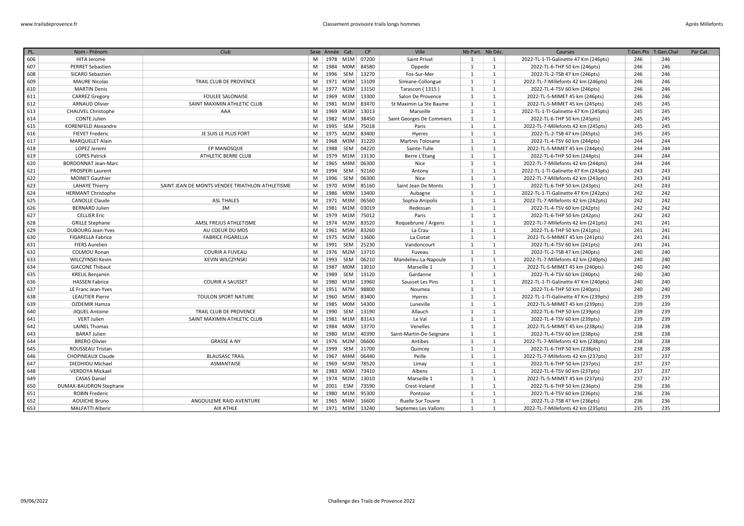| PL. | Nom - Prénom | Club | Sexe | Année | Cat. | CP | Ville | Nb Part. | Nb Déc. | Courses | T.Gen.Pts | T.Gen.Chal | Par Cat. |
|---|---|---|---|---|---|---|---|---|---|---|---|---|---|
| 606 | HITA Jerome | | M | 1978 | M1M | 07200 | Saint Privat | 1 | 1 | 2022-TL-1-Tl-Galinette 47 Km (246pts) | 246 | 246 | |
| 607 | PERRET Sebastien | | M | 1984 | M0M | 84580 | Oppede | 1 | 1 | 2022-TL-6-THP 50 km (246pts) | 246 | 246 | |
| 608 | SICARD Sebastien | | M | 1996 | SEM | 13270 | Fos-Sur-Mer | 1 | 1 | 2022-TL-2-TSB 47 km (246pts) | 246 | 246 | |
| 609 | MAURE Nicolas | TRAIL CLUB DE PROVENCE | M | 1971 | M3M | 13109 | Simiane-Collongue | 1 | 1 | 2022-TL-7-Millefonts 42 km (246pts) | 246 | 246 | |
| 610 | MARTIN Denis | | M | 1977 | M2M | 13150 | Tarascon ( 1315 ) | 1 | 1 | 2022-TL-4-TSV 60 km (246pts) | 246 | 246 | |
| 611 | CARREZ Gregory | FOULEE SALONAISE | M | 1969 | M3M | 13300 | Salon De Provence | 1 | 1 | 2022-TL-5-MIMET 45 km (246pts) | 246 | 246 | |
| 612 | ARNAUD Olivier | SAINT MAXIMIN ATHLETIC CLUB | M | 1981 | M1M | 83470 | St Maximin La Ste Baume | 1 | 1 | 2022-TL-5-MIMET 45 km (245pts) | 245 | 245 | |
| 613 | CHAUVEL Christophe | AAA | M | 1969 | M3M | 13013 | Marseille | 1 | 1 | 2022-TL-1-Tl-Galinette 47 Km (245pts) | 245 | 245 | |
| 614 | CONTE Julien | | M | 1982 | M1M | 38450 | Saint Georges De Commiers | 1 | 1 | 2022-TL-6-THP 50 km (245pts) | 245 | 245 | |
| 615 | KORENFELD Alexandre | | M | 1995 | SEM | 75018 | Paris | 1 | 1 | 2022-TL-7-Millefonts 42 km (245pts) | 245 | 245 | |
| 616 | FIEVET Frederic | JE SUIS LE PLUS FORT | M | 1975 | M2M | 83400 | Hyeres | 1 | 1 | 2022-TL-2-TSB 47 km (245pts) | 245 | 245 | |
| 617 | MARQUELET Alain | | M | 1968 | M3M | 31220 | Martres Tolosane | 1 | 1 | 2022-TL-4-TSV 60 km (244pts) | 244 | 244 | |
| 618 | LOPEZ Jeremi | EP MANOSQUE | M | 1988 | SEM | 04220 | Sainte-Tulle | 1 | 1 | 2022-TL-5-MIMET 45 km (244pts) | 244 | 244 | |
| 619 | LOPES Patrick | ATHLETIC BERRE CLUB | M | 1979 | M1M | 13130 | Berre L'Etang | 1 | 1 | 2022-TL-6-THP 50 km (244pts) | 244 | 244 | |
| 620 | BORDONNAT Jean-Marc | | M | 1965 | M4M | 06300 | Nice | 1 | 1 | 2022-TL-7-Millefonts 42 km (244pts) | 244 | 244 | |
| 621 | PROSPERI Laurent | | M | 1994 | SEM | 92160 | Antony | 1 | 1 | 2022-TL-1-Tl-Galinette 47 Km (243pts) | 243 | 243 | |
| 622 | MOINET Gauthier | | M | 1996 | SEM | 06300 | Nice | 1 | 1 | 2022-TL-7-Millefonts 42 km (243pts) | 243 | 243 | |
| 623 | LAHAYE Thierry | SAINT JEAN DE MONTS VENDEE TRIATHLON ATHLETISME | M | 1970 | M3M | 85160 | Saint Jean De Monts | 1 | 1 | 2022-TL-6-THP 50 km (243pts) | 243 | 243 | |
| 624 | HERMANT Christophe | | M | 1986 | M0M | 13400 | Aubagne | 1 | 1 | 2022-TL-1-Tl-Galinette 47 Km (242pts) | 242 | 242 | |
| 625 | CANOLLE Claude | ASL THALES | M | 1971 | M3M | 06560 | Sophia Anipolis | 1 | 1 | 2022-TL-7-Millefonts 42 km (242pts) | 242 | 242 | |
| 626 | BERNARD Julien | 3M | M | 1981 | M1M | 03019 | Redessan | 1 | 1 | 2022-TL-4-TSV 60 km (242pts) | 242 | 242 | |
| 627 | CELLIER Eric | | M | 1979 | M1M | 75012 | Paris | 1 | 1 | 2022-TL-6-THP 50 km (242pts) | 242 | 242 | |
| 628 | GRILLE Stephane | AMSL FREJUS ATHLETISME | M | 1974 | M2M | 83520 | Roquebrune / Argens | 1 | 1 | 2022-TL-7-Millefonts 42 km (241pts) | 241 | 241 | |
| 629 | DUBOURG Jean-Yves | AU COEUR DU MDS | M | 1961 | M5M | 83260 | La Crau | 1 | 1 | 2022-TL-6-THP 50 km (241pts) | 241 | 241 | |
| 630 | FIGARELLA Fabrice | FABRICE FIGARELLA | M | 1975 | M2M | 13600 | La Ciotat | 1 | 1 | 2022-TL-5-MIMET 45 km (241pts) | 241 | 241 | |
| 631 | FIERS Aurelien | | M | 1991 | SEM | 25230 | Vandoncourt | 1 | 1 | 2022-TL-4-TSV 60 km (241pts) | 241 | 241 | |
| 632 | COLMOU Ronan | COURIR A FUVEAU | M | 1976 | M2M | 13710 | Fuveau | 1 | 1 | 2022-TL-2-TSB 47 km (240pts) | 240 | 240 | |
| 633 | WILCZYNSKI Kevin | KEVIN WILCZYNSKI | M | 1993 | SEM | 06210 | Mandelieu-La-Napoule | 1 | 1 | 2022-TL-7-Millefonts 42 km (240pts) | 240 | 240 | |
| 634 | GIACONE Thibaut | | M | 1987 | M0M | 13010 | Marseille 1 | 1 | 1 | 2022-TL-5-MIMET 45 km (240pts) | 240 | 240 | |
| 635 | KRELIL Benjamin | | M | 1989 | SEM | 13120 | Gardanne | 1 | 1 | 2022-TL-4-TSV 60 km (240pts) | 240 | 240 | |
| 636 | HASSEN Fabrice | COURIR A SAUSSET | M | 1980 | M1M | 13960 | Sausset Les Pins | 1 | 1 | 2022-TL-1-Tl-Galinette 47 Km (240pts) | 240 | 240 | |
| 637 | LE Franc Jean-Yves | | M | 1951 | M7M | 98800 | Noumea | 1 | 1 | 2022-TL-6-THP 50 km (240pts) | 240 | 240 | |
| 638 | LEAUTIER Pierre | TOULON SPORT NATURE | M | 1960 | M5M | 83400 | Hyeres | 1 | 1 | 2022-TL-1-Tl-Galinette 47 Km (239pts) | 239 | 239 | |
| 639 | OZDEMIR Hamza | | M | 1985 | M0M | 54300 | Luneville | 1 | 1 | 2022-TL-5-MIMET 45 km (239pts) | 239 | 239 | |
| 640 | JIQUEL Antoine | TRAIL CLUB DE PROVENCE | M | 1990 | SEM | 13190 | Allauch | 1 | 1 | 2022-TL-6-THP 50 km (239pts) | 239 | 239 | |
| 641 | VERT Julien | SAINT MAXIMIN ATHLETIC CLUB | M | 1981 | M1M | 83143 | Le Val | 1 | 1 | 2022-TL-4-TSV 60 km (239pts) | 239 | 239 | |
| 642 | LAINEL Thomas | | M | 1984 | M0M | 13770 | Venelles | 1 | 1 | 2022-TL-5-MIMET 45 km (238pts) | 238 | 238 | |
| 643 | BARAT Julien | | M | 1980 | M1M | 40390 | Saint-Martin-De-Seignanx | 1 | 1 | 2022-TL-4-TSV 60 km (238pts) | 238 | 238 | |
| 644 | BRERO Olivier | GRASSE A NY | M | 1976 | M2M | 06600 | Antibes | 1 | 1 | 2022-TL-7-Millefonts 42 km (238pts) | 238 | 238 | |
| 645 | ROUSSEAU Tristan | | M | 1999 | SEM | 21700 | Quincey | 1 | 1 | 2022-TL-6-THP 50 km (238pts) | 238 | 238 | |
| 646 | CHOPINEAUX Claude | BLAUSASC TRAIL | M | 1967 | M4M | 06440 | Peille | 1 | 1 | 2022-TL-7-Millefonts 42 km (237pts) | 237 | 237 | |
| 647 | DIEDHIOU Michael | ASMANTAISE | M | 1969 | M3M | 78520 | Limay | 1 | 1 | 2022-TL-6-THP 50 km (237pts) | 237 | 237 | |
| 648 | VERDOYA Mickael | | M | 1983 | M0M | 73410 | Albens | 1 | 1 | 2022-TL-4-TSV 60 km (237pts) | 237 | 237 | |
| 649 | CASAS Daniel | | M | 1974 | M2M | 13010 | Marseille 1 | 1 | 1 | 2022-TL-5-MIMET 45 km (237pts) | 237 | 237 | |
| 650 | DUMAX-BAUDRON Stephane | | M | 2001 | ESM | 73590 | Crest-Voland | 1 | 1 | 2022-TL-6-THP 50 km (236pts) | 236 | 236 | |
| 651 | ROBIN Frederic | | M | 1980 | M1M | 95300 | Pontoise | 1 | 1 | 2022-TL-4-TSV 60 km (236pts) | 236 | 236 | |
| 652 | AOUICHE Bruno | ANGOULEME RAID AVENTURE | M | 1965 | M4M | 16600 | Ruelle Sur Touvre | 1 | 1 | 2022-TL-2-TSB 47 km (236pts) | 236 | 236 | |
| 653 | MALFATTI Alberic | AIX ATHLE | M | 1971 | M3M | 13240 | Septemes Les Vallons | 1 | 1 | 2022-TL-7-Millefonts 42 km (235pts) | 235 | 235 | |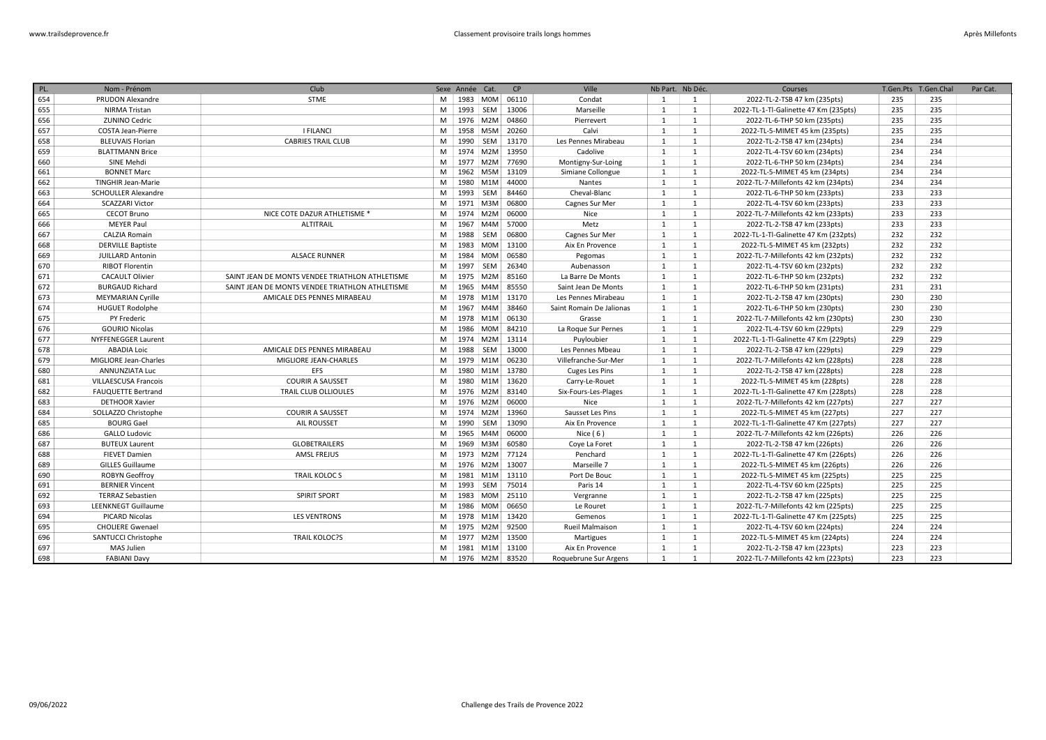| PL. | Nom - Prénom | Club | Sexe | Année | Cat. | CP | Ville | Nb Part. | Nb Déc. | Courses | T.Gen.Pts | T.Gen.Chal | Par Cat. |
|---|---|---|---|---|---|---|---|---|---|---|---|---|---|
| 654 | PRUDON Alexandre | STME | M | 1983 | M0M | 06110 | Condat | 1 | 1 | 2022-TL-2-TSB 47 km (235pts) | 235 | 235 | |
| 655 | NIRMA Tristan | | M | 1993 | SEM | 13006 | Marseille | 1 | 1 | 2022-TL-1-TI-Galinette 47 Km (235pts) | 235 | 235 | |
| 656 | ZUNINO Cedric | | M | 1976 | M2M | 04860 | Pierrevert | 1 | 1 | 2022-TL-6-THP 50 km (235pts) | 235 | 235 | |
| 657 | COSTA Jean-Pierre | I FILANCI | M | 1958 | M5M | 20260 | Calvi | 1 | 1 | 2022-TL-5-MIMET 45 km (235pts) | 235 | 235 | |
| 658 | BLEUVAIS Florian | CABRIES TRAIL CLUB | M | 1990 | SEM | 13170 | Les Pennes Mirabeau | 1 | 1 | 2022-TL-2-TSB 47 km (234pts) | 234 | 234 | |
| 659 | BLATTMANN Brice | | M | 1974 | M2M | 13950 | Cadolive | 1 | 1 | 2022-TL-4-TSV 60 km (234pts) | 234 | 234 | |
| 660 | SINE Mehdi | | M | 1977 | M2M | 77690 | Montigny-Sur-Loing | 1 | 1 | 2022-TL-6-THP 50 km (234pts) | 234 | 234 | |
| 661 | BONNET Marc | | M | 1962 | M5M | 13109 | Simiane Collongue | 1 | 1 | 2022-TL-5-MIMET 45 km (234pts) | 234 | 234 | |
| 662 | TINGHIR Jean-Marie | | M | 1980 | M1M | 44000 | Nantes | 1 | 1 | 2022-TL-7-Millefonts 42 km (234pts) | 234 | 234 | |
| 663 | SCHOULLER Alexandre | | M | 1993 | SEM | 84460 | Cheval-Blanc | 1 | 1 | 2022-TL-6-THP 50 km (233pts) | 233 | 233 | |
| 664 | SCAZZARI Victor | | M | 1971 | M3M | 06800 | Cagnes Sur Mer | 1 | 1 | 2022-TL-4-TSV 60 km (233pts) | 233 | 233 | |
| 665 | CECOT Bruno | NICE COTE DAZUR ATHLETISME * | M | 1974 | M2M | 06000 | Nice | 1 | 1 | 2022-TL-7-Millefonts 42 km (233pts) | 233 | 233 | |
| 666 | MEYER Paul | ALTITRAIL | M | 1967 | M4M | 57000 | Metz | 1 | 1 | 2022-TL-2-TSB 47 km (233pts) | 233 | 233 | |
| 667 | CALZIA Romain | | M | 1988 | SEM | 06800 | Cagnes Sur Mer | 1 | 1 | 2022-TL-1-TI-Galinette 47 Km (232pts) | 232 | 232 | |
| 668 | DERVILLE Baptiste | | M | 1983 | M0M | 13100 | Aix En Provence | 1 | 1 | 2022-TL-5-MIMET 45 km (232pts) | 232 | 232 | |
| 669 | JUILLARD Antonin | ALSACE RUNNER | M | 1984 | M0M | 06580 | Pegomas | 1 | 1 | 2022-TL-7-Millefonts 42 km (232pts) | 232 | 232 | |
| 670 | RIBOT Florentin | | M | 1997 | SEM | 26340 | Aubenasson | 1 | 1 | 2022-TL-4-TSV 60 km (232pts) | 232 | 232 | |
| 671 | CACAULT Olivier | SAINT JEAN DE MONTS VENDEE TRIATHLON ATHLETISME | M | 1975 | M2M | 85160 | La Barre De Monts | 1 | 1 | 2022-TL-6-THP 50 km (232pts) | 232 | 232 | |
| 672 | BURGAUD Richard | SAINT JEAN DE MONTS VENDEE TRIATHLON ATHLETISME | M | 1965 | M4M | 85550 | Saint Jean De Monts | 1 | 1 | 2022-TL-6-THP 50 km (231pts) | 231 | 231 | |
| 673 | MEYMARIAN Cyrille | AMICALE DES PENNES MIRABEAU | M | 1978 | M1M | 13170 | Les Pennes Mirabeau | 1 | 1 | 2022-TL-2-TSB 47 km (230pts) | 230 | 230 | |
| 674 | HUGUET Rodolphe | | M | 1967 | M4M | 38460 | Saint Romain De Jalionas | 1 | 1 | 2022-TL-6-THP 50 km (230pts) | 230 | 230 | |
| 675 | PY Frederic | | M | 1978 | M1M | 06130 | Grasse | 1 | 1 | 2022-TL-7-Millefonts 42 km (230pts) | 230 | 230 | |
| 676 | GOURIO Nicolas | | M | 1986 | M0M | 84210 | La Roque Sur Pernes | 1 | 1 | 2022-TL-4-TSV 60 km (229pts) | 229 | 229 | |
| 677 | NYFFENEGGER Laurent | | M | 1974 | M2M | 13114 | Puyloubier | 1 | 1 | 2022-TL-1-TI-Galinette 47 Km (229pts) | 229 | 229 | |
| 678 | ABADIA Loic | AMICALE DES PENNES MIRABEAU | M | 1988 | SEM | 13000 | Les Pennes Mbeau | 1 | 1 | 2022-TL-2-TSB 47 km (229pts) | 229 | 229 | |
| 679 | MIGLIORE Jean-Charles | MIGLIORE JEAN-CHARLES | M | 1979 | M1M | 06230 | Villefranche-Sur-Mer | 1 | 1 | 2022-TL-7-Millefonts 42 km (228pts) | 228 | 228 | |
| 680 | ANNUNZIATA Luc | EFS | M | 1980 | M1M | 13780 | Cuges Les Pins | 1 | 1 | 2022-TL-2-TSB 47 km (228pts) | 228 | 228 | |
| 681 | VILLAESCUSA Francois | COURIR A SAUSSET | M | 1980 | M1M | 13620 | Carry-Le-Rouet | 1 | 1 | 2022-TL-5-MIMET 45 km (228pts) | 228 | 228 | |
| 682 | FAUQUETTE Bertrand | TRAIL CLUB OLLIOULES | M | 1976 | M2M | 83140 | Six-Fours-Les-Plages | 1 | 1 | 2022-TL-1-TI-Galinette 47 Km (228pts) | 228 | 228 | |
| 683 | DETHOOR Xavier | | M | 1976 | M2M | 06000 | Nice | 1 | 1 | 2022-TL-7-Millefonts 42 km (227pts) | 227 | 227 | |
| 684 | SOLLAZZO Christophe | COURIR A SAUSSET | M | 1974 | M2M | 13960 | Sausset Les Pins | 1 | 1 | 2022-TL-5-MIMET 45 km (227pts) | 227 | 227 | |
| 685 | BOURG Gael | AIL ROUSSET | M | 1990 | SEM | 13090 | Aix En Provence | 1 | 1 | 2022-TL-1-TI-Galinette 47 Km (227pts) | 227 | 227 | |
| 686 | GALLO Ludovic | | M | 1965 | M4M | 06000 | Nice ( 6 ) | 1 | 1 | 2022-TL-7-Millefonts 42 km (226pts) | 226 | 226 | |
| 687 | BUTEUX Laurent | GLOBETRAILERS | M | 1969 | M3M | 60580 | Coye La Foret | 1 | 1 | 2022-TL-2-TSB 47 km (226pts) | 226 | 226 | |
| 688 | FIEVET Damien | AMSL FREJUS | M | 1973 | M2M | 77124 | Penchard | 1 | 1 | 2022-TL-1-TI-Galinette 47 Km (226pts) | 226 | 226 | |
| 689 | GILLES Guillaume | | M | 1976 | M2M | 13007 | Marseille 7 | 1 | 1 | 2022-TL-5-MIMET 45 km (226pts) | 226 | 226 | |
| 690 | ROBYN Geoffroy | TRAIL KOLOC S | M | 1981 | M1M | 13110 | Port De Bouc | 1 | 1 | 2022-TL-5-MIMET 45 km (225pts) | 225 | 225 | |
| 691 | BERNIER Vincent | | M | 1993 | SEM | 75014 | Paris 14 | 1 | 1 | 2022-TL-4-TSV 60 km (225pts) | 225 | 225 | |
| 692 | TERRAZ Sebastien | SPIRIT SPORT | M | 1983 | M0M | 25110 | Vergranne | 1 | 1 | 2022-TL-2-TSB 47 km (225pts) | 225 | 225 | |
| 693 | LEENKNEGT Guillaume | | M | 1986 | M0M | 06650 | Le Rouret | 1 | 1 | 2022-TL-7-Millefonts 42 km (225pts) | 225 | 225 | |
| 694 | PICARD Nicolas | LES VENTRONS | M | 1978 | M1M | 13420 | Gemenos | 1 | 1 | 2022-TL-1-TI-Galinette 47 Km (225pts) | 225 | 225 | |
| 695 | CHOLIERE Gwenael | | M | 1975 | M2M | 92500 | Rueil Malmaison | 1 | 1 | 2022-TL-4-TSV 60 km (224pts) | 224 | 224 | |
| 696 | SANTUCCI Christophe | TRAIL KOLOC?S | M | 1977 | M2M | 13500 | Martigues | 1 | 1 | 2022-TL-5-MIMET 45 km (224pts) | 224 | 224 | |
| 697 | MAS Julien | | M | 1981 | M1M | 13100 | Aix En Provence | 1 | 1 | 2022-TL-2-TSB 47 km (223pts) | 223 | 223 | |
| 698 | FABIANI Davy | | M | 1976 | M2M | 83520 | Roquebrune Sur Argens | 1 | 1 | 2022-TL-7-Millefonts 42 km (223pts) | 223 | 223 | |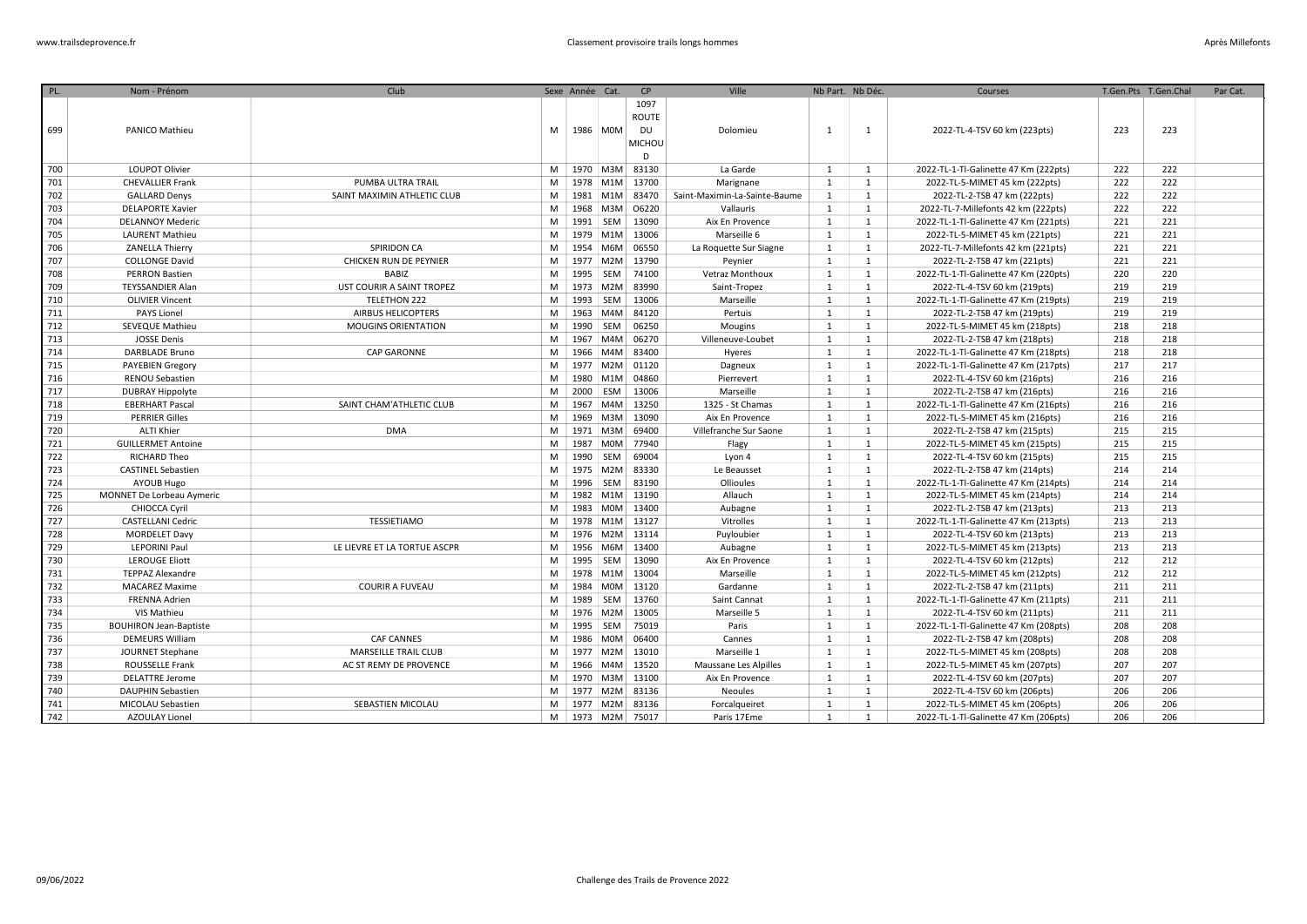| PL. | Nom - Prénom | Club | Sexe | Année | Cat. | CP | Ville | Nb Part. | Nb Déc. | Courses | T.Gen.Pts | T.Gen.Chal | Par Cat. |
|---|---|---|---|---|---|---|---|---|---|---|---|---|---|
| 699 | PANICO Mathieu | | M | 1986 | M0M | 1097 ROUTE DU MICHOU D | Dolomieu | 1 | 1 | 2022-TL-4-TSV 60 km (223pts) | 223 | 223 | |
| 700 | LOUPOT Olivier | | M | 1970 | M3M | 83130 | La Garde | 1 | 1 | 2022-TL-1-Tl-Galinette 47 Km (222pts) | 222 | 222 | |
| 701 | CHEVALLIER Frank | PUMBA ULTRA TRAIL | M | 1978 | M1M | 13700 | Marignane | 1 | 1 | 2022-TL-5-MIMET 45 km (222pts) | 222 | 222 | |
| 702 | GALLARD Denys | SAINT MAXIMIN ATHLETIC CLUB | M | 1981 | M1M | 83470 | Saint-Maximin-La-Sainte-Baume | 1 | 1 | 2022-TL-2-TSB 47 km (222pts) | 222 | 222 | |
| 703 | DELAPORTE Xavier | | M | 1968 | M3M | O6220 | Vallauris | 1 | 1 | 2022-TL-7-Millefonts 42 km (222pts) | 222 | 222 | |
| 704 | DELANNOY Mederic | | M | 1991 | SEM | 13090 | Aix En Provence | 1 | 1 | 2022-TL-1-Tl-Galinette 47 Km (221pts) | 221 | 221 | |
| 705 | LAURENT Mathieu | | M | 1979 | M1M | 13006 | Marseille 6 | 1 | 1 | 2022-TL-5-MIMET 45 km (221pts) | 221 | 221 | |
| 706 | ZANELLA Thierry | SPIRIDON CA | M | 1954 | M6M | 06550 | La Roquette Sur Siagne | 1 | 1 | 2022-TL-7-Millefonts 42 km (221pts) | 221 | 221 | |
| 707 | COLLONGE David | CHICKEN RUN DE PEYNIER | M | 1977 | M2M | 13790 | Peynier | 1 | 1 | 2022-TL-2-TSB 47 km (221pts) | 221 | 221 | |
| 708 | PERRON Bastien | BABIZ | M | 1995 | SEM | 74100 | Vetraz Monthoux | 1 | 1 | 2022-TL-1-Tl-Galinette 47 Km (220pts) | 220 | 220 | |
| 709 | TEYSSANDIER Alan | UST COURIR A SAINT TROPEZ | M | 1973 | M2M | 83990 | Saint-Tropez | 1 | 1 | 2022-TL-4-TSV 60 km (219pts) | 219 | 219 | |
| 710 | OLIVIER Vincent | TELETHON 222 | M | 1993 | SEM | 13006 | Marseille | 1 | 1 | 2022-TL-1-Tl-Galinette 47 Km (219pts) | 219 | 219 | |
| 711 | PAYS Lionel | AIRBUS HELICOPTERS | M | 1963 | M4M | 84120 | Pertuis | 1 | 1 | 2022-TL-2-TSB 47 km (219pts) | 219 | 219 | |
| 712 | SEVEQUE Mathieu | MOUGINS ORIENTATION | M | 1990 | SEM | 06250 | Mougins | 1 | 1 | 2022-TL-5-MIMET 45 km (218pts) | 218 | 218 | |
| 713 | JOSSE Denis | | M | 1967 | M4M | 06270 | Villeneuve-Loubet | 1 | 1 | 2022-TL-2-TSB 47 km (218pts) | 218 | 218 | |
| 714 | DARBLADE Bruno | CAP GARONNE | M | 1966 | M4M | 83400 | Hyeres | 1 | 1 | 2022-TL-1-Tl-Galinette 47 Km (218pts) | 218 | 218 | |
| 715 | PAYEBIEN Gregory | | M | 1977 | M2M | 01120 | Dagneux | 1 | 1 | 2022-TL-1-Tl-Galinette 47 Km (217pts) | 217 | 217 | |
| 716 | RENOU Sebastien | | M | 1980 | M1M | 04860 | Pierrevert | 1 | 1 | 2022-TL-4-TSV 60 km (216pts) | 216 | 216 | |
| 717 | DUBRAY Hippolyte | | M | 2000 | ESM | 13006 | Marseille | 1 | 1 | 2022-TL-2-TSB 47 km (216pts) | 216 | 216 | |
| 718 | EBERHART Pascal | SAINT CHAM'ATHLETIC CLUB | M | 1967 | M4M | 13250 | 1325 - St Chamas | 1 | 1 | 2022-TL-1-Tl-Galinette 47 Km (216pts) | 216 | 216 | |
| 719 | PERRIER Gilles | | M | 1969 | M3M | 13090 | Aix En Provence | 1 | 1 | 2022-TL-5-MIMET 45 km (216pts) | 216 | 216 | |
| 720 | ALTI Khier | DMA | M | 1971 | M3M | 69400 | Villefranche Sur Saone | 1 | 1 | 2022-TL-2-TSB 47 km (215pts) | 215 | 215 | |
| 721 | GUILLERMET Antoine | | M | 1987 | M0M | 77940 | Flagy | 1 | 1 | 2022-TL-5-MIMET 45 km (215pts) | 215 | 215 | |
| 722 | RICHARD Theo | | M | 1990 | SEM | 69004 | Lyon 4 | 1 | 1 | 2022-TL-4-TSV 60 km (215pts) | 215 | 215 | |
| 723 | CASTINEL Sebastien | | M | 1975 | M2M | 83330 | Le Beausset | 1 | 1 | 2022-TL-2-TSB 47 km (214pts) | 214 | 214 | |
| 724 | AYOUB Hugo | | M | 1996 | SEM | 83190 | Ollioules | 1 | 1 | 2022-TL-1-Tl-Galinette 47 Km (214pts) | 214 | 214 | |
| 725 | MONNET De Lorbeau Aymeric | | M | 1982 | M1M | 13190 | Allauch | 1 | 1 | 2022-TL-5-MIMET 45 km (214pts) | 214 | 214 | |
| 726 | CHIOCCA Cyril | | M | 1983 | M0M | 13400 | Aubagne | 1 | 1 | 2022-TL-2-TSB 47 km (213pts) | 213 | 213 | |
| 727 | CASTELLANI Cedric | TESSIETIAMO | M | 1978 | M1M | 13127 | Vitrolles | 1 | 1 | 2022-TL-1-Tl-Galinette 47 Km (213pts) | 213 | 213 | |
| 728 | MORDELET Davy | | M | 1976 | M2M | 13114 | Puyloubier | 1 | 1 | 2022-TL-4-TSV 60 km (213pts) | 213 | 213 | |
| 729 | LEPORINI Paul | LE LIEVRE ET LA TORTUE ASCPR | M | 1956 | M6M | 13400 | Aubagne | 1 | 1 | 2022-TL-5-MIMET 45 km (213pts) | 213 | 213 | |
| 730 | LEROUGE Eliott | | M | 1995 | SEM | 13090 | Aix En Provence | 1 | 1 | 2022-TL-4-TSV 60 km (212pts) | 212 | 212 | |
| 731 | TEPPAZ Alexandre | | M | 1978 | M1M | 13004 | Marseille | 1 | 1 | 2022-TL-5-MIMET 45 km (212pts) | 212 | 212 | |
| 732 | MACAREZ Maxime | COURIR A FUVEAU | M | 1984 | M0M | 13120 | Gardanne | 1 | 1 | 2022-TL-2-TSB 47 km (211pts) | 211 | 211 | |
| 733 | FRENNA Adrien | | M | 1989 | SEM | 13760 | Saint Cannat | 1 | 1 | 2022-TL-1-Tl-Galinette 47 Km (211pts) | 211 | 211 | |
| 734 | VIS Mathieu | | M | 1976 | M2M | 13005 | Marseille 5 | 1 | 1 | 2022-TL-4-TSV 60 km (211pts) | 211 | 211 | |
| 735 | BOUHIRON Jean-Baptiste | | M | 1995 | SEM | 75019 | Paris | 1 | 1 | 2022-TL-1-Tl-Galinette 47 Km (208pts) | 208 | 208 | |
| 736 | DEMEURS William | CAF CANNES | M | 1986 | M0M | 06400 | Cannes | 1 | 1 | 2022-TL-2-TSB 47 km (208pts) | 208 | 208 | |
| 737 | JOURNET Stephane | MARSEILLE TRAIL CLUB | M | 1977 | M2M | 13010 | Marseille 1 | 1 | 1 | 2022-TL-5-MIMET 45 km (208pts) | 208 | 208 | |
| 738 | ROUSSELLE Frank | AC ST REMY DE PROVENCE | M | 1966 | M4M | 13520 | Maussane Les Alpilles | 1 | 1 | 2022-TL-5-MIMET 45 km (207pts) | 207 | 207 | |
| 739 | DELATTRE Jerome | | M | 1970 | M3M | 13100 | Aix En Provence | 1 | 1 | 2022-TL-4-TSV 60 km (207pts) | 207 | 207 | |
| 740 | DAUPHIN Sebastien | | M | 1977 | M2M | 83136 | Neoules | 1 | 1 | 2022-TL-4-TSV 60 km (206pts) | 206 | 206 | |
| 741 | MICOLAU Sebastien | SEBASTIEN MICOLAU | M | 1977 | M2M | 83136 | Forcalqueiret | 1 | 1 | 2022-TL-5-MIMET 45 km (206pts) | 206 | 206 | |
| 742 | AZOULAY Lionel | | M | 1973 | M2M | 75017 | Paris 17Eme | 1 | 1 | 2022-TL-1-Tl-Galinette 47 Km (206pts) | 206 | 206 | |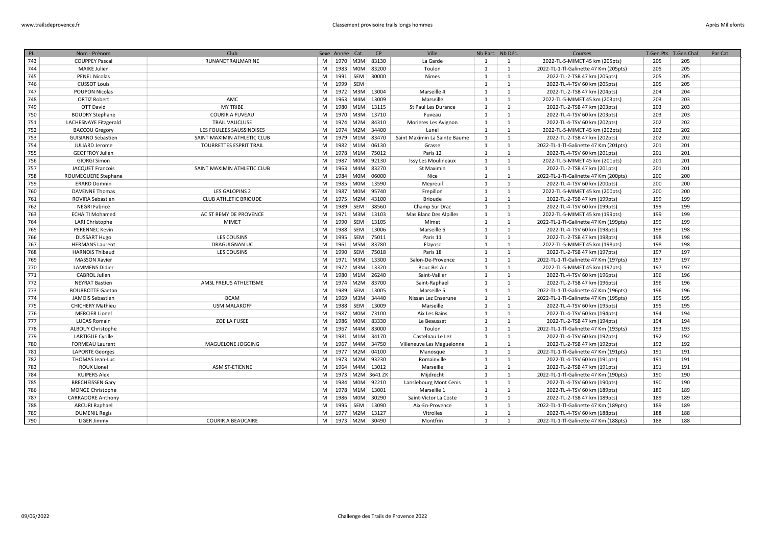| PL. | Nom - Prénom | Club | Sexe | Année | Cat. | CP | Ville | Nb Part. | Nb Déc. | Courses | T.Gen.Pts | T.Gen.Chal | Par Cat. |
|---|---|---|---|---|---|---|---|---|---|---|---|---|---|
| 743 | COUPPEY Pascal | RUNANDTRAILMARINE | M | 1970 | M3M | 83130 | La Garde | 1 | 1 | 2022-TL-5-MIMET 45 km (205pts) | 205 | 205 | |
| 744 | MAIKE Julien | | M | 1983 | M0M | 83200 | Toulon | 1 | 1 | 2022-TL-1-Tl-Galinette 47 Km (205pts) | 205 | 205 | |
| 745 | PENEL Nicolas | | M | 1991 | SEM | 30000 | Nimes | 1 | 1 | 2022-TL-2-TSB 47 km (205pts) | 205 | 205 | |
| 746 | CUSSOT Louis | | M | 1999 | SEM | | | 1 | 1 | 2022-TL-4-TSV 60 km (205pts) | 205 | 205 | |
| 747 | POUPON Nicolas | | M | 1972 | M3M | 13004 | Marseille 4 | 1 | 1 | 2022-TL-2-TSB 47 km (204pts) | 204 | 204 | |
| 748 | ORTIZ Robert | AMC | M | 1963 | M4M | 13009 | Marseille | 1 | 1 | 2022-TL-5-MIMET 45 km (203pts) | 203 | 203 | |
| 749 | OTT David | MY TRIBE | M | 1980 | M1M | 13115 | St Paul Les Durance | 1 | 1 | 2022-TL-2-TSB 47 km (203pts) | 203 | 203 | |
| 750 | BOUDRY Stephane | COURIR A FUVEAU | M | 1970 | M3M | 13710 | Fuveau | 1 | 1 | 2022-TL-4-TSV 60 km (203pts) | 203 | 203 | |
| 751 | LACHESNAYE Fitzgerald | TRAIL VAUCLUSE | M | 1974 | M2M | 84310 | Morieres Les Avignon | 1 | 1 | 2022-TL-4-TSV 60 km (202pts) | 202 | 202 | |
| 752 | BACCOU Gregory | LES FOULEES SAUSSINOISES | M | 1974 | M2M | 34400 | Lunel | 1 | 1 | 2022-TL-5-MIMET 45 km (202pts) | 202 | 202 | |
| 753 | GUISIANO Sebastien | SAINT MAXIMIN ATHLETIC CLUB | M | 1979 | M1M | 83470 | Saint Maximin La Sainte Baume | 1 | 1 | 2022-TL-2-TSB 47 km (202pts) | 202 | 202 | |
| 754 | JULIARD Jerome | TOURRETTES ESPRIT TRAIL | M | 1982 | M1M | 06130 | Grasse | 1 | 1 | 2022-TL-1-Tl-Galinette 47 Km (201pts) | 201 | 201 | |
| 755 | GEOFFROY Julien | | M | 1978 | M1M | 75012 | Paris 12 | 1 | 1 | 2022-TL-4-TSV 60 km (201pts) | 201 | 201 | |
| 756 | GIORGI Simon | | M | 1987 | M0M | 92130 | Issy Les Moulineaux | 1 | 1 | 2022-TL-5-MIMET 45 km (201pts) | 201 | 201 | |
| 757 | JACQUET Francois | SAINT MAXIMIN ATHLETIC CLUB | M | 1963 | M4M | 83270 | St Maximin | 1 | 1 | 2022-TL-2-TSB 47 km (201pts) | 201 | 201 | |
| 758 | ROUMEGUERE Stephane | | M | 1984 | M0M | 06000 | Nice | 1 | 1 | 2022-TL-1-Tl-Galinette 47 Km (200pts) | 200 | 200 | |
| 759 | ERARD Domnin | | M | 1985 | M0M | 13590 | Meyreuil | 1 | 1 | 2022-TL-4-TSV 60 km (200pts) | 200 | 200 | |
| 760 | DAVENNE Thomas | LES GALOPINS 2 | M | 1987 | M0M | 95740 | Frepillon | 1 | 1 | 2022-TL-5-MIMET 45 km (200pts) | 200 | 200 | |
| 761 | ROVIRA Sebastien | CLUB ATHLETIC BRIOUDE | M | 1975 | M2M | 43100 | Brioude | 1 | 1 | 2022-TL-2-TSB 47 km (199pts) | 199 | 199 | |
| 762 | NEGRI Fabrice | | M | 1989 | SEM | 38560 | Champ Sur Drac | 1 | 1 | 2022-TL-4-TSV 60 km (199pts) | 199 | 199 | |
| 763 | ECHAITI Mohamed | AC ST REMY DE PROVENCE | M | 1971 | M3M | 13103 | Mas Blanc Des Alpilles | 1 | 1 | 2022-TL-5-MIMET 45 km (199pts) | 199 | 199 | |
| 764 | LARI Christophe | MIMET | M | 1990 | SEM | 13105 | Mimet | 1 | 1 | 2022-TL-1-Tl-Galinette 47 Km (199pts) | 199 | 199 | |
| 765 | PERENNEC Kevin | | M | 1988 | SEM | 13006 | Marseille 6 | 1 | 1 | 2022-TL-4-TSV 60 km (198pts) | 198 | 198 | |
| 766 | DUSSART Hugo | LES COUSINS | M | 1995 | SEM | 75011 | Paris 11 | 1 | 1 | 2022-TL-2-TSB 47 km (198pts) | 198 | 198 | |
| 767 | HERMANS Laurent | DRAGUIGNAN UC | M | 1961 | M5M | 83780 | Flayosc | 1 | 1 | 2022-TL-5-MIMET 45 km (198pts) | 198 | 198 | |
| 768 | HARNOIS Thibaud | LES COUSINS | M | 1990 | SEM | 75018 | Paris 18 | 1 | 1 | 2022-TL-2-TSB 47 km (197pts) | 197 | 197 | |
| 769 | MASSON Xavier | | M | 1971 | M3M | 13300 | Salon-De-Provence | 1 | 1 | 2022-TL-1-Tl-Galinette 47 Km (197pts) | 197 | 197 | |
| 770 | LAMMENS Didier | | M | 1972 | M3M | 13320 | Bouc Bel Air | 1 | 1 | 2022-TL-5-MIMET 45 km (197pts) | 197 | 197 | |
| 771 | CABROL Julien | | M | 1980 | M1M | 26240 | Saint-Vallier | 1 | 1 | 2022-TL-4-TSV 60 km (196pts) | 196 | 196 | |
| 772 | NEYRAT Bastien | AMSL FREJUS ATHLETISME | M | 1974 | M2M | 83700 | Saint-Raphael | 1 | 1 | 2022-TL-2-TSB 47 km (196pts) | 196 | 196 | |
| 773 | BOURBOTTE Gaetan | | M | 1989 | SEM | 13005 | Marseille 5 | 1 | 1 | 2022-TL-1-Tl-Galinette 47 Km (196pts) | 196 | 196 | |
| 774 | JAMOIS Sebastien | BCAM | M | 1969 | M3M | 34440 | Nissan Lez Enserune | 1 | 1 | 2022-TL-1-Tl-Galinette 47 Km (195pts) | 195 | 195 | |
| 775 | CHICHERY Mathieu | USM MALAKOFF | M | 1988 | SEM | 13009 | Marseille | 1 | 1 | 2022-TL-4-TSV 60 km (195pts) | 195 | 195 | |
| 776 | MERCIER Lionel | | M | 1987 | M0M | 73100 | Aix Les Bains | 1 | 1 | 2022-TL-4-TSV 60 km (194pts) | 194 | 194 | |
| 777 | LUCAS Romain | ZOE LA FUSEE | M | 1986 | M0M | 83330 | Le Beausset | 1 | 1 | 2022-TL-2-TSB 47 km (194pts) | 194 | 194 | |
| 778 | ALBOUY Christophe | | M | 1967 | M4M | 83000 | Toulon | 1 | 1 | 2022-TL-1-Tl-Galinette 47 Km (193pts) | 193 | 193 | |
| 779 | LARTIGUE Cyrille | | M | 1981 | M1M | 34170 | Castelnau Le Lez | 1 | 1 | 2022-TL-4-TSV 60 km (192pts) | 192 | 192 | |
| 780 | FORMEAU Laurent | MAGUELONE JOGGING | M | 1967 | M4M | 34750 | Villeneuve Les Maguelonne | 1 | 1 | 2022-TL-2-TSB 47 km (192pts) | 192 | 192 | |
| 781 | LAPORTE Georges | | M | 1977 | M2M | 04100 | Manosque | 1 | 1 | 2022-TL-1-Tl-Galinette 47 Km (191pts) | 191 | 191 | |
| 782 | THOMAS Jean-Luc | | M | 1973 | M2M | 93230 | Romainville | 1 | 1 | 2022-TL-4-TSV 60 km (191pts) | 191 | 191 | |
| 783 | ROUX Lionel | ASM ST-ETIENNE | M | 1964 | M4M | 13012 | Marseille | 1 | 1 | 2022-TL-2-TSB 47 km (191pts) | 191 | 191 | |
| 784 | KUIPERS Alex | | M | 1973 | M2M | 3641 ZK | Mijdrecht | 1 | 1 | 2022-TL-1-Tl-Galinette 47 Km (190pts) | 190 | 190 | |
| 785 | BRECHEISSEN Gary | | M | 1984 | M0M | 92210 | Lanslebourg Mont Cenis | 1 | 1 | 2022-TL-4-TSV 60 km (190pts) | 190 | 190 | |
| 786 | MONGE Christophe | | M | 1978 | M1M | 13001 | Marseille 1 | 1 | 1 | 2022-TL-4-TSV 60 km (189pts) | 189 | 189 | |
| 787 | CARRADORE Anthony | | M | 1986 | M0M | 30290 | Saint-Victor La Coste | 1 | 1 | 2022-TL-2-TSB 47 km (189pts) | 189 | 189 | |
| 788 | ARCURI Raphael | | M | 1995 | SEM | 13090 | Aix-En-Provence | 1 | 1 | 2022-TL-1-Tl-Galinette 47 Km (189pts) | 189 | 189 | |
| 789 | DUMENIL Regis | | M | 1977 | M2M | 13127 | Vitrolles | 1 | 1 | 2022-TL-4-TSV 60 km (188pts) | 188 | 188 | |
| 790 | LIGER Jimmy | COURIR A BEAUCAIRE | M | 1973 | M2M | 30490 | Montfrin | 1 | 1 | 2022-TL-1-Tl-Galinette 47 Km (188pts) | 188 | 188 | |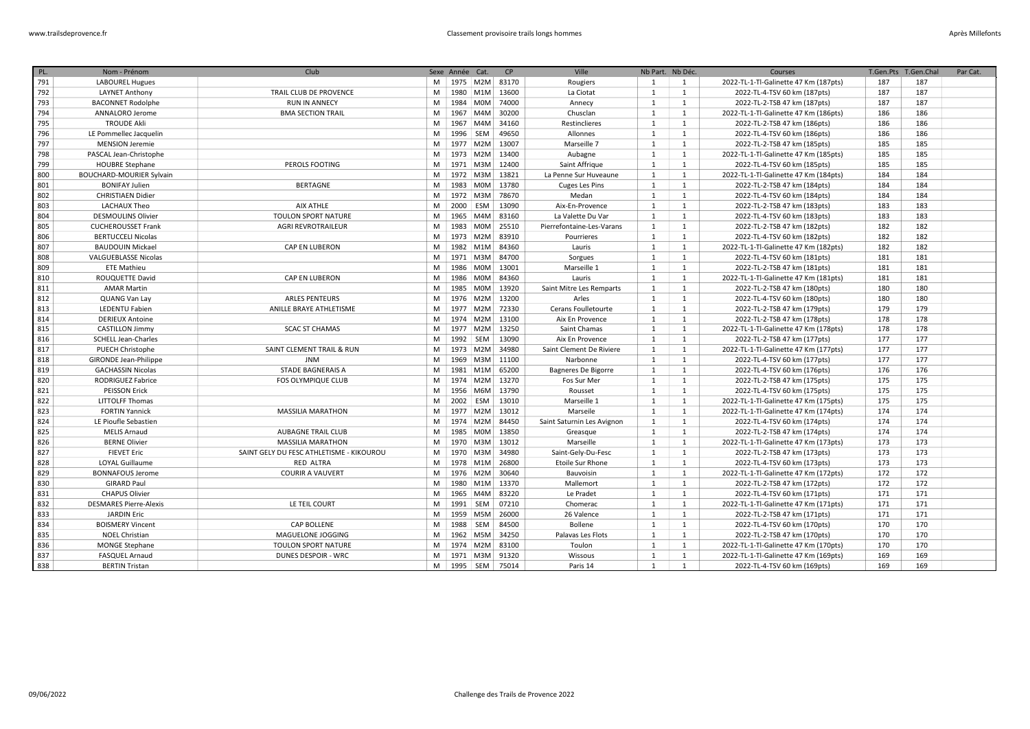| PL. | Nom - Prénom | Club | Sexe | Année | Cat. | CP | Ville | Nb Part. | Nb Déc. | Courses | T.Gen.Pts | T.Gen.Chal | Par Cat. |
|---|---|---|---|---|---|---|---|---|---|---|---|---|---|
| 791 | LABOUREL Hugues | | M | 1975 | M2M | 83170 | Rougiers | 1 | 1 | 2022-TL-1-Tl-Galinette 47 Km (187pts) | 187 | 187 | |
| 792 | LAYNET Anthony | TRAIL CLUB DE PROVENCE | M | 1980 | M1M | 13600 | La Ciotat | 1 | 1 | 2022-TL-4-TSV 60 km (187pts) | 187 | 187 | |
| 793 | BACONNET Rodolphe | RUN IN ANNECY | M | 1984 | M0M | 74000 | Annecy | 1 | 1 | 2022-TL-2-TSB 47 km (187pts) | 187 | 187 | |
| 794 | ANNALORO Jerome | BMA SECTION TRAIL | M | 1967 | M4M | 30200 | Chusclan | 1 | 1 | 2022-TL-1-Tl-Galinette 47 Km (186pts) | 186 | 186 | |
| 795 | TROUDE Akli | | M | 1967 | M4M | 34160 | Restinclieres | 1 | 1 | 2022-TL-2-TSB 47 km (186pts) | 186 | 186 | |
| 796 | LE Pommellec Jacquelin | | M | 1996 | SEM | 49650 | Allonnes | 1 | 1 | 2022-TL-4-TSV 60 km (186pts) | 186 | 186 | |
| 797 | MENSION Jeremie | | M | 1977 | M2M | 13007 | Marseille 7 | 1 | 1 | 2022-TL-2-TSB 47 km (185pts) | 185 | 185 | |
| 798 | PASCAL Jean-Christophe | | M | 1973 | M2M | 13400 | Aubagne | 1 | 1 | 2022-TL-1-Tl-Galinette 47 Km (185pts) | 185 | 185 | |
| 799 | HOUBRE Stephane | PEROLS FOOTING | M | 1971 | M3M | 12400 | Saint Affrique | 1 | 1 | 2022-TL-4-TSV 60 km (185pts) | 185 | 185 | |
| 800 | BOUCHARD-MOURIER Sylvain | | M | 1972 | M3M | 13821 | La Penne Sur Huveaune | 1 | 1 | 2022-TL-1-Tl-Galinette 47 Km (184pts) | 184 | 184 | |
| 801 | BONIFAY Julien | BERTAGNE | M | 1983 | M0M | 13780 | Cuges Les Pins | 1 | 1 | 2022-TL-2-TSB 47 km (184pts) | 184 | 184 | |
| 802 | CHRISTIAEN Didier | | M | 1972 | M3M | 78670 | Medan | 1 | 1 | 2022-TL-4-TSV 60 km (184pts) | 184 | 184 | |
| 803 | LACHAUX Theo | AIX ATHLE | M | 2000 | ESM | 13090 | Aix-En-Provence | 1 | 1 | 2022-TL-2-TSB 47 km (183pts) | 183 | 183 | |
| 804 | DESMOULINS Olivier | TOULON SPORT NATURE | M | 1965 | M4M | 83160 | La Valette Du Var | 1 | 1 | 2022-TL-4-TSV 60 km (183pts) | 183 | 183 | |
| 805 | CUCHEROUSSET Frank | AGRI REVROTRAILEUR | M | 1983 | M0M | 25510 | Pierrefontaine-Les-Varans | 1 | 1 | 2022-TL-2-TSB 47 km (182pts) | 182 | 182 | |
| 806 | BERTUCCELI Nicolas | | M | 1973 | M2M | 83910 | Pourrieres | 1 | 1 | 2022-TL-4-TSV 60 km (182pts) | 182 | 182 | |
| 807 | BAUDOUIN Mickael | CAP EN LUBERON | M | 1982 | M1M | 84360 | Lauris | 1 | 1 | 2022-TL-1-Tl-Galinette 47 Km (182pts) | 182 | 182 | |
| 808 | VALGUEBLASSE Nicolas | | M | 1971 | M3M | 84700 | Sorgues | 1 | 1 | 2022-TL-4-TSV 60 km (181pts) | 181 | 181 | |
| 809 | ETE Mathieu | | M | 1986 | M0M | 13001 | Marseille 1 | 1 | 1 | 2022-TL-2-TSB 47 km (181pts) | 181 | 181 | |
| 810 | ROUQUETTE David | CAP EN LUBERON | M | 1986 | M0M | 84360 | Lauris | 1 | 1 | 2022-TL-1-Tl-Galinette 47 Km (181pts) | 181 | 181 | |
| 811 | AMAR Martin | | M | 1985 | M0M | 13920 | Saint Mitre Les Remparts | 1 | 1 | 2022-TL-2-TSB 47 km (180pts) | 180 | 180 | |
| 812 | QUANG Van Lay | ARLES PENTEURS | M | 1976 | M2M | 13200 | Arles | 1 | 1 | 2022-TL-4-TSV 60 km (180pts) | 180 | 180 | |
| 813 | LEDENTU Fabien | ANILLE BRAYE ATHLETISME | M | 1977 | M2M | 72330 | Cerans Foulletourte | 1 | 1 | 2022-TL-2-TSB 47 km (179pts) | 179 | 179 | |
| 814 | DERIEUX Antoine | | M | 1974 | M2M | 13100 | Aix En Provence | 1 | 1 | 2022-TL-2-TSB 47 km (178pts) | 178 | 178 | |
| 815 | CASTILLON Jimmy | SCAC ST CHAMAS | M | 1977 | M2M | 13250 | Saint Chamas | 1 | 1 | 2022-TL-1-Tl-Galinette 47 Km (178pts) | 178 | 178 | |
| 816 | SCHELL Jean-Charles | | M | 1992 | SEM | 13090 | Aix En Provence | 1 | 1 | 2022-TL-2-TSB 47 km (177pts) | 177 | 177 | |
| 817 | PUECH Christophe | SAINT CLEMENT TRAIL & RUN | M | 1973 | M2M | 34980 | Saint Clement De Riviere | 1 | 1 | 2022-TL-1-Tl-Galinette 47 Km (177pts) | 177 | 177 | |
| 818 | GIRONDE Jean-Philippe | JNM | M | 1969 | M3M | 11100 | Narbonne | 1 | 1 | 2022-TL-4-TSV 60 km (177pts) | 177 | 177 | |
| 819 | GACHASSIN Nicolas | STADE BAGNERAIS A | M | 1981 | M1M | 65200 | Bagneres De Bigorre | 1 | 1 | 2022-TL-4-TSV 60 km (176pts) | 176 | 176 | |
| 820 | RODRIGUEZ Fabrice | FOS OLYMPIQUE CLUB | M | 1974 | M2M | 13270 | Fos Sur Mer | 1 | 1 | 2022-TL-2-TSB 47 km (175pts) | 175 | 175 | |
| 821 | PEISSON Erick | | M | 1956 | M6M | 13790 | Rousset | 1 | 1 | 2022-TL-4-TSV 60 km (175pts) | 175 | 175 | |
| 822 | LITTOLFF Thomas | | M | 2002 | ESM | 13010 | Marseille 1 | 1 | 1 | 2022-TL-1-Tl-Galinette 47 Km (175pts) | 175 | 175 | |
| 823 | FORTIN Yannick | MASSILIA MARATHON | M | 1977 | M2M | 13012 | Marseile | 1 | 1 | 2022-TL-1-Tl-Galinette 47 Km (174pts) | 174 | 174 | |
| 824 | LE Pioufle Sebastien | | M | 1974 | M2M | 84450 | Saint Saturnin Les Avignon | 1 | 1 | 2022-TL-4-TSV 60 km (174pts) | 174 | 174 | |
| 825 | MELIS Arnaud | AUBAGNE TRAIL CLUB | M | 1985 | M0M | 13850 | Greasque | 1 | 1 | 2022-TL-2-TSB 47 km (174pts) | 174 | 174 | |
| 826 | BERNE Olivier | MASSILIA MARATHON | M | 1970 | M3M | 13012 | Marseille | 1 | 1 | 2022-TL-1-Tl-Galinette 47 Km (173pts) | 173 | 173 | |
| 827 | FIEVET Eric | SAINT GELY DU FESC ATHLETISME - KIKOUROU | M | 1970 | M3M | 34980 | Saint-Gely-Du-Fesc | 1 | 1 | 2022-TL-2-TSB 47 km (173pts) | 173 | 173 | |
| 828 | LOYAL Guillaume | RED ALTRA | M | 1978 | M1M | 26800 | Etoile Sur Rhone | 1 | 1 | 2022-TL-4-TSV 60 km (173pts) | 173 | 173 | |
| 829 | BONNAFOUS Jerome | COURIR A VAUVERT | M | 1976 | M2M | 30640 | Bauvoisin | 1 | 1 | 2022-TL-1-Tl-Galinette 47 Km (172pts) | 172 | 172 | |
| 830 | GIRARD Paul | | M | 1980 | M1M | 13370 | Mallemort | 1 | 1 | 2022-TL-2-TSB 47 km (172pts) | 172 | 172 | |
| 831 | CHAPUS Olivier | | M | 1965 | M4M | 83220 | Le Pradet | 1 | 1 | 2022-TL-4-TSV 60 km (171pts) | 171 | 171 | |
| 832 | DESMARES Pierre-Alexis | LE TEIL COURT | M | 1991 | SEM | 07210 | Chomerac | 1 | 1 | 2022-TL-1-Tl-Galinette 47 Km (171pts) | 171 | 171 | |
| 833 | JARDIN Eric | | M | 1959 | M5M | 26000 | 26 Valence | 1 | 1 | 2022-TL-2-TSB 47 km (171pts) | 171 | 171 | |
| 834 | BOISMERY Vincent | CAP BOLLENE | M | 1988 | SEM | 84500 | Bollene | 1 | 1 | 2022-TL-4-TSV 60 km (170pts) | 170 | 170 | |
| 835 | NOEL Christian | MAGUELONE JOGGING | M | 1962 | M5M | 34250 | Palavas Les Flots | 1 | 1 | 2022-TL-2-TSB 47 km (170pts) | 170 | 170 | |
| 836 | MONGE Stephane | TOULON SPORT NATURE | M | 1974 | M2M | 83100 | Toulon | 1 | 1 | 2022-TL-1-Tl-Galinette 47 Km (170pts) | 170 | 170 | |
| 837 | FASQUEL Arnaud | DUNES DESPOIR - WRC | M | 1971 | M3M | 91320 | Wissous | 1 | 1 | 2022-TL-1-Tl-Galinette 47 Km (169pts) | 169 | 169 | |
| 838 | BERTIN Tristan | | M | 1995 | SEM | 75014 | Paris 14 | 1 | 1 | 2022-TL-4-TSV 60 km (169pts) | 169 | 169 | |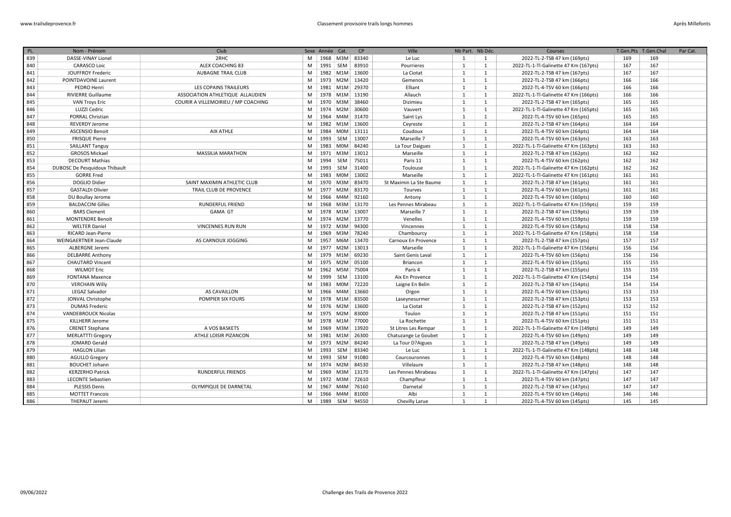| PL. | Nom - Prénom | Club | Sexe | Année | Cat. | CP | Ville | Nb Part. | Nb Déc. | Courses | T.Gen.Pts | T.Gen.Chal | Par Cat. |
|---|---|---|---|---|---|---|---|---|---|---|---|---|---|
| 839 | DASSE-VINAY Lionel | 2RHC | M | 1968 | M3M | 83340 | Le Luc | 1 | 1 | 2022-TL-2-TSB 47 km (169pts) | 169 | 169 | |
| 840 | CARASCO Loic | ALEX COACHING 83 | M | 1991 | SEM | 83910 | Pourrieres | 1 | 1 | 2022-TL-1-Tl-Galinette 47 Km (167pts) | 167 | 167 | |
| 841 | JOUFFROY Frederic | AUBAGNE TRAIL CLUB | M | 1982 | M1M | 13600 | La Ciotat | 1 | 1 | 2022-TL-2-TSB 47 km (167pts) | 167 | 167 | |
| 842 | POINTDAVOINE Laurent | | M | 1973 | M2M | 13420 | Gemenos | 1 | 1 | 2022-TL-2-TSB 47 km (166pts) | 166 | 166 | |
| 843 | PEDRO Henri | LES COPAINS TRAILEURS | M | 1981 | M1M | 29370 | Elliant | 1 | 1 | 2022-TL-4-TSV 60 km (166pts) | 166 | 166 | |
| 844 | RIVIERRE Guillaume | ASSOCIATION ATHLETIQUE ALLAUDIEN | M | 1978 | M1M | 13190 | Allauch | 1 | 1 | 2022-TL-1-Tl-Galinette 47 Km (166pts) | 166 | 166 | |
| 845 | VAN Troys Eric | COURIR A VILLEMOIRIEU / MP COACHING | M | 1970 | M3M | 38460 | Dizimieu | 1 | 1 | 2022-TL-2-TSB 47 km (165pts) | 165 | 165 | |
| 846 | LUZZI Cedric | | M | 1974 | M2M | 30600 | Vauvert | 1 | 1 | 2022-TL-1-Tl-Galinette 47 Km (165pts) | 165 | 165 | |
| 847 | PORRAL Christian | | M | 1964 | M4M | 31470 | Saint Lys | 1 | 1 | 2022-TL-4-TSV 60 km (165pts) | 165 | 165 | |
| 848 | REVERDY Jerome | | M | 1982 | M1M | 13600 | Ceyreste | 1 | 1 | 2022-TL-2-TSB 47 km (164pts) | 164 | 164 | |
| 849 | ASCENSIO Benoit | AIX ATHLE | M | 1984 | M0M | 13111 | Coudoux | 1 | 1 | 2022-TL-4-TSV 60 km (164pts) | 164 | 164 | |
| 850 | FRISQUE Pierre | | M | 1993 | SEM | 13007 | Marseille 7 | 1 | 1 | 2022-TL-4-TSV 60 km (163pts) | 163 | 163 | |
| 851 | SAILLANT Tanguy | | M | 1983 | M0M | 84240 | La Tour Daigues | 1 | 1 | 2022-TL-1-Tl-Galinette 47 Km (163pts) | 163 | 163 | |
| 852 | GROSOS Mickael | MASSILIA MARATHON | M | 1971 | M3M | 13012 | Marseille | 1 | 1 | 2022-TL-2-TSB 47 km (162pts) | 162 | 162 | |
| 853 | DECOURT Mathias | | M | 1994 | SEM | 75011 | Paris 11 | 1 | 1 | 2022-TL-4-TSV 60 km (162pts) | 162 | 162 | |
| 854 | DUBOSC De Pesquidoux Thibault | | M | 1993 | SEM | 31400 | Toulouse | 1 | 1 | 2022-TL-1-Tl-Galinette 47 Km (162pts) | 162 | 162 | |
| 855 | GORRE Fred | | M | 1983 | M0M | 13002 | Marseille | 1 | 1 | 2022-TL-1-Tl-Galinette 47 Km (161pts) | 161 | 161 | |
| 856 | DOGLIO Didier | SAINT MAXIMIN ATHLETIC CLUB | M | 1970 | M3M | 83470 | St Maximin La Ste Baume | 1 | 1 | 2022-TL-2-TSB 47 km (161pts) | 161 | 161 | |
| 857 | GASTALDI Olivier | TRAIL CLUB DE PROVENCE | M | 1977 | M2M | 83170 | Tourves | 1 | 1 | 2022-TL-4-TSV 60 km (161pts) | 161 | 161 | |
| 858 | DU Boullay Jerome | | M | 1966 | M4M | 92160 | Antony | 1 | 1 | 2022-TL-4-TSV 60 km (160pts) | 160 | 160 | |
| 859 | BALDACCINI Gilles | RUNDERFUL FRIEND | M | 1968 | M3M | 13170 | Les Pennes Mirabeau | 1 | 1 | 2022-TL-1-Tl-Galinette 47 Km (159pts) | 159 | 159 | |
| 860 | BARS Clement | GAMA GT | M | 1978 | M1M | 13007 | Marseille 7 | 1 | 1 | 2022-TL-2-TSB 47 km (159pts) | 159 | 159 | |
| 861 | MONTENDRE Benoit | | M | 1974 | M2M | 13770 | Venelles | 1 | 1 | 2022-TL-4-TSV 60 km (159pts) | 159 | 159 | |
| 862 | WELTER Daniel | VINCENNES RUN RUN | M | 1972 | M3M | 94300 | Vincennes | 1 | 1 | 2022-TL-4-TSV 60 km (158pts) | 158 | 158 | |
| 863 | RICARD Jean-Pierre | | M | 1969 | M3M | 78240 | Chambourcy | 1 | 1 | 2022-TL-1-Tl-Galinette 47 Km (158pts) | 158 | 158 | |
| 864 | WEINGAERTNER Jean-Claude | AS CARNOUX JOGGING | M | 1957 | M6M | 13470 | Carnoux En Provence | 1 | 1 | 2022-TL-2-TSB 47 km (157pts) | 157 | 157 | |
| 865 | ALBERGNE Jeremi | | M | 1977 | M2M | 13013 | Marseille | 1 | 1 | 2022-TL-1-Tl-Galinette 47 Km (156pts) | 156 | 156 | |
| 866 | DELBARRE Anthony | | M | 1979 | M1M | 69230 | Saint Genis Laval | 1 | 1 | 2022-TL-4-TSV 60 km (156pts) | 156 | 156 | |
| 867 | CHAUTARD Vincent | | M | 1975 | M2M | 05100 | Briancon | 1 | 1 | 2022-TL-4-TSV 60 km (155pts) | 155 | 155 | |
| 868 | WILMOT Eric | | M | 1962 | M5M | 75004 | Paris 4 | 1 | 1 | 2022-TL-2-TSB 47 km (155pts) | 155 | 155 | |
| 869 | FONTANA Maxence | | M | 1999 | SEM | 13100 | Aix En Provence | 1 | 1 | 2022-TL-1-Tl-Galinette 47 Km (154pts) | 154 | 154 | |
| 870 | VERCHAIN Willy | | M | 1983 | M0M | 72220 | Laigne En Belin | 1 | 1 | 2022-TL-2-TSB 47 km (154pts) | 154 | 154 | |
| 871 | LEGAZ Salvador | AS CAVAILLON | M | 1966 | M4M | 13660 | Orgon | 1 | 1 | 2022-TL-4-TSV 60 km (153pts) | 153 | 153 | |
| 872 | JONVAL Christophe | POMPIER SIX FOURS | M | 1978 | M1M | 83500 | Laseynesurmer | 1 | 1 | 2022-TL-2-TSB 47 km (153pts) | 153 | 153 | |
| 873 | DUMAS Frederic | | M | 1976 | M2M | 13600 | La Ciotat | 1 | 1 | 2022-TL-2-TSB 47 km (152pts) | 152 | 152 | |
| 874 | VANDEBROUCK Nicolas | | M | 1975 | M2M | 83000 | Toulon | 1 | 1 | 2022-TL-2-TSB 47 km (151pts) | 151 | 151 | |
| 875 | KILLHERR Jerome | | M | 1978 | M1M | 77000 | La Rochette | 1 | 1 | 2022-TL-4-TSV 60 km (151pts) | 151 | 151 | |
| 876 | CRENET Stephane | A VOS BASKETS | M | 1969 | M3M | 13920 | St Litres Les Rempar | 1 | 1 | 2022-TL-1-Tl-Galinette 47 Km (149pts) | 149 | 149 | |
| 877 | MERLATTTI Gregory | ATHLE LOISIR PIZANCON | M | 1981 | M1M | 26300 | Chatuzange Le Goubet | 1 | 1 | 2022-TL-4-TSV 60 km (149pts) | 149 | 149 | |
| 878 | JOMARD Gerald | | M | 1973 | M2M | 84240 | La Tour D?Aigues | 1 | 1 | 2022-TL-2-TSB 47 km (149pts) | 149 | 149 | |
| 879 | HAGLON Lilian | | M | 1993 | SEM | 83340 | Le Luc | 1 | 1 | 2022-TL-1-Tl-Galinette 47 Km (148pts) | 148 | 148 | |
| 880 | AGULLO Gregory | | M | 1993 | SEM | 91080 | Courcouronnes | 1 | 1 | 2022-TL-4-TSV 60 km (148pts) | 148 | 148 | |
| 881 | BOUCHET Johann | | M | 1974 | M2M | 84530 | Villelaure | 1 | 1 | 2022-TL-2-TSB 47 km (148pts) | 148 | 148 | |
| 882 | KERZERHO Patrick | RUNDERFUL FRIENDS | M | 1969 | M3M | 13170 | Les Pennes Mirabeau | 1 | 1 | 2022-TL-1-Tl-Galinette 47 Km (147pts) | 147 | 147 | |
| 883 | LECONTE Sebastien | | M | 1972 | M3M | 72610 | Champfleur | 1 | 1 | 2022-TL-4-TSV 60 km (147pts) | 147 | 147 | |
| 884 | PLESSIS Denis | OLYMPIQUE DE DARNETAL | M | 1967 | M4M | 76160 | Darnetal | 1 | 1 | 2022-TL-2-TSB 47 km (147pts) | 147 | 147 | |
| 885 | MOTTET Francois | | M | 1966 | M4M | 81000 | Albi | 1 | 1 | 2022-TL-4-TSV 60 km (146pts) | 146 | 146 | |
| 886 | THEPAUT Jeremi | | M | 1989 | SEM | 94550 | Chevilly Larue | 1 | 1 | 2022-TL-4-TSV 60 km (145pts) | 145 | 145 | |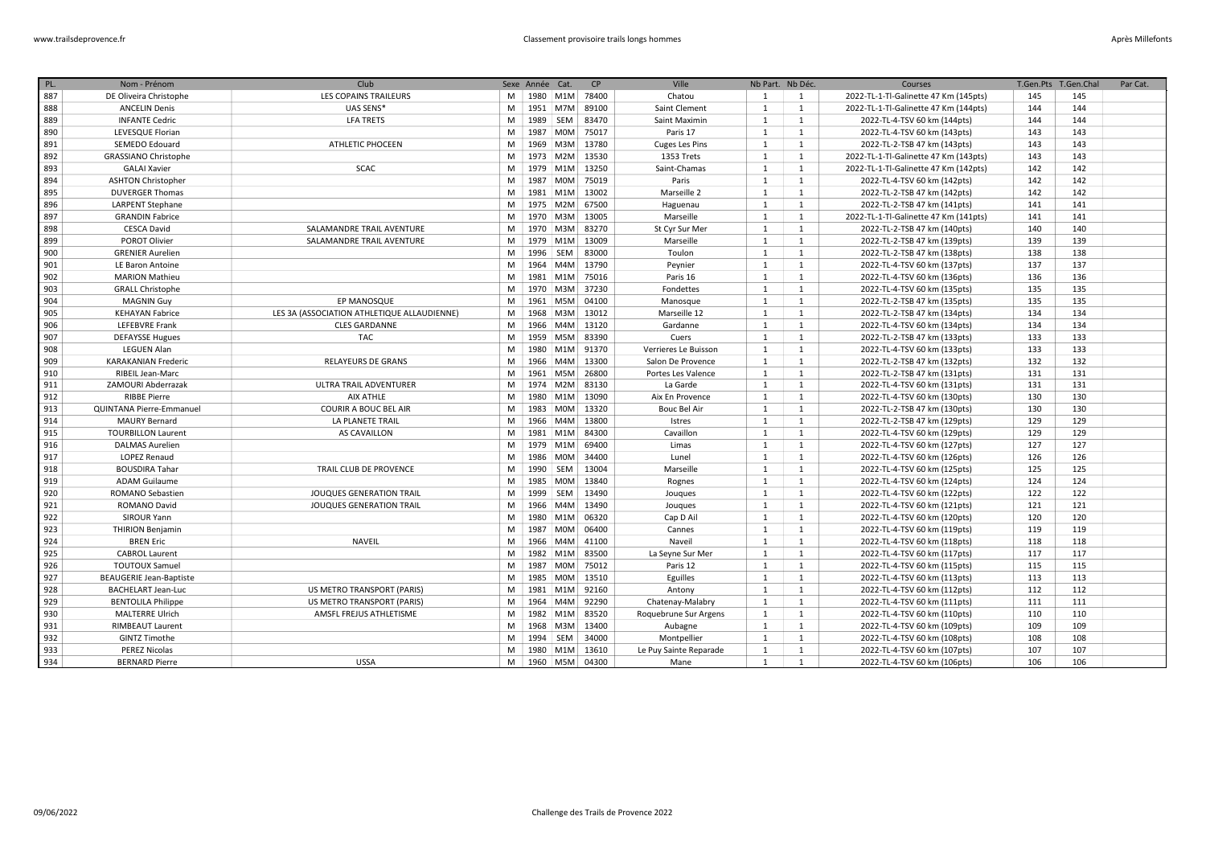| PL. | Nom - Prénom | Club | Sexe | Année | Cat. | CP | Ville | Nb Part. | Nb Déc. | Courses | T.Gen.Pts | T.Gen.Chal | Par Cat. |
|---|---|---|---|---|---|---|---|---|---|---|---|---|---|
| 887 | DE Oliveira Christophe | LES COPAINS TRAILEURS | M | 1980 | M1M | 78400 | Chatou | 1 | 1 | 2022-TL-1-Tl-Galinette 47 Km (145pts) | 145 | 145 | |
| 888 | ANCELIN Denis | UAS SENS* | M | 1951 | M7M | 89100 | Saint Clement | 1 | 1 | 2022-TL-1-Tl-Galinette 47 Km (144pts) | 144 | 144 | |
| 889 | INFANTE Cedric | LFA TRETS | M | 1989 | SEM | 83470 | Saint Maximin | 1 | 1 | 2022-TL-4-TSV 60 km (144pts) | 144 | 144 | |
| 890 | LEVESQUE Florian | | M | 1987 | M0M | 75017 | Paris 17 | 1 | 1 | 2022-TL-4-TSV 60 km (143pts) | 143 | 143 | |
| 891 | SEMEDO Edouard | ATHLETIC PHOCEEN | M | 1969 | M3M | 13780 | Cuges Les Pins | 1 | 1 | 2022-TL-2-TSB 47 km (143pts) | 143 | 143 | |
| 892 | GRASSIANO Christophe | | M | 1973 | M2M | 13530 | 1353 Trets | 1 | 1 | 2022-TL-1-Tl-Galinette 47 Km (143pts) | 143 | 143 | |
| 893 | GALAI Xavier | SCAC | M | 1979 | M1M | 13250 | Saint-Chamas | 1 | 1 | 2022-TL-1-Tl-Galinette 47 Km (142pts) | 142 | 142 | |
| 894 | ASHTON Christopher | | M | 1987 | M0M | 75019 | Paris | 1 | 1 | 2022-TL-4-TSV 60 km (142pts) | 142 | 142 | |
| 895 | DUVERGER Thomas | | M | 1981 | M1M | 13002 | Marseille 2 | 1 | 1 | 2022-TL-2-TSB 47 km (142pts) | 142 | 142 | |
| 896 | LARPENT Stephane | | M | 1975 | M2M | 67500 | Haguenau | 1 | 1 | 2022-TL-2-TSB 47 km (141pts) | 141 | 141 | |
| 897 | GRANDIN Fabrice | | M | 1970 | M3M | 13005 | Marseille | 1 | 1 | 2022-TL-1-Tl-Galinette 47 Km (141pts) | 141 | 141 | |
| 898 | CESCA David | SALAMANDRE TRAIL AVENTURE | M | 1970 | M3M | 83270 | St Cyr Sur Mer | 1 | 1 | 2022-TL-2-TSB 47 km (140pts) | 140 | 140 | |
| 899 | POROT Olivier | SALAMANDRE TRAIL AVENTURE | M | 1979 | M1M | 13009 | Marseille | 1 | 1 | 2022-TL-2-TSB 47 km (139pts) | 139 | 139 | |
| 900 | GRENIER Aurelien | | M | 1996 | SEM | 83000 | Toulon | 1 | 1 | 2022-TL-2-TSB 47 km (138pts) | 138 | 138 | |
| 901 | LE Baron Antoine | | M | 1964 | M4M | 13790 | Peynier | 1 | 1 | 2022-TL-4-TSV 60 km (137pts) | 137 | 137 | |
| 902 | MARION Mathieu | | M | 1981 | M1M | 75016 | Paris 16 | 1 | 1 | 2022-TL-4-TSV 60 km (136pts) | 136 | 136 | |
| 903 | GRALL Christophe | | M | 1970 | M3M | 37230 | Fondettes | 1 | 1 | 2022-TL-4-TSV 60 km (135pts) | 135 | 135 | |
| 904 | MAGNIN Guy | EP MANOSQUE | M | 1961 | M5M | 04100 | Manosque | 1 | 1 | 2022-TL-2-TSB 47 km (135pts) | 135 | 135 | |
| 905 | KEHAYAN Fabrice | LES 3A (ASSOCIATION ATHLETIQUE ALLAUDIENNE) | M | 1968 | M3M | 13012 | Marseille 12 | 1 | 1 | 2022-TL-2-TSB 47 km (134pts) | 134 | 134 | |
| 906 | LEFEBVRE Frank | CLES GARDANNE | M | 1966 | M4M | 13120 | Gardanne | 1 | 1 | 2022-TL-4-TSV 60 km (134pts) | 134 | 134 | |
| 907 | DEFAYSSE Hugues | TAC | M | 1959 | M5M | 83390 | Cuers | 1 | 1 | 2022-TL-2-TSB 47 km (133pts) | 133 | 133 | |
| 908 | LEGUEN Alan | | M | 1980 | M1M | 91370 | Verrieres Le Buisson | 1 | 1 | 2022-TL-4-TSV 60 km (133pts) | 133 | 133 | |
| 909 | KARAKANIAN Frederic | RELAYEURS DE GRANS | M | 1966 | M4M | 13300 | Salon De Provence | 1 | 1 | 2022-TL-2-TSB 47 km (132pts) | 132 | 132 | |
| 910 | RIBEIL Jean-Marc | | M | 1961 | M5M | 26800 | Portes Les Valence | 1 | 1 | 2022-TL-2-TSB 47 km (131pts) | 131 | 131 | |
| 911 | ZAMOURI Abderrazak | ULTRA TRAIL ADVENTURER | M | 1974 | M2M | 83130 | La Garde | 1 | 1 | 2022-TL-4-TSV 60 km (131pts) | 131 | 131 | |
| 912 | RIBBE Pierre | AIX ATHLE | M | 1980 | M1M | 13090 | Aix En Provence | 1 | 1 | 2022-TL-4-TSV 60 km (130pts) | 130 | 130 | |
| 913 | QUINTANA Pierre-Emmanuel | COURIR A BOUC BEL AIR | M | 1983 | M0M | 13320 | Bouc Bel Air | 1 | 1 | 2022-TL-2-TSB 47 km (130pts) | 130 | 130 | |
| 914 | MAURY Bernard | LA PLANETE TRAIL | M | 1966 | M4M | 13800 | Istres | 1 | 1 | 2022-TL-2-TSB 47 km (129pts) | 129 | 129 | |
| 915 | TOURBILLON Laurent | AS CAVAILLON | M | 1981 | M1M | 84300 | Cavaillon | 1 | 1 | 2022-TL-4-TSV 60 km (129pts) | 129 | 129 | |
| 916 | DALMAS Aurelien | | M | 1979 | M1M | 69400 | Limas | 1 | 1 | 2022-TL-4-TSV 60 km (127pts) | 127 | 127 | |
| 917 | LOPEZ Renaud | | M | 1986 | M0M | 34400 | Lunel | 1 | 1 | 2022-TL-4-TSV 60 km (126pts) | 126 | 126 | |
| 918 | BOUSDIRA Tahar | TRAIL CLUB DE PROVENCE | M | 1990 | SEM | 13004 | Marseille | 1 | 1 | 2022-TL-4-TSV 60 km (125pts) | 125 | 125 | |
| 919 | ADAM Guilaume | | M | 1985 | M0M | 13840 | Rognes | 1 | 1 | 2022-TL-4-TSV 60 km (124pts) | 124 | 124 | |
| 920 | ROMANO Sebastien | JOUQUES GENERATION TRAIL | M | 1999 | SEM | 13490 | Jouques | 1 | 1 | 2022-TL-4-TSV 60 km (122pts) | 122 | 122 | |
| 921 | ROMANO David | JOUQUES GENERATION TRAIL | M | 1966 | M4M | 13490 | Jouques | 1 | 1 | 2022-TL-4-TSV 60 km (121pts) | 121 | 121 | |
| 922 | SIROUR Yann | | M | 1980 | M1M | 06320 | Cap D Ail | 1 | 1 | 2022-TL-4-TSV 60 km (120pts) | 120 | 120 | |
| 923 | THIRION Benjamin | | M | 1987 | M0M | 06400 | Cannes | 1 | 1 | 2022-TL-4-TSV 60 km (119pts) | 119 | 119 | |
| 924 | BREN Eric | NAVEIL | M | 1966 | M4M | 41100 | Naveil | 1 | 1 | 2022-TL-4-TSV 60 km (118pts) | 118 | 118 | |
| 925 | CABROL Laurent | | M | 1982 | M1M | 83500 | La Seyne Sur Mer | 1 | 1 | 2022-TL-4-TSV 60 km (117pts) | 117 | 117 | |
| 926 | TOUTOUX Samuel | | M | 1987 | M0M | 75012 | Paris 12 | 1 | 1 | 2022-TL-4-TSV 60 km (115pts) | 115 | 115 | |
| 927 | BEAUGERIE Jean-Baptiste | | M | 1985 | M0M | 13510 | Eguilles | 1 | 1 | 2022-TL-4-TSV 60 km (113pts) | 113 | 113 | |
| 928 | BACHELART Jean-Luc | US METRO TRANSPORT (PARIS) | M | 1981 | M1M | 92160 | Antony | 1 | 1 | 2022-TL-4-TSV 60 km (112pts) | 112 | 112 | |
| 929 | BENTOLILA Philippe | US METRO TRANSPORT (PARIS) | M | 1964 | M4M | 92290 | Chatenay-Malabry | 1 | 1 | 2022-TL-4-TSV 60 km (111pts) | 111 | 111 | |
| 930 | MALTERRE Ulrich | AMSFL FREJUS ATHLETISME | M | 1982 | M1M | 83520 | Roquebrune Sur Argens | 1 | 1 | 2022-TL-4-TSV 60 km (110pts) | 110 | 110 | |
| 931 | RIMBEAUT Laurent | | M | 1968 | M3M | 13400 | Aubagne | 1 | 1 | 2022-TL-4-TSV 60 km (109pts) | 109 | 109 | |
| 932 | GINTZ Timothe | | M | 1994 | SEM | 34000 | Montpellier | 1 | 1 | 2022-TL-4-TSV 60 km (108pts) | 108 | 108 | |
| 933 | PEREZ Nicolas | | M | 1980 | M1M | 13610 | Le Puy Sainte Reparade | 1 | 1 | 2022-TL-4-TSV 60 km (107pts) | 107 | 107 | |
| 934 | BERNARD Pierre | USSA | M | 1960 | M5M | 04300 | Mane | 1 | 1 | 2022-TL-4-TSV 60 km (106pts) | 106 | 106 | |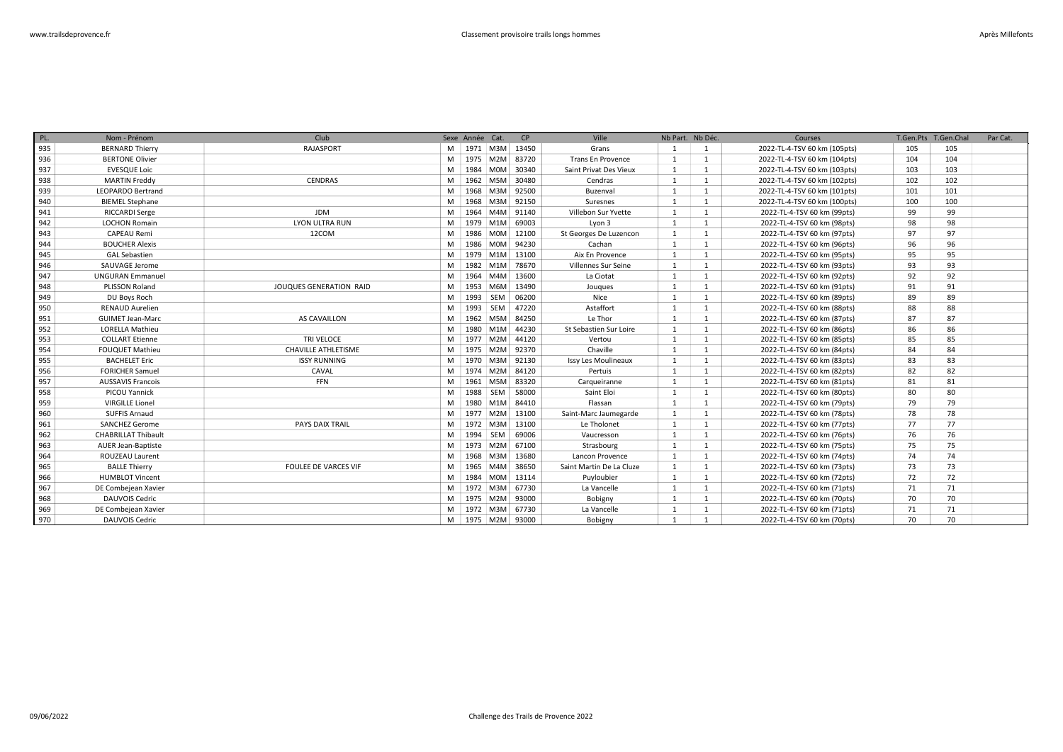| Pl. | Nom - Prénom | Club | Sexe | Année | Cat. | CP | Ville | Nb Part. | Nb Déc. | Courses | T.Gen.Pts | T.Gen.Chal | Par Cat. |
|---|---|---|---|---|---|---|---|---|---|---|---|---|---|
| 935 | BERNARD Thierry | RAJASPORT | M | 1971 | M3M | 13450 | Grans | 1 | 1 | 2022-TL-4-TSV 60 km (105pts) | 105 | 105 | |
| 936 | BERTONE Olivier | | M | 1975 | M2M | 83720 | Trans En Provence | 1 | 1 | 2022-TL-4-TSV 60 km (104pts) | 104 | 104 | |
| 937 | EVESQUE Loic | | M | 1984 | M0M | 30340 | Saint Privat Des Vieux | 1 | 1 | 2022-TL-4-TSV 60 km (103pts) | 103 | 103 | |
| 938 | MARTIN Freddy | CENDRAS | M | 1962 | M5M | 30480 | Cendras | 1 | 1 | 2022-TL-4-TSV 60 km (102pts) | 102 | 102 | |
| 939 | LEOPARDO Bertrand | | M | 1968 | M3M | 92500 | Buzenval | 1 | 1 | 2022-TL-4-TSV 60 km (101pts) | 101 | 101 | |
| 940 | BIEMEL Stephane | | M | 1968 | M3M | 92150 | Suresnes | 1 | 1 | 2022-TL-4-TSV 60 km (100pts) | 100 | 100 | |
| 941 | RICCARDI Serge | JDM | M | 1964 | M4M | 91140 | Villebon Sur Yvette | 1 | 1 | 2022-TL-4-TSV 60 km (99pts) | 99 | 99 | |
| 942 | LOCHON Romain | LYON ULTRA RUN | M | 1979 | M1M | 69003 | Lyon 3 | 1 | 1 | 2022-TL-4-TSV 60 km (98pts) | 98 | 98 | |
| 943 | CAPEAU Remi | 12COM | M | 1986 | M0M | 12100 | St Georges De Luzencon | 1 | 1 | 2022-TL-4-TSV 60 km (97pts) | 97 | 97 | |
| 944 | BOUCHER Alexis | | M | 1986 | M0M | 94230 | Cachan | 1 | 1 | 2022-TL-4-TSV 60 km (96pts) | 96 | 96 | |
| 945 | GAL Sebastien | | M | 1979 | M1M | 13100 | Aix En Provence | 1 | 1 | 2022-TL-4-TSV 60 km (95pts) | 95 | 95 | |
| 946 | SAUVAGE Jerome | | M | 1982 | M1M | 78670 | Villennes Sur Seine | 1 | 1 | 2022-TL-4-TSV 60 km (93pts) | 93 | 93 | |
| 947 | UNGURAN Emmanuel | | M | 1964 | M4M | 13600 | La Ciotat | 1 | 1 | 2022-TL-4-TSV 60 km (92pts) | 92 | 92 | |
| 948 | PLISSON Roland | JOUQUES GENERATION RAID | M | 1953 | M6M | 13490 | Jouques | 1 | 1 | 2022-TL-4-TSV 60 km (91pts) | 91 | 91 | |
| 949 | DU Boys Roch | | M | 1993 | SEM | 06200 | Nice | 1 | 1 | 2022-TL-4-TSV 60 km (89pts) | 89 | 89 | |
| 950 | RENAUD Aurelien | | M | 1993 | SEM | 47220 | Astaffort | 1 | 1 | 2022-TL-4-TSV 60 km (88pts) | 88 | 88 | |
| 951 | GUIMET Jean-Marc | AS CAVAILLON | M | 1962 | M5M | 84250 | Le Thor | 1 | 1 | 2022-TL-4-TSV 60 km (87pts) | 87 | 87 | |
| 952 | LORELLA Mathieu | | M | 1980 | M1M | 44230 | St Sebastien Sur Loire | 1 | 1 | 2022-TL-4-TSV 60 km (86pts) | 86 | 86 | |
| 953 | COLLART Etienne | TRI VELOCE | M | 1977 | M2M | 44120 | Vertou | 1 | 1 | 2022-TL-4-TSV 60 km (85pts) | 85 | 85 | |
| 954 | FOUQUET Mathieu | CHAVILLE ATHLETISME | M | 1975 | M2M | 92370 | Chaville | 1 | 1 | 2022-TL-4-TSV 60 km (84pts) | 84 | 84 | |
| 955 | BACHELET Eric | ISSY RUNNING | M | 1970 | M3M | 92130 | Issy Les Moulineaux | 1 | 1 | 2022-TL-4-TSV 60 km (83pts) | 83 | 83 | |
| 956 | FORICHER Samuel | CAVAL | M | 1974 | M2M | 84120 | Pertuis | 1 | 1 | 2022-TL-4-TSV 60 km (82pts) | 82 | 82 | |
| 957 | AUSSAVIS Francois | FFN | M | 1961 | M5M | 83320 | Carqueiranne | 1 | 1 | 2022-TL-4-TSV 60 km (81pts) | 81 | 81 | |
| 958 | PICOU Yannick | | M | 1988 | SEM | 58000 | Saint Eloi | 1 | 1 | 2022-TL-4-TSV 60 km (80pts) | 80 | 80 | |
| 959 | VIRGILLE Lionel | | M | 1980 | M1M | 84410 | Flassan | 1 | 1 | 2022-TL-4-TSV 60 km (79pts) | 79 | 79 | |
| 960 | SUFFIS Arnaud | | M | 1977 | M2M | 13100 | Saint-Marc Jaumegarde | 1 | 1 | 2022-TL-4-TSV 60 km (78pts) | 78 | 78 | |
| 961 | SANCHEZ Gerome | PAYS DAIX TRAIL | M | 1972 | M3M | 13100 | Le Tholonet | 1 | 1 | 2022-TL-4-TSV 60 km (77pts) | 77 | 77 | |
| 962 | CHABRILLAT Thibault | | M | 1994 | SEM | 69006 | Vaucresson | 1 | 1 | 2022-TL-4-TSV 60 km (76pts) | 76 | 76 | |
| 963 | AUER Jean-Baptiste | | M | 1973 | M2M | 67100 | Strasbourg | 1 | 1 | 2022-TL-4-TSV 60 km (75pts) | 75 | 75 | |
| 964 | ROUZEAU Laurent | | M | 1968 | M3M | 13680 | Lancon Provence | 1 | 1 | 2022-TL-4-TSV 60 km (74pts) | 74 | 74 | |
| 965 | BALLE Thierry | FOULEE DE VARCES VIF | M | 1965 | M4M | 38650 | Saint Martin De La Cluze | 1 | 1 | 2022-TL-4-TSV 60 km (73pts) | 73 | 73 | |
| 966 | HUMBLOT Vincent | | M | 1984 | M0M | 13114 | Puyloubier | 1 | 1 | 2022-TL-4-TSV 60 km (72pts) | 72 | 72 | |
| 967 | DE Combejean Xavier | | M | 1972 | M3M | 67730 | La Vancelle | 1 | 1 | 2022-TL-4-TSV 60 km (71pts) | 71 | 71 | |
| 968 | DAUVOIS Cedric | | M | 1975 | M2M | 93000 | Bobigny | 1 | 1 | 2022-TL-4-TSV 60 km (70pts) | 70 | 70 | |
| 969 | DE Combejean Xavier | | M | 1972 | M3M | 67730 | La Vancelle | 1 | 1 | 2022-TL-4-TSV 60 km (71pts) | 71 | 71 | |
| 970 | DAUVOIS Cedric | | M | 1975 | M2M | 93000 | Bobigny | 1 | 1 | 2022-TL-4-TSV 60 km (70pts) | 70 | 70 | |